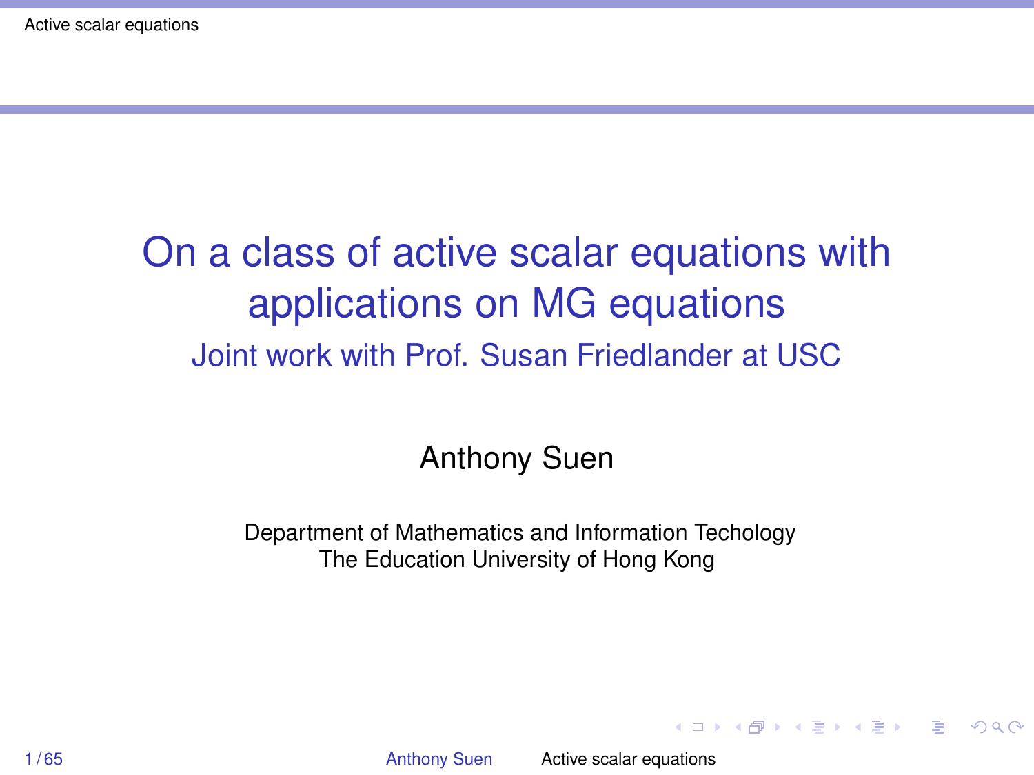# On a class of active scalar equations with applications on MG equations

## Joint work with Prof. Susan Friedlander at USC

Anthony Suen

Department of Mathematics and Information Techology
The Education University of Hong Kong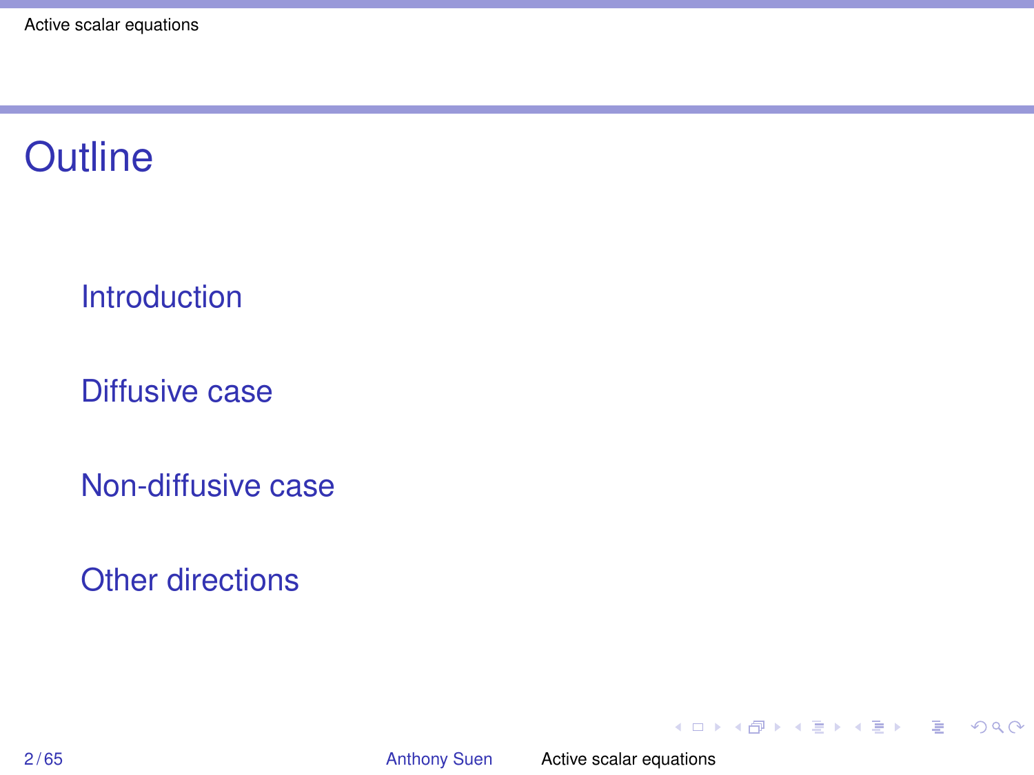# Outline

- Introduction
- Diffusive case
- Non-diffusive case
- Other directions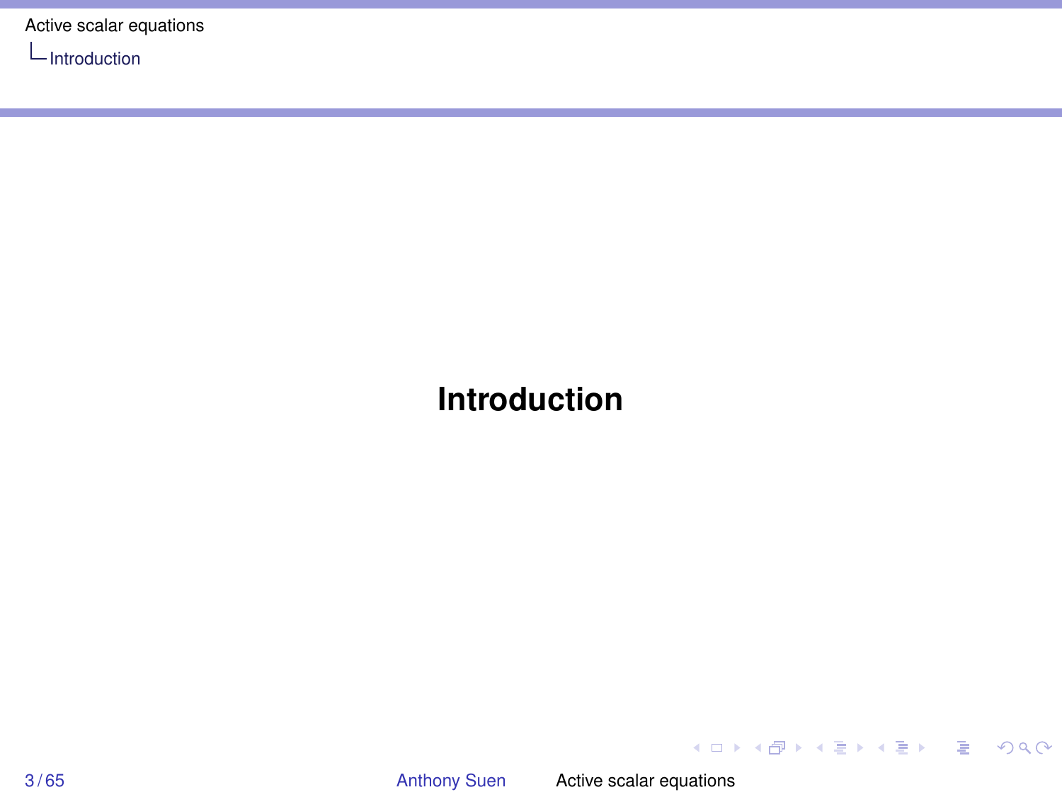# Introduction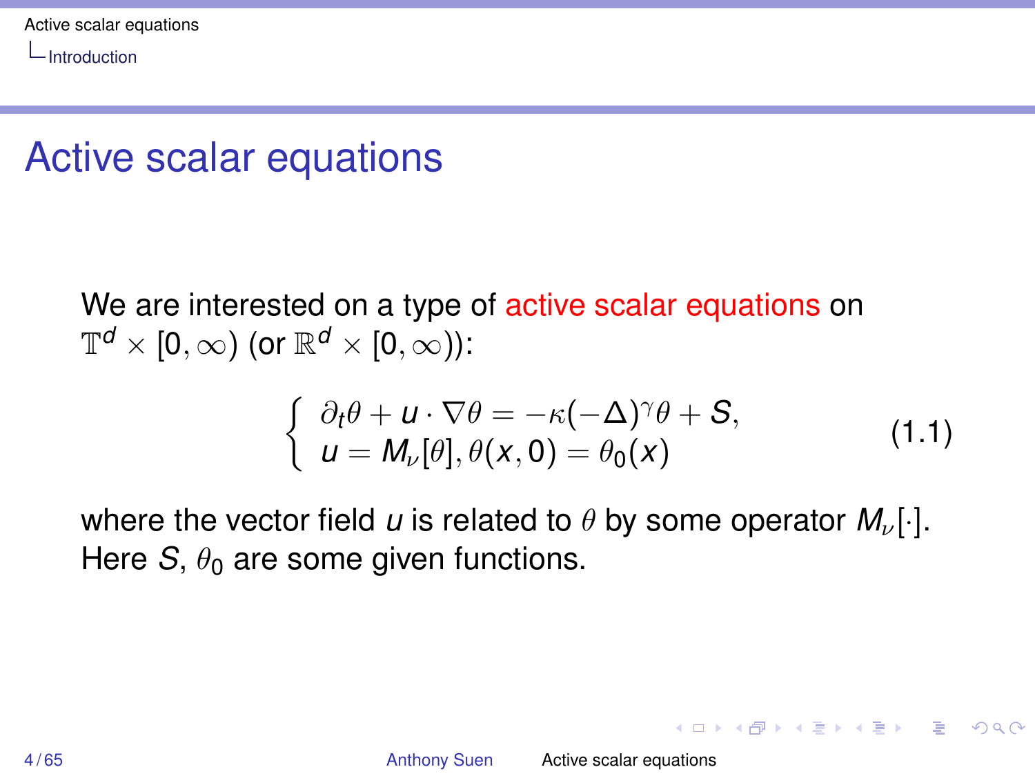# Active scalar equations

We are interested on a type of active scalar equations on $\mathbb{T}^d \times [0, \infty)$ (or $\mathbb{R}^d \times [0, \infty)$):

$$
\begin{cases} \partial_t \theta + u \cdot \nabla \theta = -\kappa(-\Delta)^\gamma \theta + S, \\ u = M_\nu[\theta], \theta(x, 0) = \theta_0(x) \end{cases} \tag{1.1}
$$

where the vector field $u$ is related to $\theta$ by some operator $M_\nu[\cdot]$. Here $S$, $\theta_0$ are some given functions.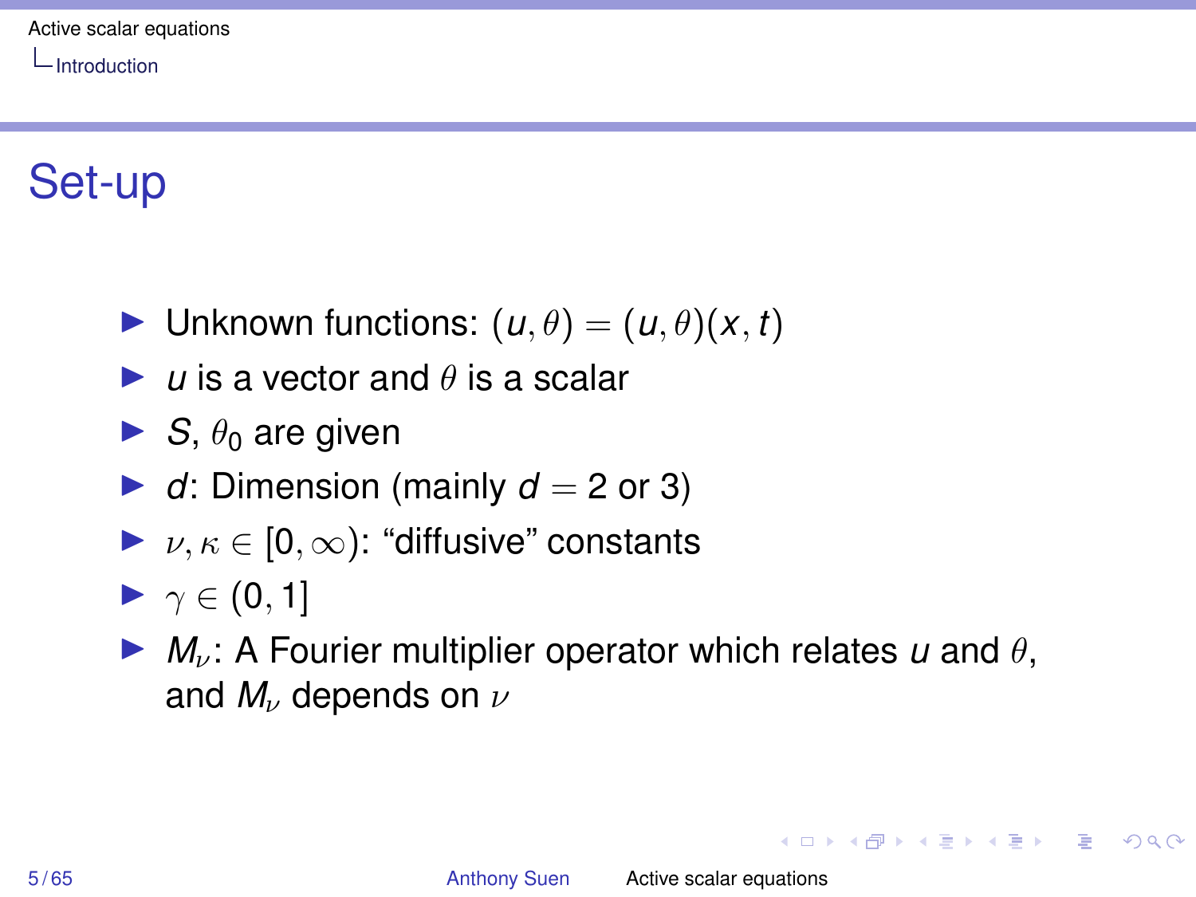# Set-up

- Unknown functions: $(u, \theta) = (u, \theta)(x, t)$
- $u$ is a vector and $\theta$ is a scalar
- $S$, $\theta_0$ are given
- $d$: Dimension (mainly $d = 2$ or 3)
- $\nu, \kappa \in [0, \infty)$: "diffusive" constants
- $\gamma \in (0, 1]$
- $M_\nu$: A Fourier multiplier operator which relates $u$ and $\theta$, and $M_\nu$ depends on $\nu$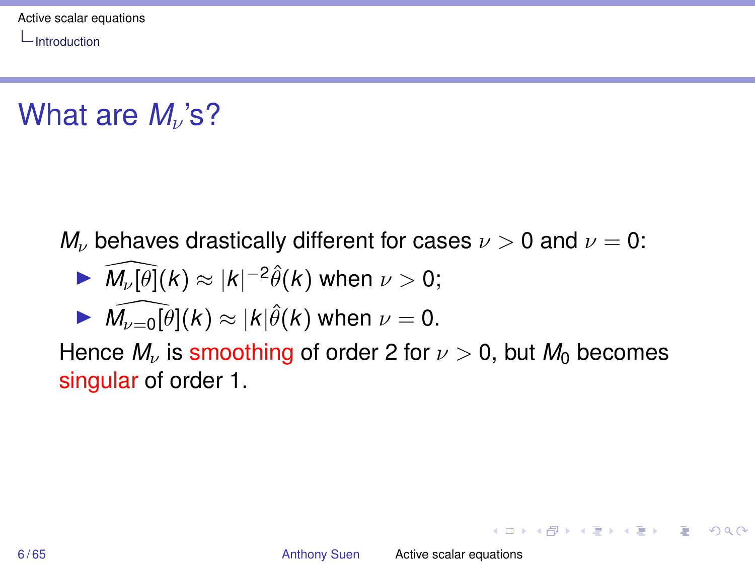# What are $M_\nu$'s?

$M_\nu$ behaves drastically different for cases $\nu > 0$ and $\nu = 0$:

- $\widehat{M_\nu[\theta]}(k) \approx |k|^{-2}\hat{\theta}(k)$ when $\nu > 0$;
- $\widehat{M_{\nu=0}[\theta]}(k) \approx |k|\hat{\theta}(k)$ when $\nu = 0$.

Hence $M_\nu$ is smoothing of order 2 for $\nu > 0$, but $M_0$ becomes singular of order 1.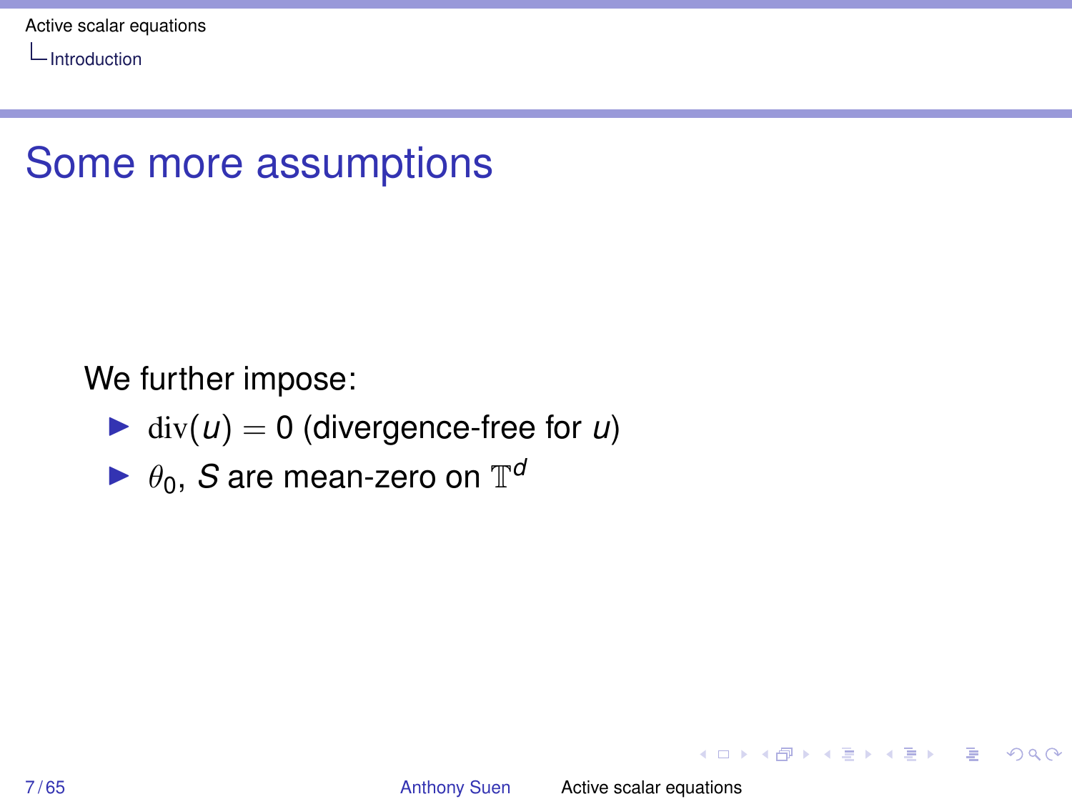# Some more assumptions

We further impose:

- $\operatorname{div}(u) = 0$ (divergence-free for $u$)
- $\theta_0$, $S$ are mean-zero on $\mathbb{T}^d$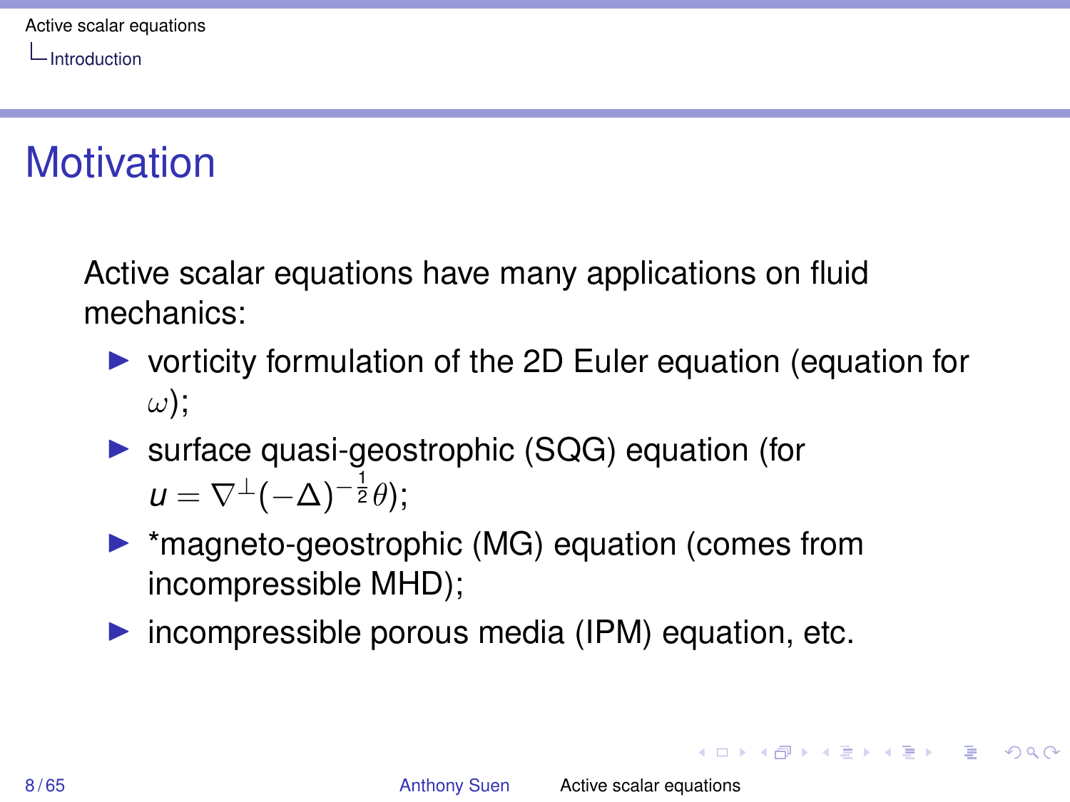# Motivation

Active scalar equations have many applications on fluid mechanics:

- vorticity formulation of the 2D Euler equation (equation for $\omega$);
- surface quasi-geostrophic (SQG) equation (for $u = \nabla^{\perp}(-\Delta)^{-\frac{1}{2}}\theta$);
- *magneto-geostrophic (MG) equation (comes from incompressible MHD);
- incompressible porous media (IPM) equation, etc.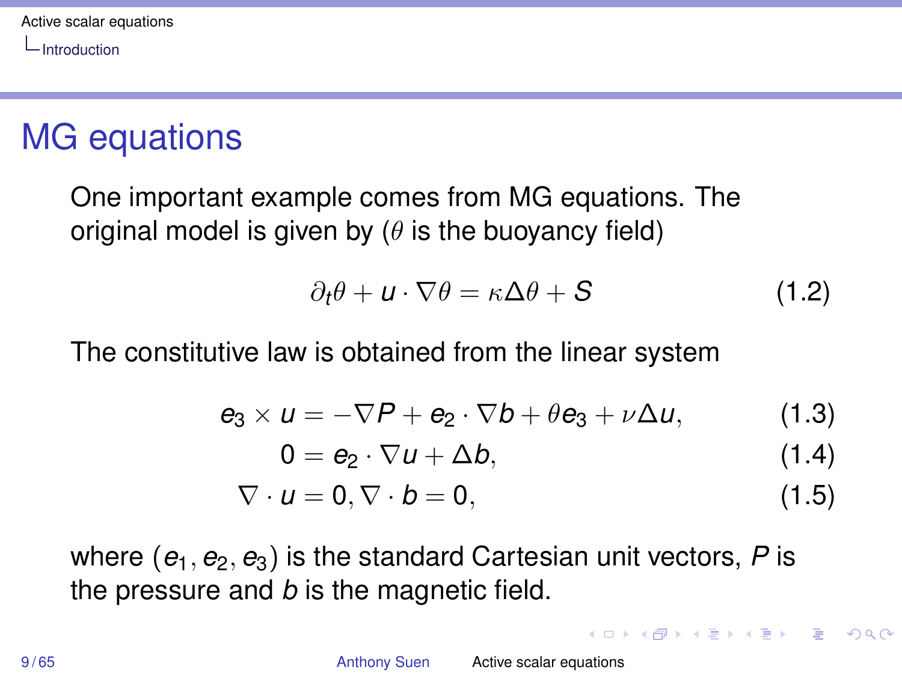# MG equations

One important example comes from MG equations. The original model is given by ($\theta$ is the buoyancy field)

$$\partial_t \theta + u \cdot \nabla \theta = \kappa \Delta \theta + S \tag{1.2}$$

The constitutive law is obtained from the linear system

$$e_3 \times u = -\nabla P + e_2 \cdot \nabla b + \theta e_3 + \nu \Delta u, \tag{1.3}$$

$$0 = e_2 \cdot \nabla u + \Delta b, \tag{1.4}$$

$$\nabla \cdot u = 0, \nabla \cdot b = 0, \tag{1.5}$$

where $(e_1, e_2, e_3)$ is the standard Cartesian unit vectors, $P$ is the pressure and $b$ is the magnetic field.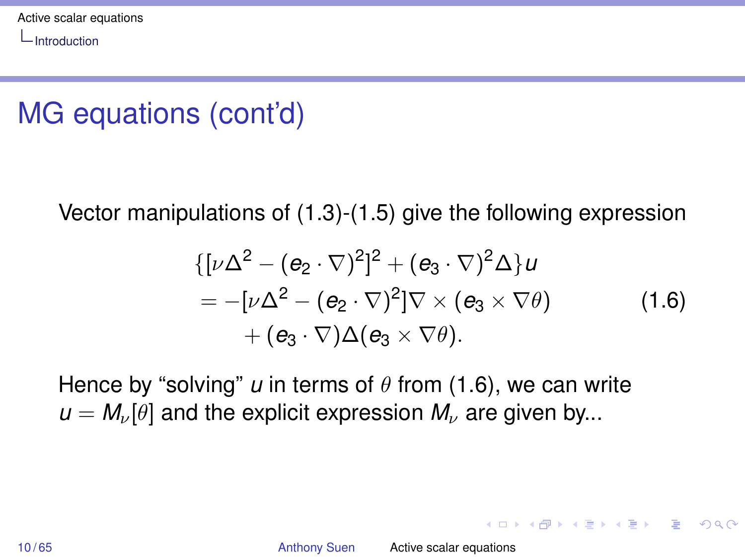# MG equations (cont'd)

Vector manipulations of (1.3)-(1.5) give the following expression

$$
\begin{aligned}
&\{[\nu\Delta^2 - (e_2 \cdot \nabla)^2]^2 + (e_3 \cdot \nabla)^2\Delta\}u \\
&= -[\nu\Delta^2 - (e_2 \cdot \nabla)^2]\nabla \times (e_3 \times \nabla\theta) \\
&\quad + (e_3 \cdot \nabla)\Delta(e_3 \times \nabla\theta).
\end{aligned} \tag{1.6}
$$

Hence by "solving" $u$ in terms of $\theta$ from (1.6), we can write $u = M_\nu[\theta]$ and the explicit expression $M_\nu$ are given by...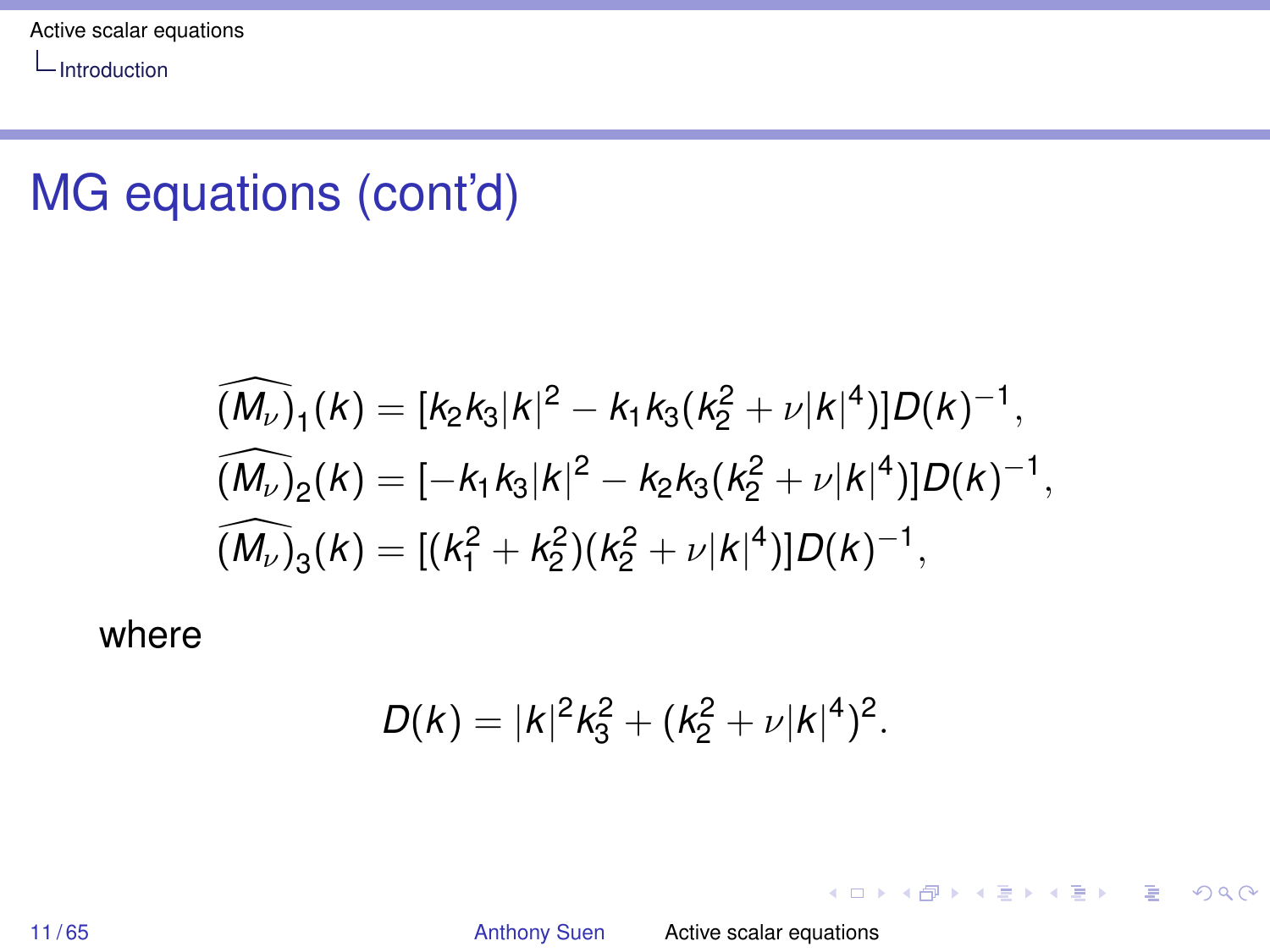# MG equations (cont'd)

$$\widehat{(M_\nu)}_1(k) = [k_2 k_3 |k|^2 - k_1 k_3 (k_2^2 + \nu |k|^4)] D(k)^{-1},$$
$$\widehat{(M_\nu)}_2(k) = [-k_1 k_3 |k|^2 - k_2 k_3 (k_2^2 + \nu |k|^4)] D(k)^{-1},$$
$$\widehat{(M_\nu)}_3(k) = [(k_1^2 + k_2^2)(k_2^2 + \nu |k|^4)] D(k)^{-1},$$

where

$$D(k) = |k|^2 k_3^2 + (k_2^2 + \nu |k|^4)^2.$$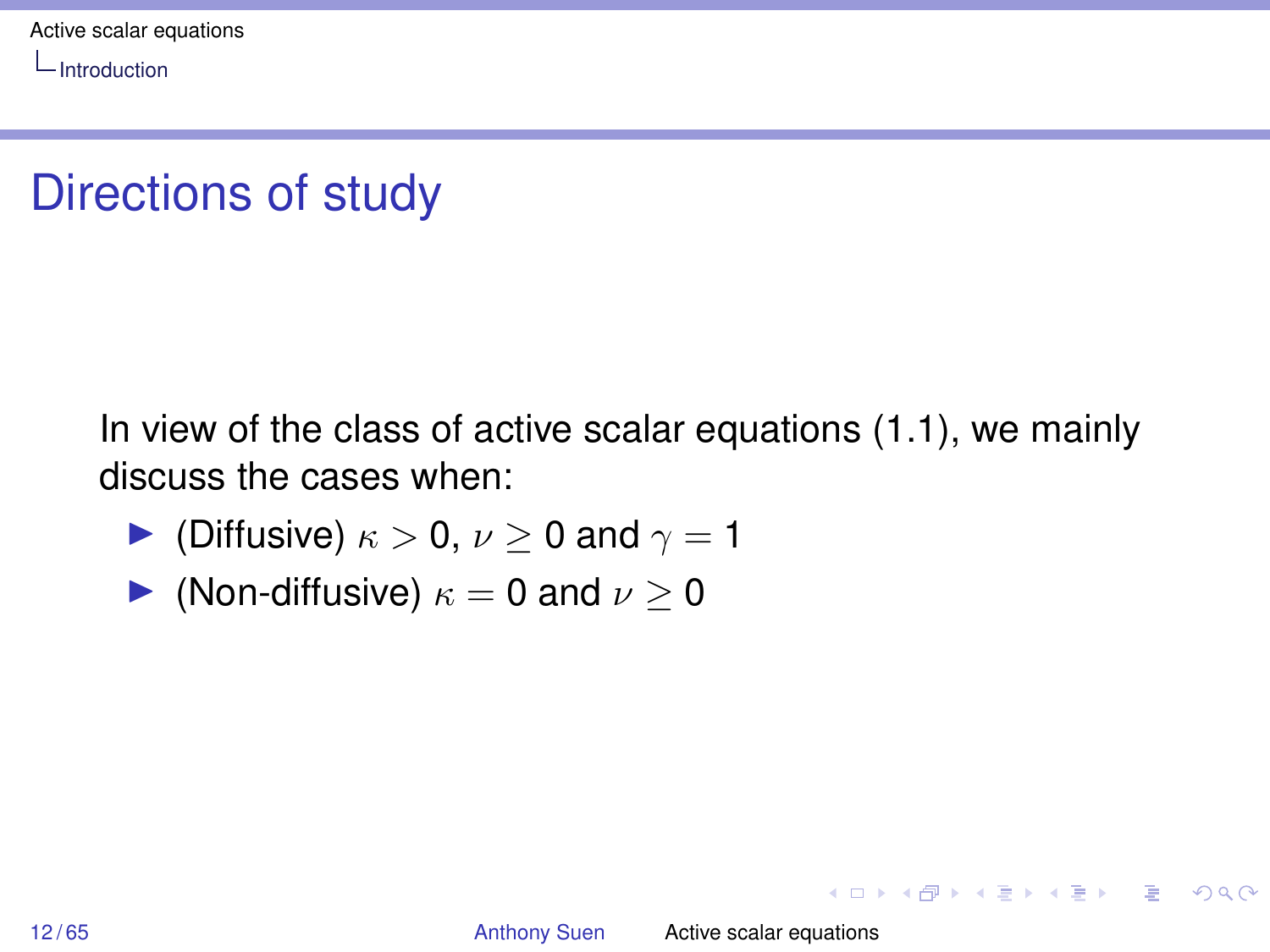# Directions of study

In view of the class of active scalar equations (1.1), we mainly discuss the cases when:

- (Diffusive) $\kappa > 0$, $\nu \geq 0$ and $\gamma = 1$
- (Non-diffusive) $\kappa = 0$ and $\nu \geq 0$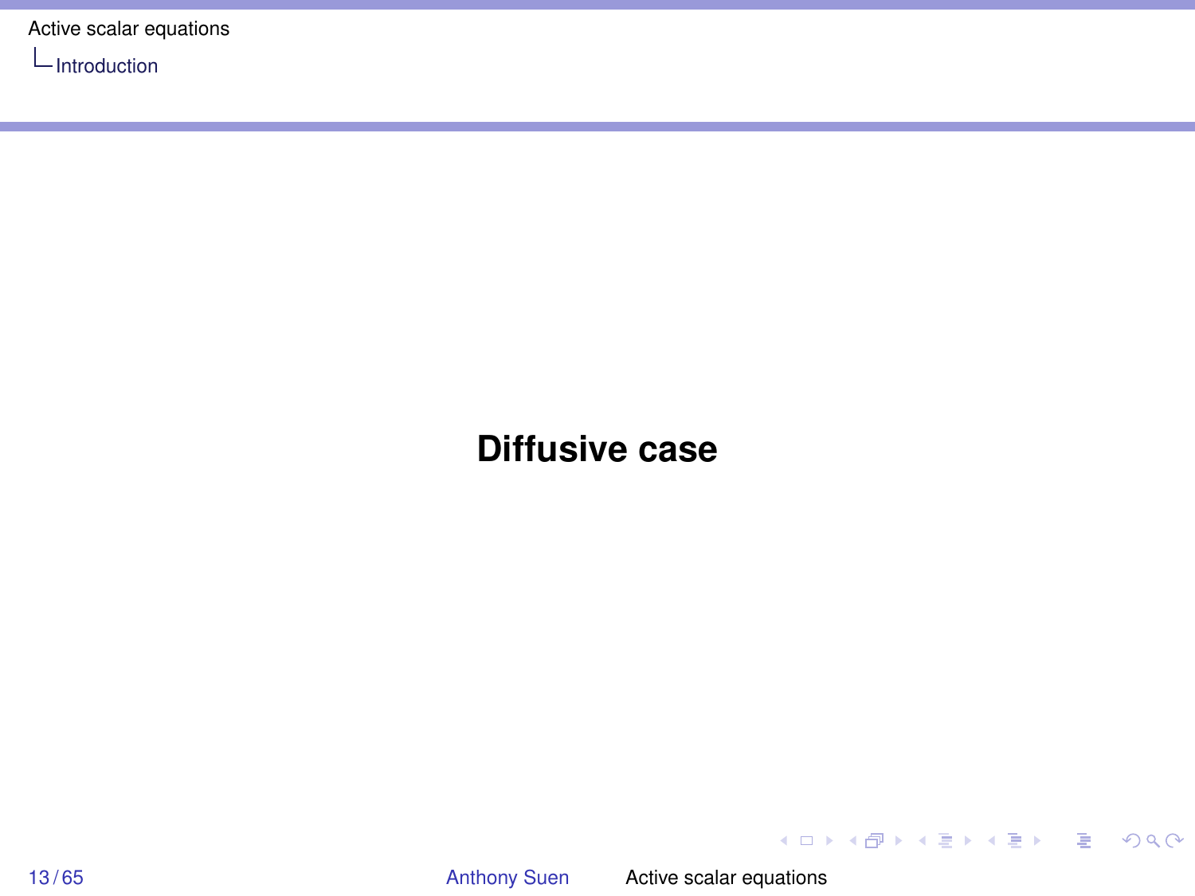# Diffusive case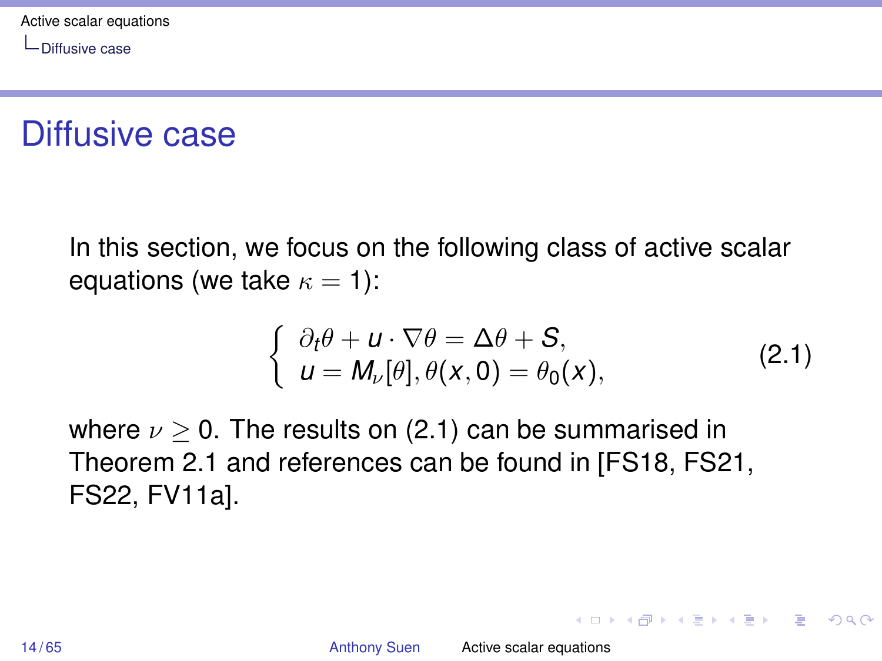# Diffusive case

In this section, we focus on the following class of active scalar equations (we take $\kappa = 1$):

$$
\begin{cases} \partial_t \theta + u \cdot \nabla \theta = \Delta \theta + S, \\ u = M_\nu[\theta], \theta(x, 0) = \theta_0(x), \end{cases} \tag{2.1}
$$

where $\nu \geq 0$. The results on (2.1) can be summarised in Theorem 2.1 and references can be found in [FS18, FS21, FS22, FV11a].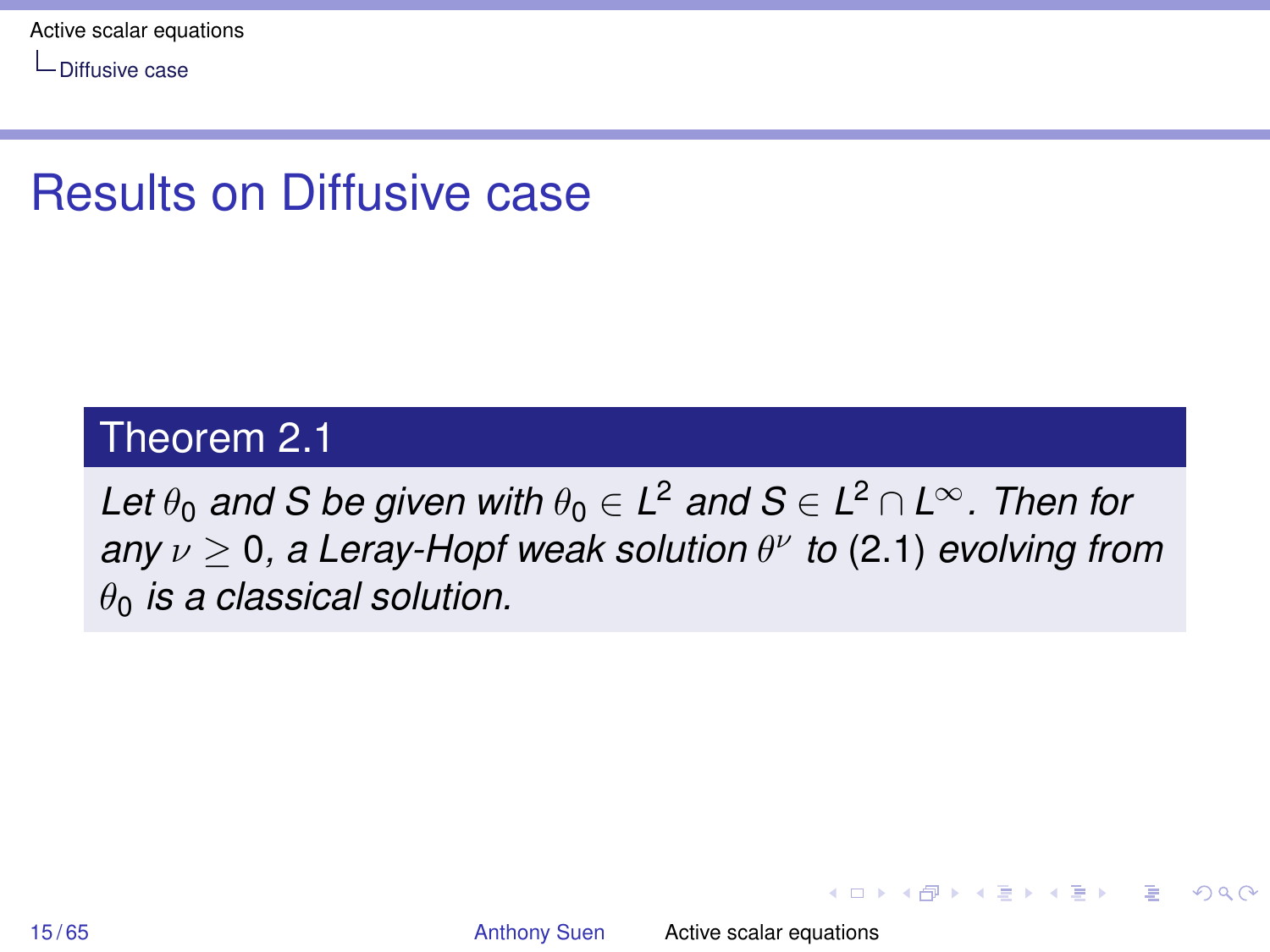# Results on Diffusive case

**Theorem 2.1**

*Let $\theta_0$ and $S$ be given with $\theta_0 \in L^2$ and $S \in L^2 \cap L^\infty$. Then for any $\nu \geq 0$, a Leray-Hopf weak solution $\theta^\nu$ to (2.1) evolving from $\theta_0$ is a classical solution.*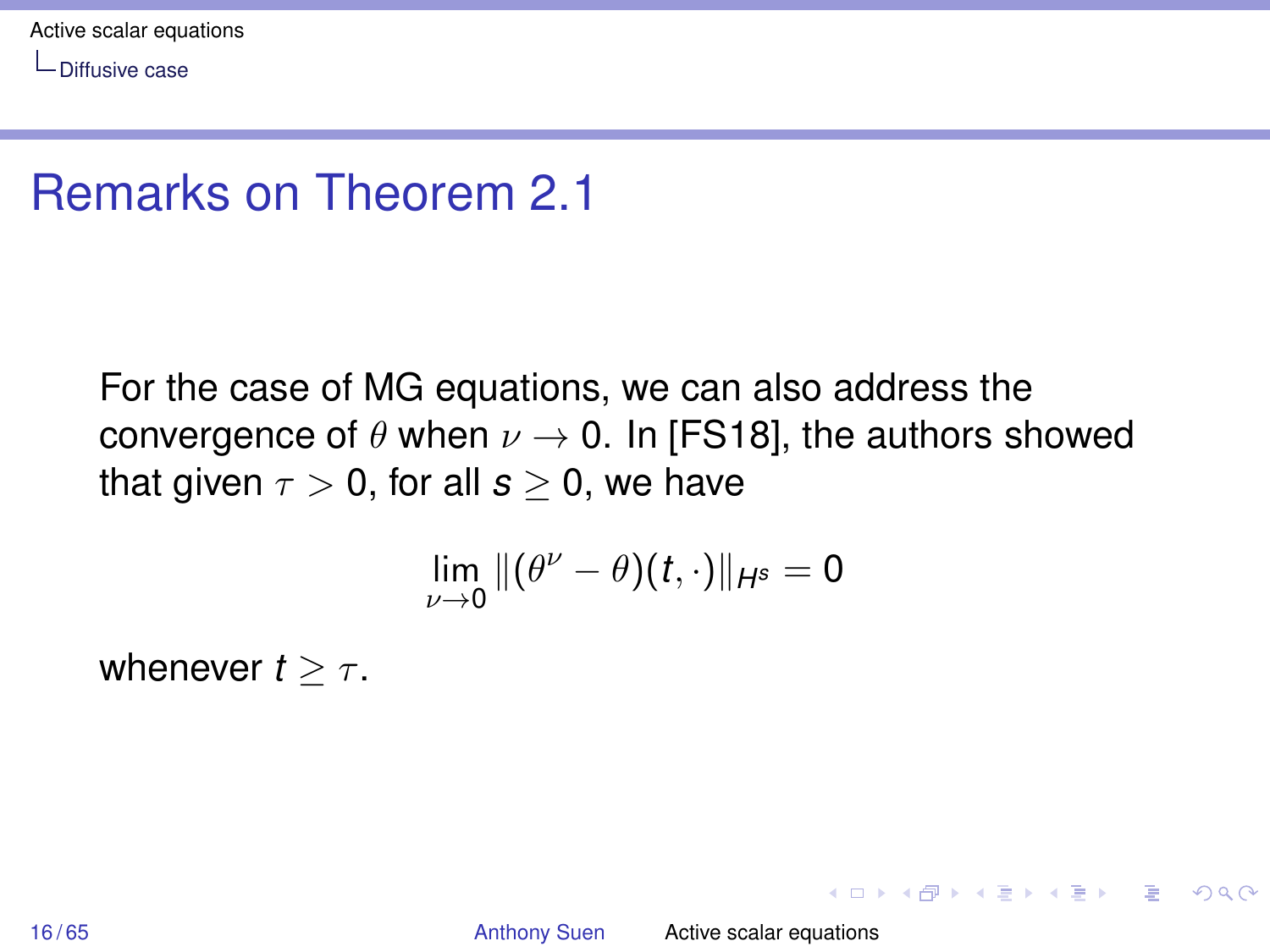# Remarks on Theorem 2.1

For the case of MG equations, we can also address the convergence of $\theta$ when $\nu \to 0$. In [FS18], the authors showed that given $\tau > 0$, for all $s \geq 0$, we have

$$\lim_{\nu \to 0} \|(\theta^\nu - \theta)(t, \cdot)\|_{H^s} = 0$$

whenever $t \geq \tau$.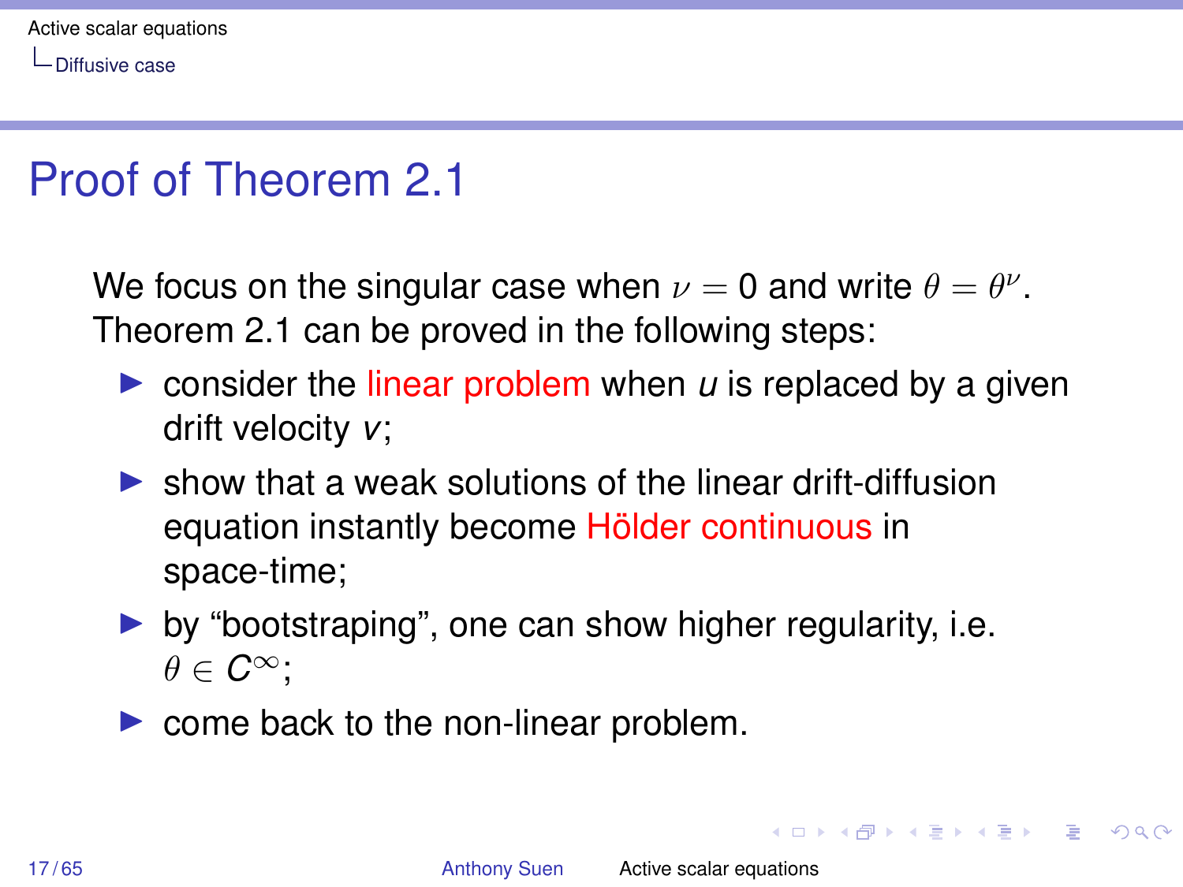# Proof of Theorem 2.1

We focus on the singular case when $\nu = 0$ and write $\theta = \theta^\nu$. Theorem 2.1 can be proved in the following steps:

- consider the linear problem when $u$ is replaced by a given drift velocity $v$;
- show that a weak solutions of the linear drift-diffusion equation instantly become Hölder continuous in space-time;
- by "bootstraping", one can show higher regularity, i.e. $\theta \in C^\infty$;
- come back to the non-linear problem.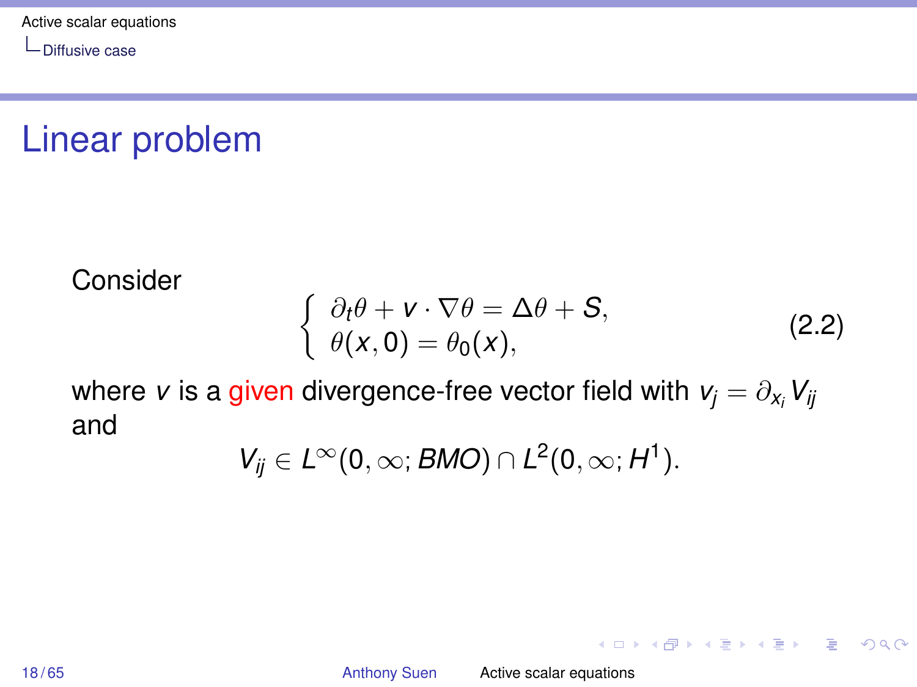# Linear problem

Consider

$$
\begin{cases} \partial_t \theta + v \cdot \nabla \theta = \Delta \theta + S, \\ \theta(x, 0) = \theta_0(x), \end{cases} \tag{2.2}
$$

where $v$ is a given divergence-free vector field with $v_j = \partial_{x_i} V_{ij}$ and

$$
V_{ij} \in L^\infty(0, \infty; BMO) \cap L^2(0, \infty; H^1).
$$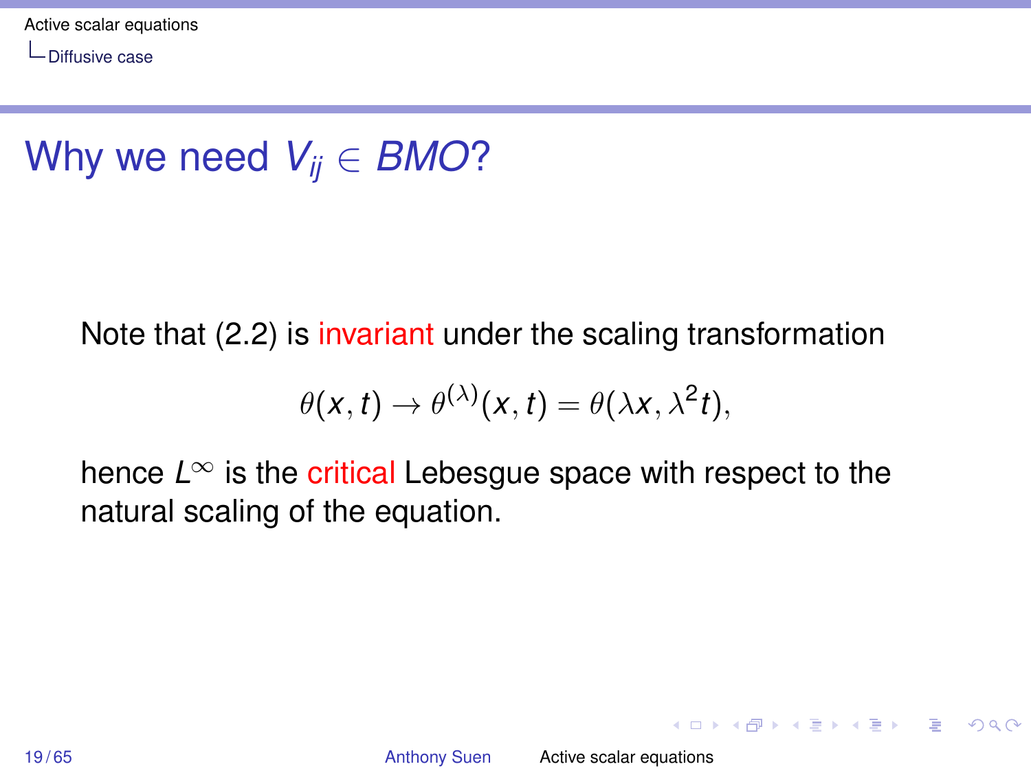# Why we need $V_{ij} \in BMO$?

Note that (2.2) is invariant under the scaling transformation

$$\theta(x,t) \to \theta^{(\lambda)}(x,t) = \theta(\lambda x, \lambda^2 t),$$

hence $L^\infty$ is the critical Lebesgue space with respect to the natural scaling of the equation.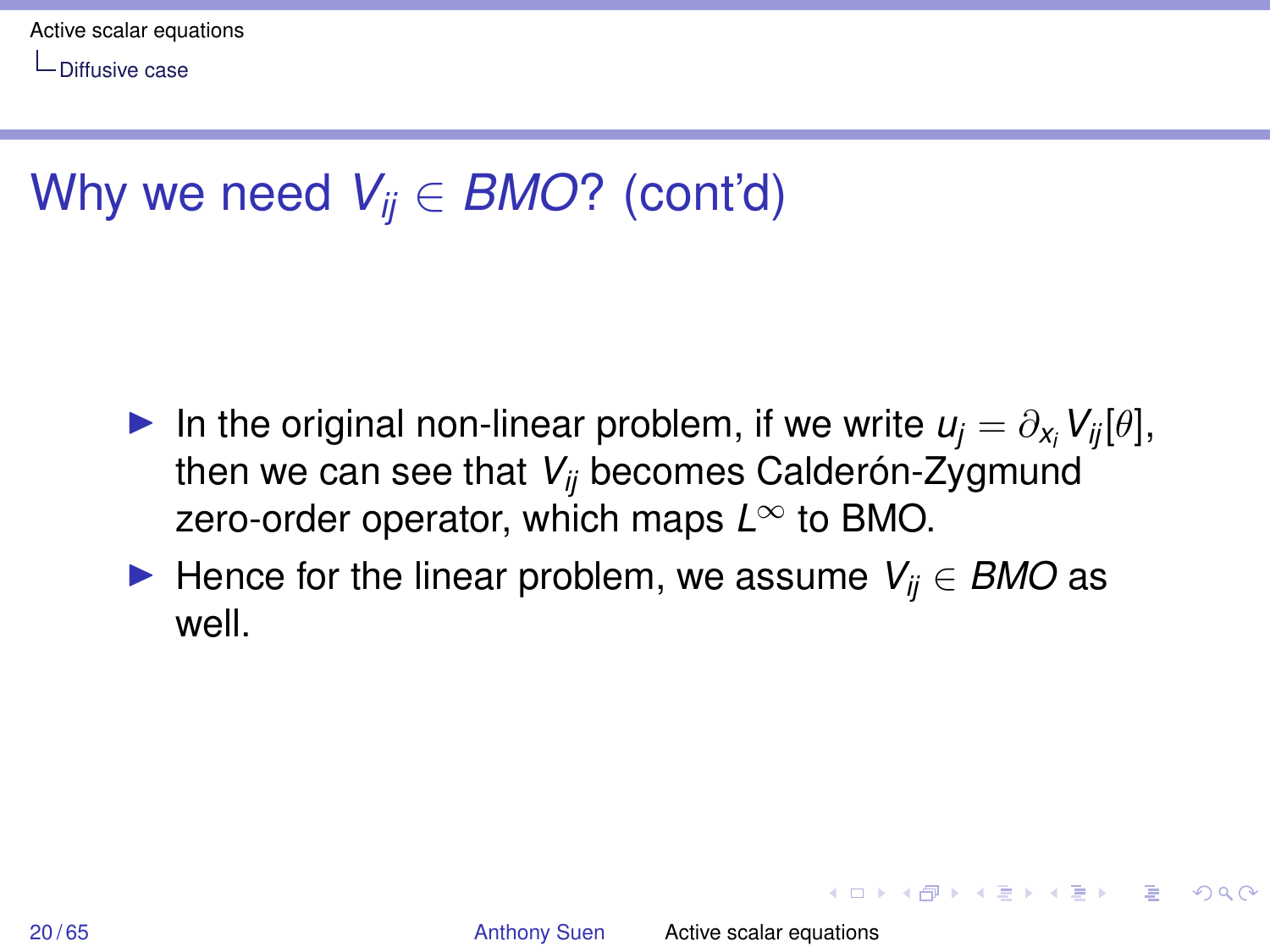# Why we need $V_{ij} \in BMO$? (cont'd)

- In the original non-linear problem, if we write $u_j = \partial_{x_i} V_{ij}[\theta]$, then we can see that $V_{ij}$ becomes Calderón-Zygmund zero-order operator, which maps $L^\infty$ to BMO.
- Hence for the linear problem, we assume $V_{ij} \in BMO$ as well.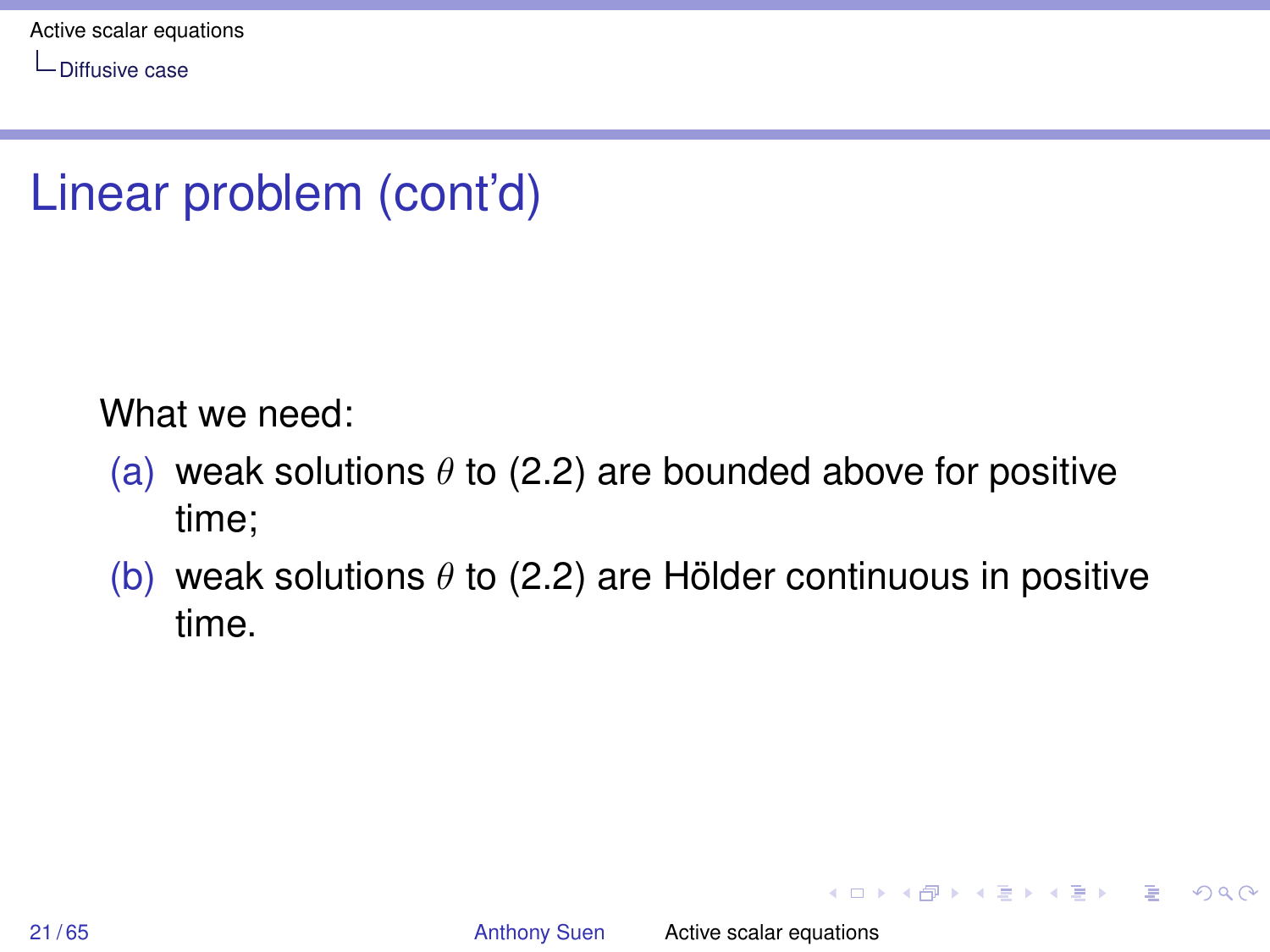# Linear problem (cont'd)

What we need:

(a) weak solutions $\theta$ to (2.2) are bounded above for positive time;

(b) weak solutions $\theta$ to (2.2) are Hölder continuous in positive time.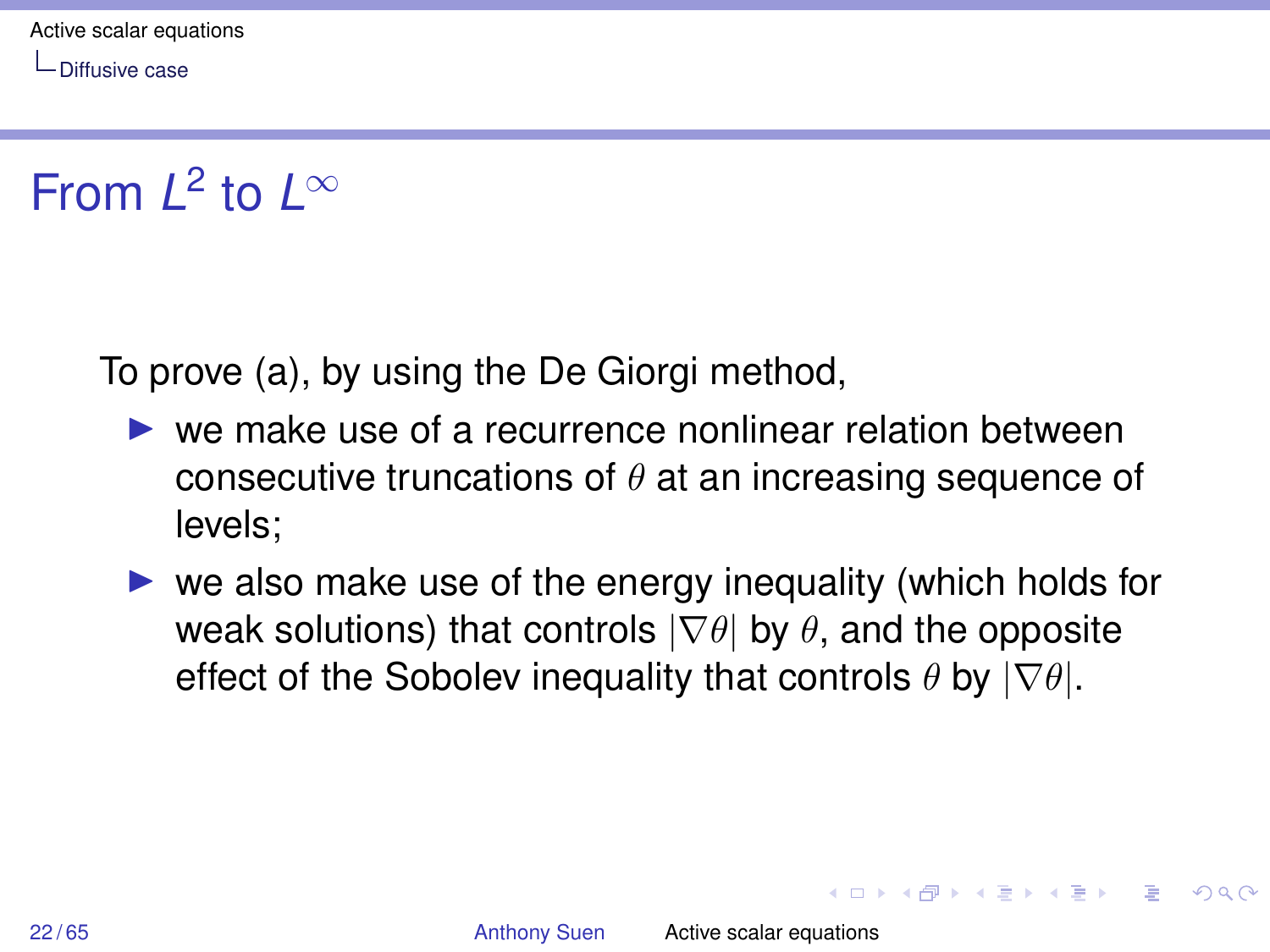# From $L^2$ to $L^\infty$

To prove (a), by using the De Giorgi method,

- we make use of a recurrence nonlinear relation between consecutive truncations of $\theta$ at an increasing sequence of levels;
- we also make use of the energy inequality (which holds for weak solutions) that controls $|\nabla\theta|$ by $\theta$, and the opposite effect of the Sobolev inequality that controls $\theta$ by $|\nabla\theta|$.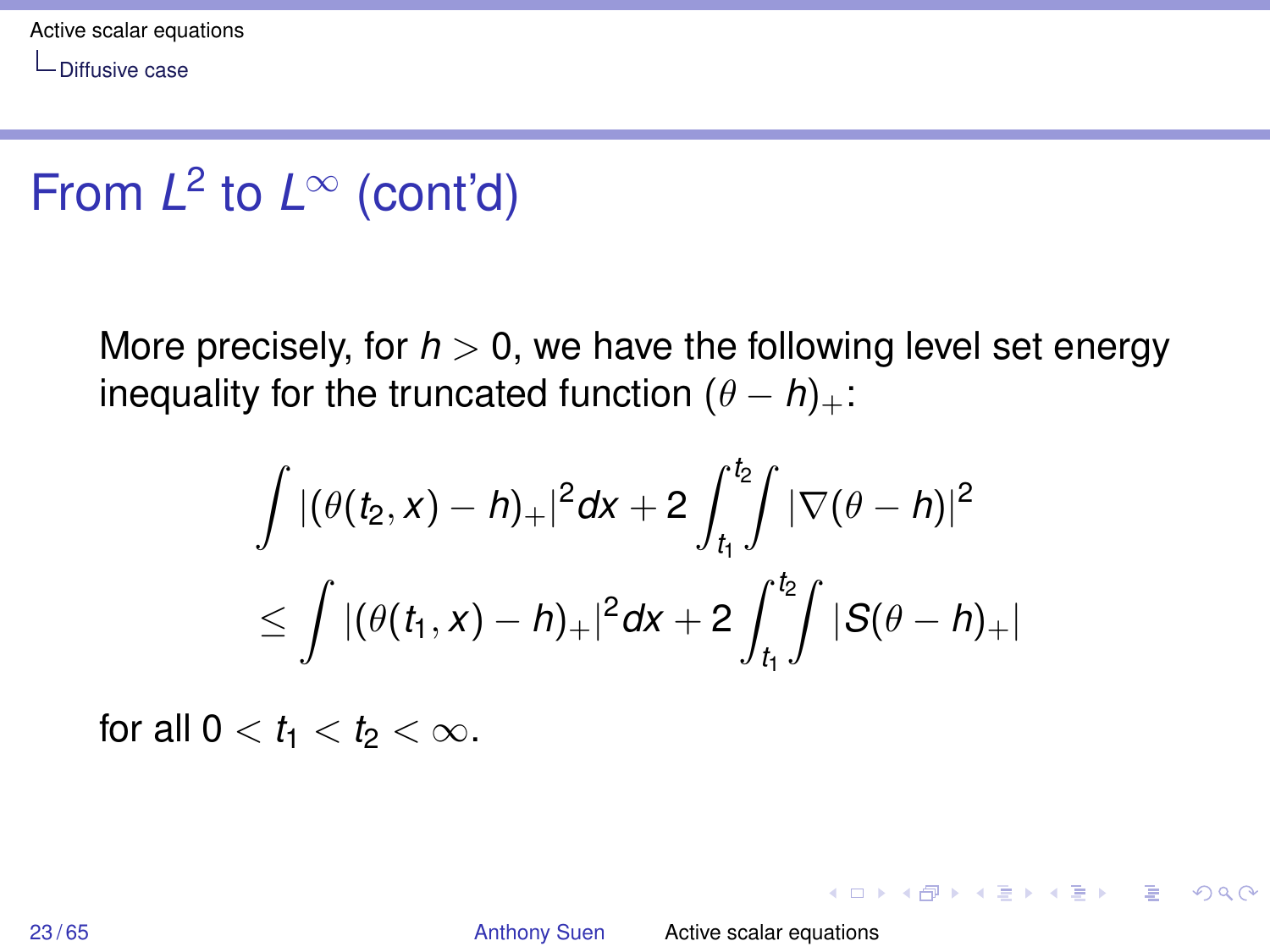# From $L^2$ to $L^\infty$ (cont'd)

More precisely, for $h > 0$, we have the following level set energy inequality for the truncated function $(\theta - h)_+$:

$$
\begin{aligned}
&\int |(\theta(t_2, x) - h)_+|^2 dx + 2\int_{t_1}^{t_2}\int |\nabla(\theta - h)|^2 \\
&\leq \int |(\theta(t_1, x) - h)_+|^2 dx + 2\int_{t_1}^{t_2}\int |S(\theta - h)_+|
\end{aligned}
$$

for all $0 < t_1 < t_2 < \infty$.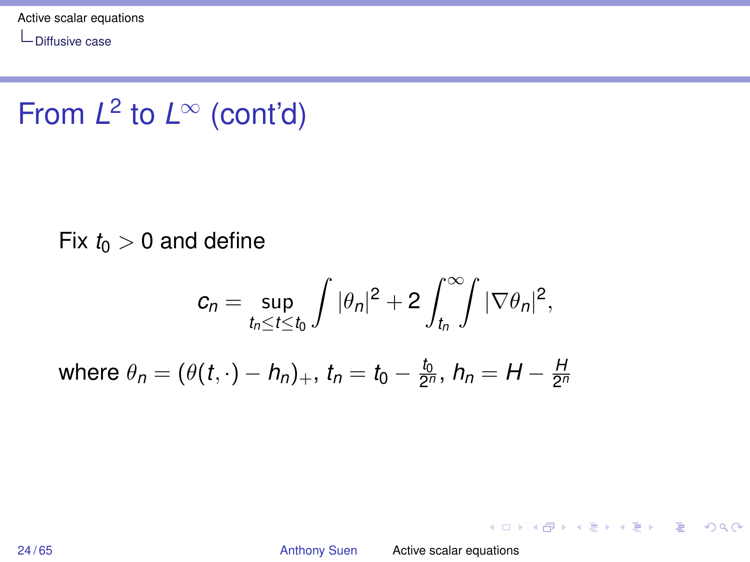# From $L^2$ to $L^\infty$ (cont'd)

Fix $t_0 > 0$ and define

$$c_n = \sup_{t_n \le t \le t_0} \int |\theta_n|^2 + 2 \int_{t_n}^{\infty} \int |\nabla \theta_n|^2,$$

where $\theta_n = (\theta(t, \cdot) - h_n)_+$, $t_n = t_0 - \frac{t_0}{2^n}$, $h_n = H - \frac{H}{2^n}$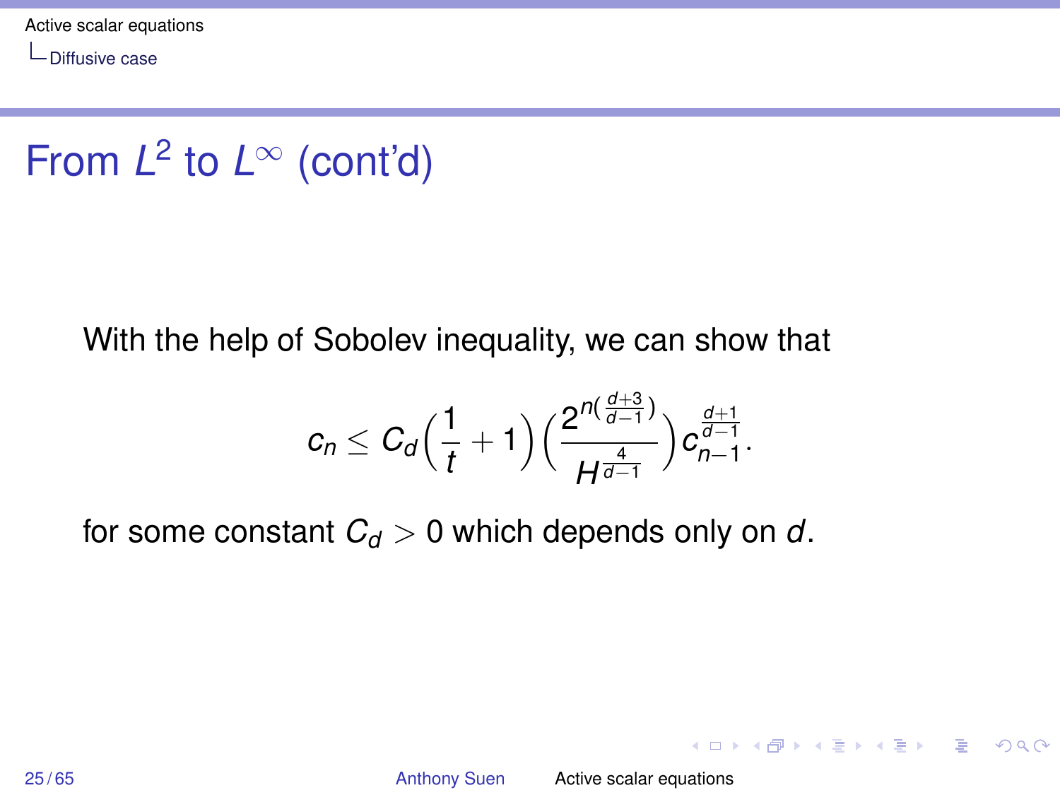# From $L^2$ to $L^\infty$ (cont'd)

With the help of Sobolev inequality, we can show that

$$c_n \leq C_d\Big(\frac{1}{t}+1\Big)\Big(\frac{2^{n(\frac{d+3}{d-1})}}{H^{\frac{4}{d-1}}}\Big)c_{n-1}^{\frac{d+1}{d-1}}.$$

for some constant $C_d > 0$ which depends only on $d$.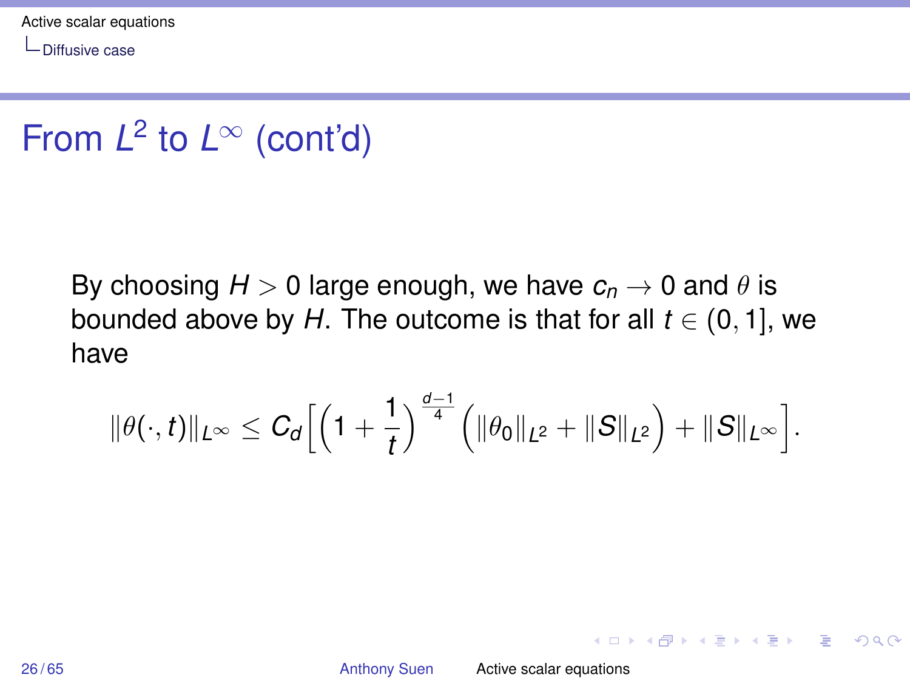# From $L^2$ to $L^\infty$ (cont'd)

By choosing $H > 0$ large enough, we have $c_n \to 0$ and $\theta$ is bounded above by $H$. The outcome is that for all $t \in (0, 1]$, we have

$$\|\theta(\cdot, t)\|_{L^\infty} \le C_d \Big[ \Big(1 + \frac{1}{t}\Big)^{\frac{d-1}{4}} \Big( \|\theta_0\|_{L^2} + \|S\|_{L^2} \Big) + \|S\|_{L^\infty} \Big].$$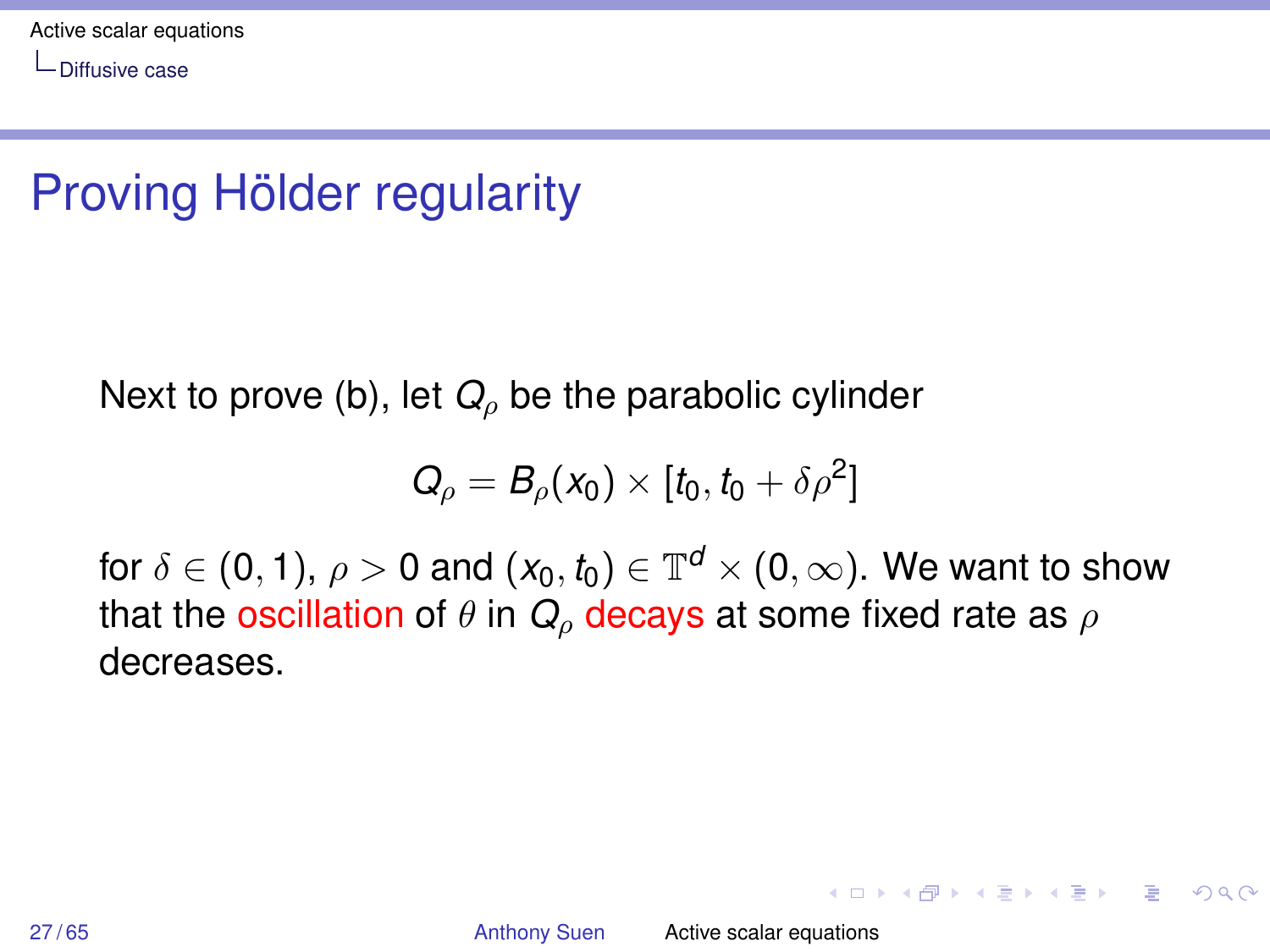# Proving Hölder regularity

Next to prove (b), let $Q_\rho$ be the parabolic cylinder

$$Q_\rho = B_\rho(x_0) \times [t_0, t_0 + \delta\rho^2]$$

for $\delta \in (0,1)$, $\rho > 0$ and $(x_0, t_0) \in \mathbb{T}^d \times (0, \infty)$. We want to show that the oscillation of $\theta$ in $Q_\rho$ decays at some fixed rate as $\rho$ decreases.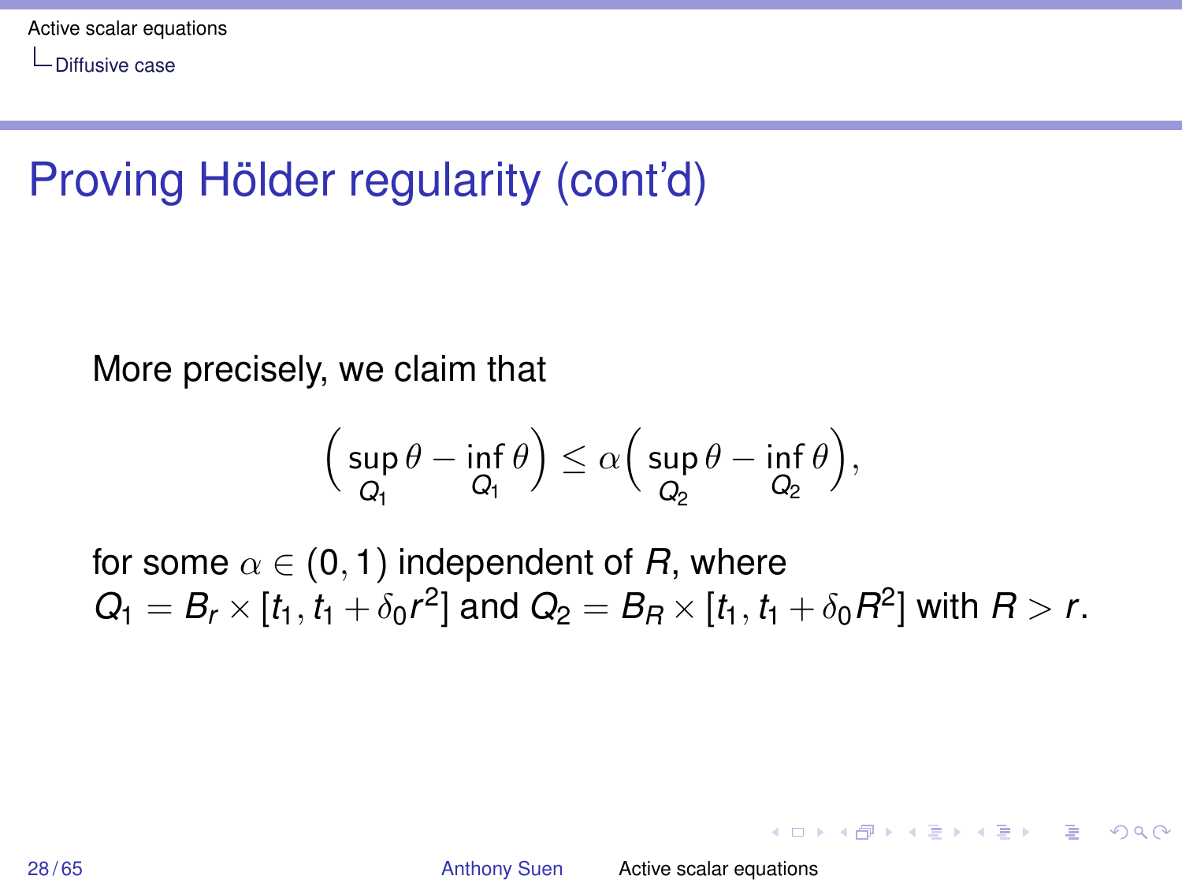# Proving Hölder regularity (cont'd)

More precisely, we claim that

$$\left(\sup_{Q_1}\theta - \inf_{Q_1}\theta\right) \leq \alpha\left(\sup_{Q_2}\theta - \inf_{Q_2}\theta\right),$$

for some $\alpha \in (0,1)$ independent of $R$, where $Q_1 = B_r \times [t_1, t_1 + \delta_0 r^2]$ and $Q_2 = B_R \times [t_1, t_1 + \delta_0 R^2]$ with $R > r$.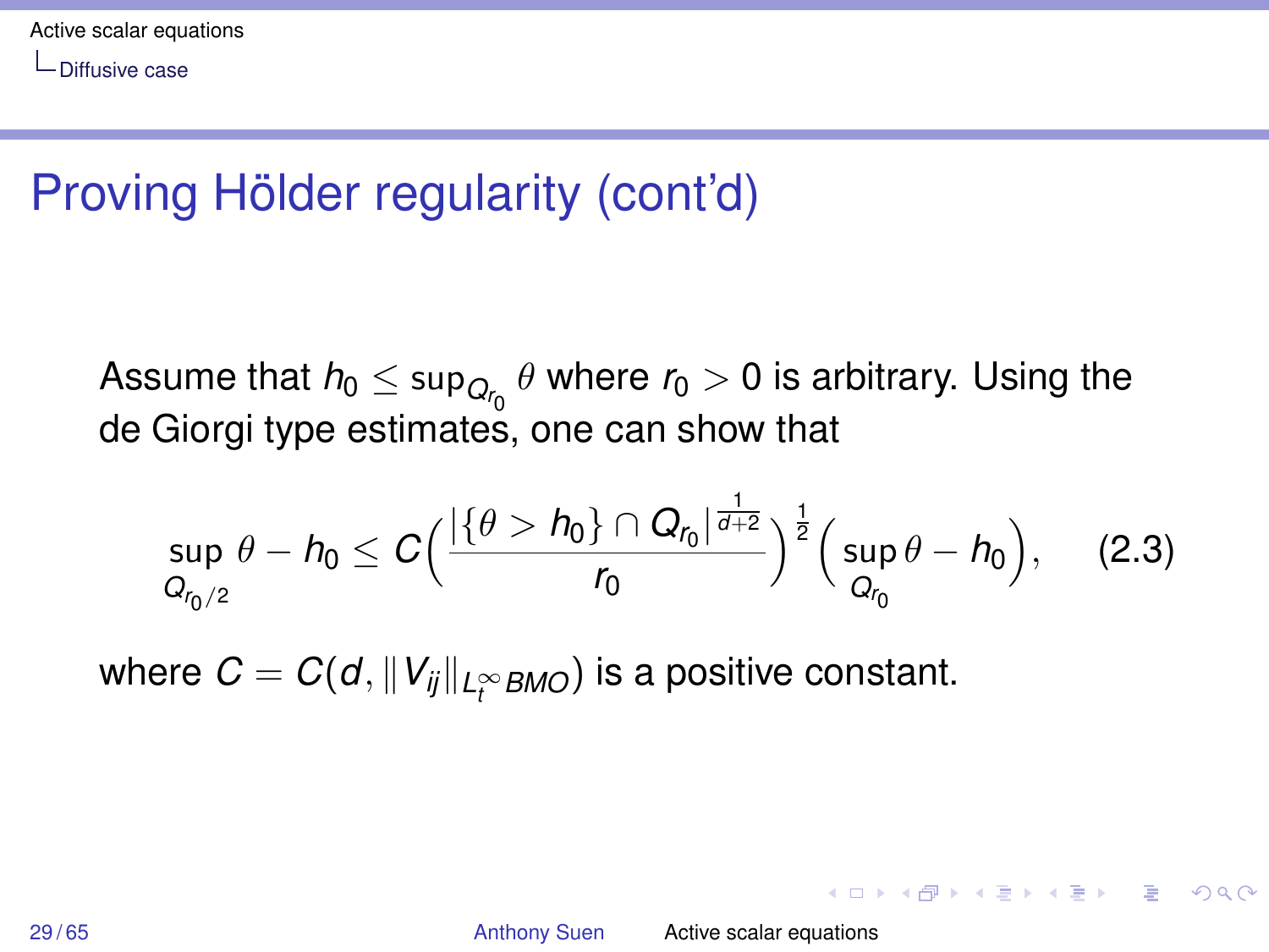# Proving Hölder regularity (cont'd)

Assume that $h_0 \leq \sup_{Q_{r_0}} \theta$ where $r_0 > 0$ is arbitrary. Using the de Giorgi type estimates, one can show that

$$\sup_{Q_{r_0/2}} \theta - h_0 \leq C\left(\frac{|\{\theta > h_0\} \cap Q_{r_0}|^{\frac{1}{d+2}}}{r_0}\right)^{\frac{1}{2}}\left(\sup_{Q_{r_0}} \theta - h_0\right), \qquad (2.3)$$

where $C = C(d, \|V_{ij}\|_{L_t^\infty BMO})$ is a positive constant.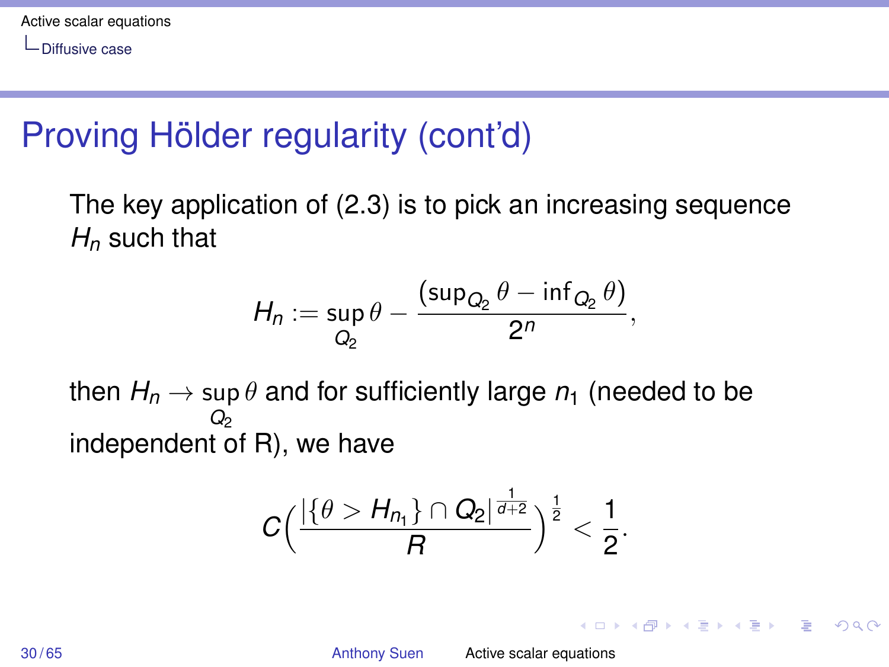# Proving Hölder regularity (cont'd)

The key application of (2.3) is to pick an increasing sequence $H_n$ such that

$$H_n := \sup_{Q_2} \theta - \frac{(\sup_{Q_2} \theta - \inf_{Q_2} \theta)}{2^n},$$

then $H_n \to \sup\limits_{Q_2} \theta$ and for sufficiently large $n_1$ (needed to be independent of R), we have

$$C\Big(\frac{|\{\theta > H_{n_1}\} \cap Q_2|^{\frac{1}{d+2}}}{R}\Big)^{\frac{1}{2}} < \frac{1}{2}.$$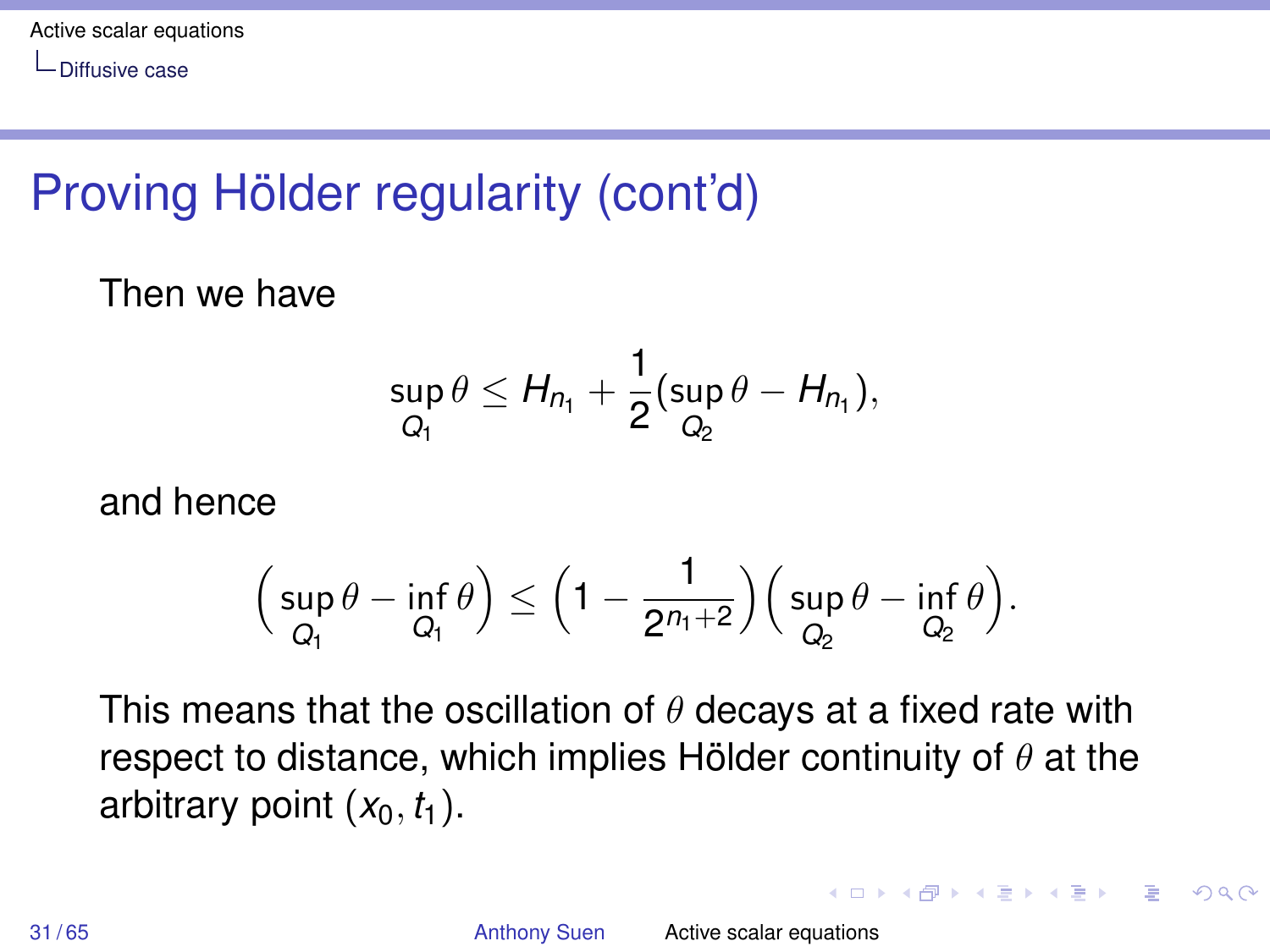# Proving Hölder regularity (cont'd)

Then we have

$$\sup_{Q_1} \theta \leq H_{n_1} + \frac{1}{2}(\sup_{Q_2} \theta - H_{n_1}),$$

and hence

$$\Big(\sup_{Q_1} \theta - \inf_{Q_1} \theta\Big) \leq \Big(1 - \frac{1}{2^{n_1+2}}\Big)\Big(\sup_{Q_2} \theta - \inf_{Q_2} \theta\Big).$$

This means that the oscillation of $\theta$ decays at a fixed rate with respect to distance, which implies Hölder continuity of $\theta$ at the arbitrary point $(x_0, t_1)$.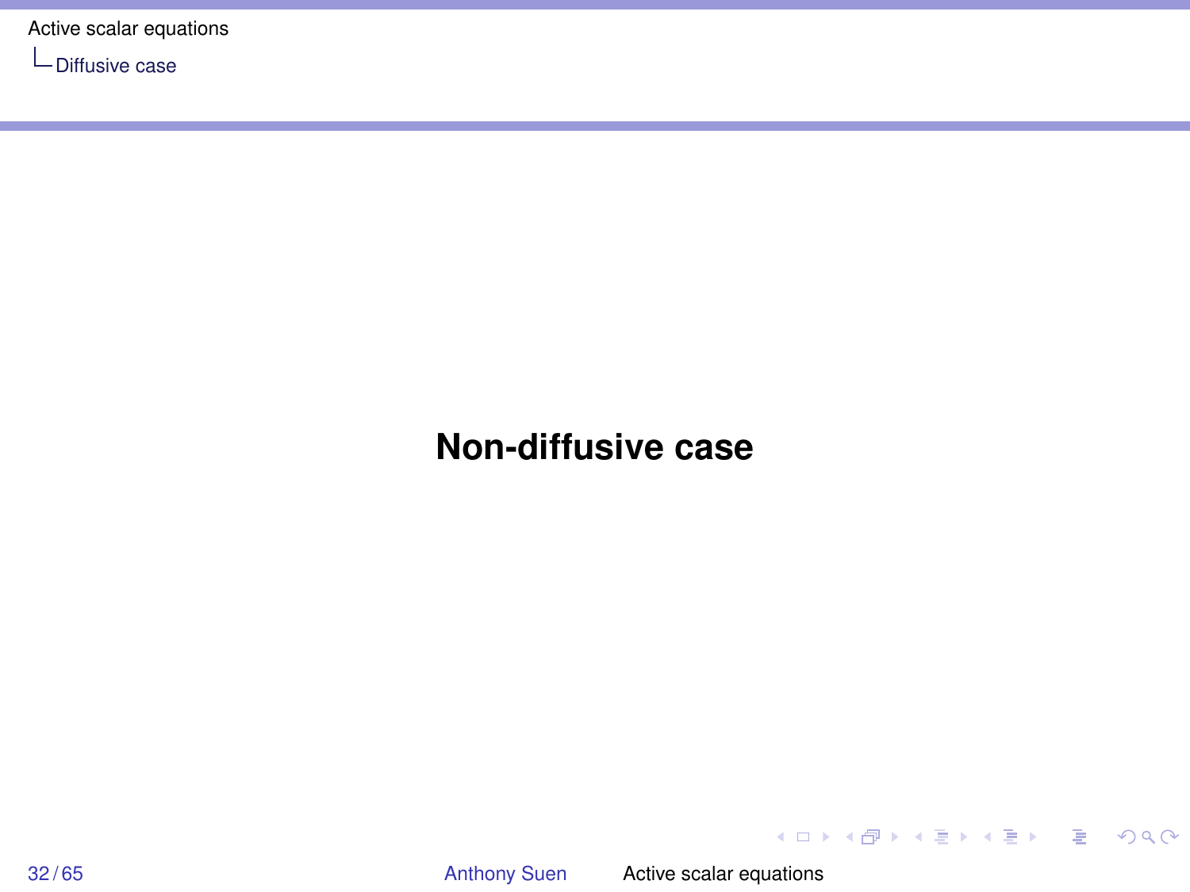# Non-diffusive case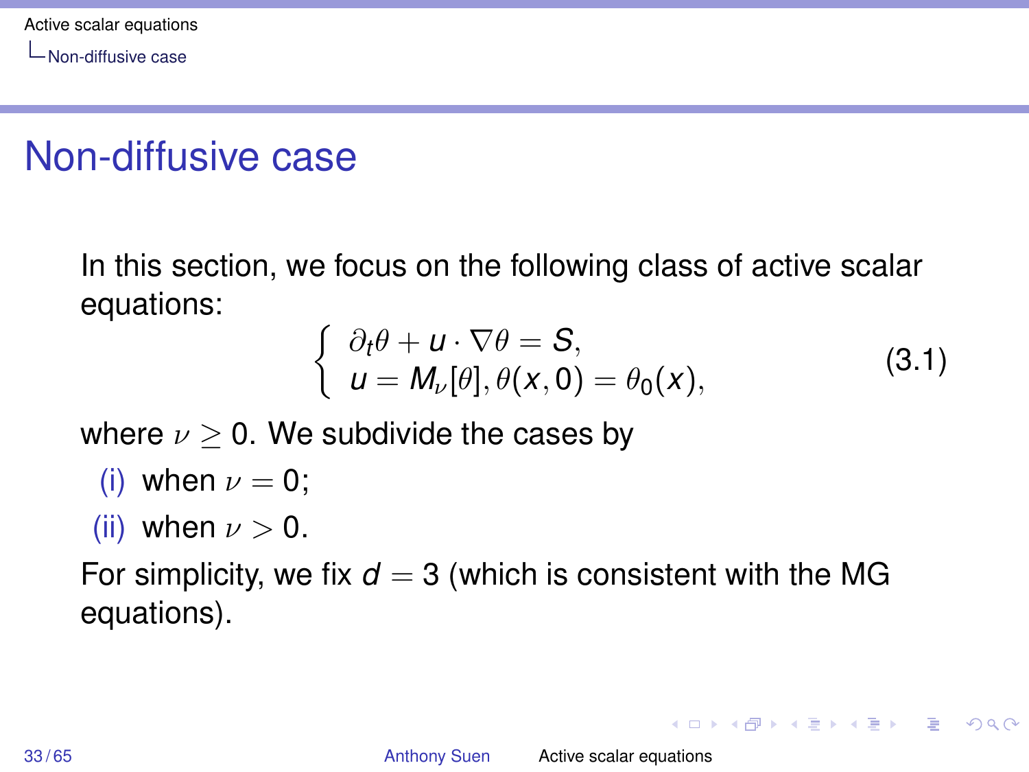# Non-diffusive case

In this section, we focus on the following class of active scalar equations:

$$
\left\{
\begin{array}{l}
\partial_t \theta + u \cdot \nabla \theta = S, \\
u = M_\nu[\theta], \theta(x,0) = \theta_0(x),
\end{array}
\right.
\tag{3.1}
$$

where $\nu \geq 0$. We subdivide the cases by

(i) when $\nu = 0$;

(ii) when $\nu > 0$.

For simplicity, we fix $d = 3$ (which is consistent with the MG equations).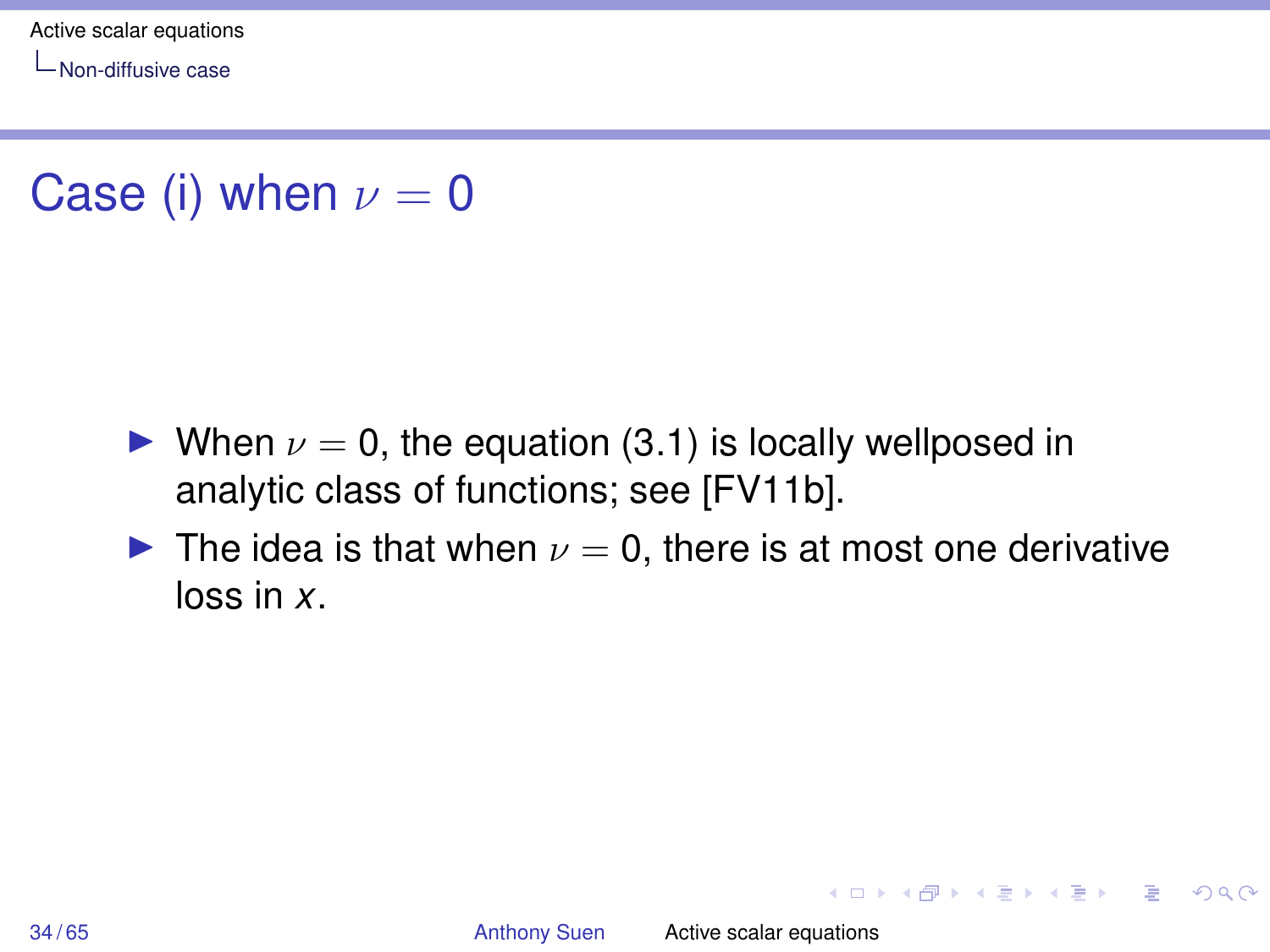# Case (i) when $\nu = 0$

- When $\nu = 0$, the equation (3.1) is locally wellposed in analytic class of functions; see [FV11b].
- The idea is that when $\nu = 0$, there is at most one derivative loss in $x$.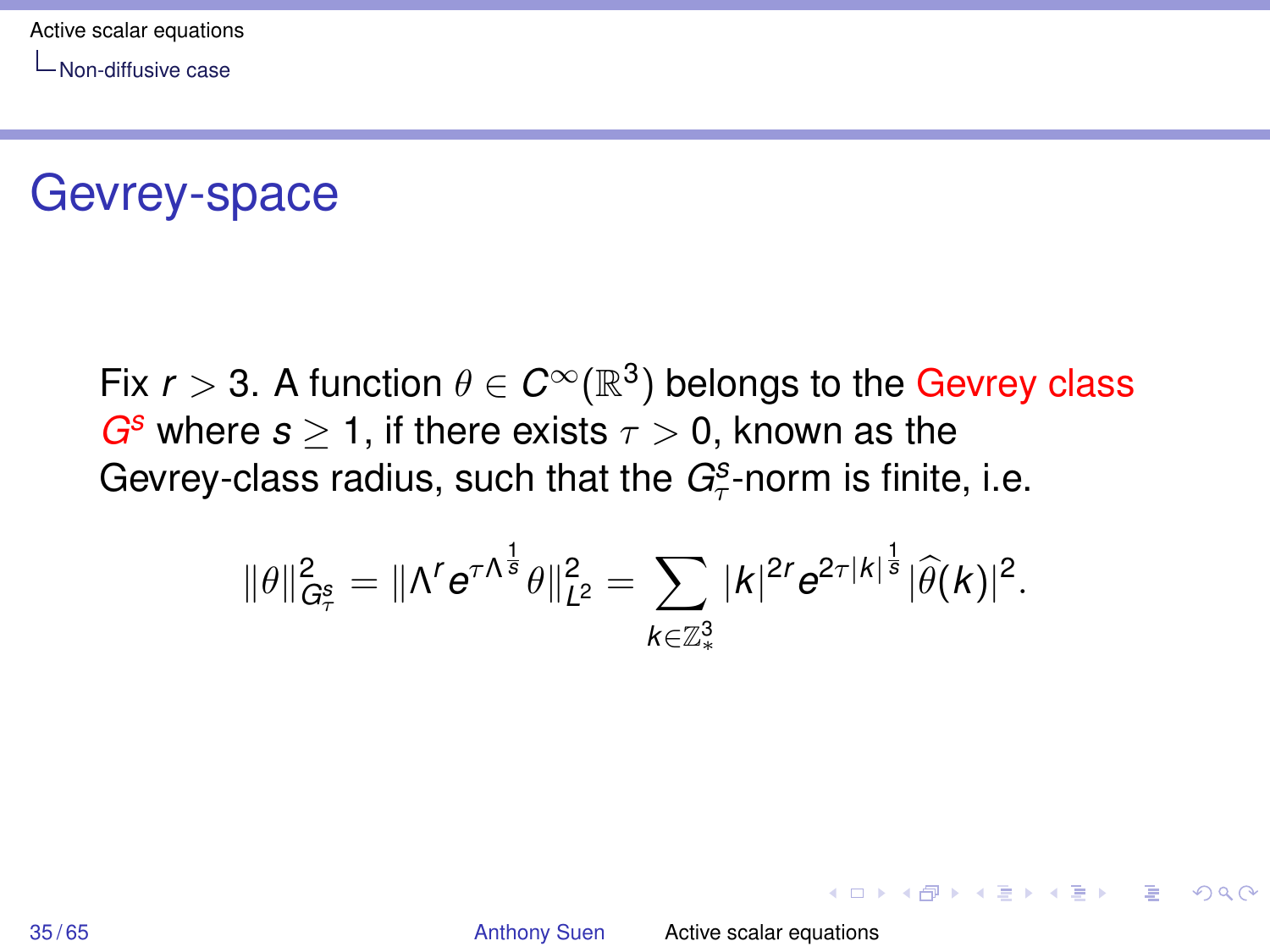# Gevrey-space

Fix $r > 3$. A function $\theta \in C^{\infty}(\mathbb{R}^3)$ belongs to the Gevrey class $G^s$ where $s \geq 1$, if there exists $\tau > 0$, known as the Gevrey-class radius, such that the $G^s_\tau$-norm is finite, i.e.

$$\|\theta\|^2_{G^s_\tau} = \|\Lambda^r e^{\tau \Lambda^{\frac{1}{s}}} \theta\|^2_{L^2} = \sum_{k \in \mathbb{Z}^3_*} |k|^{2r} e^{2\tau |k|^{\frac{1}{s}}} |\widehat{\theta}(k)|^2.$$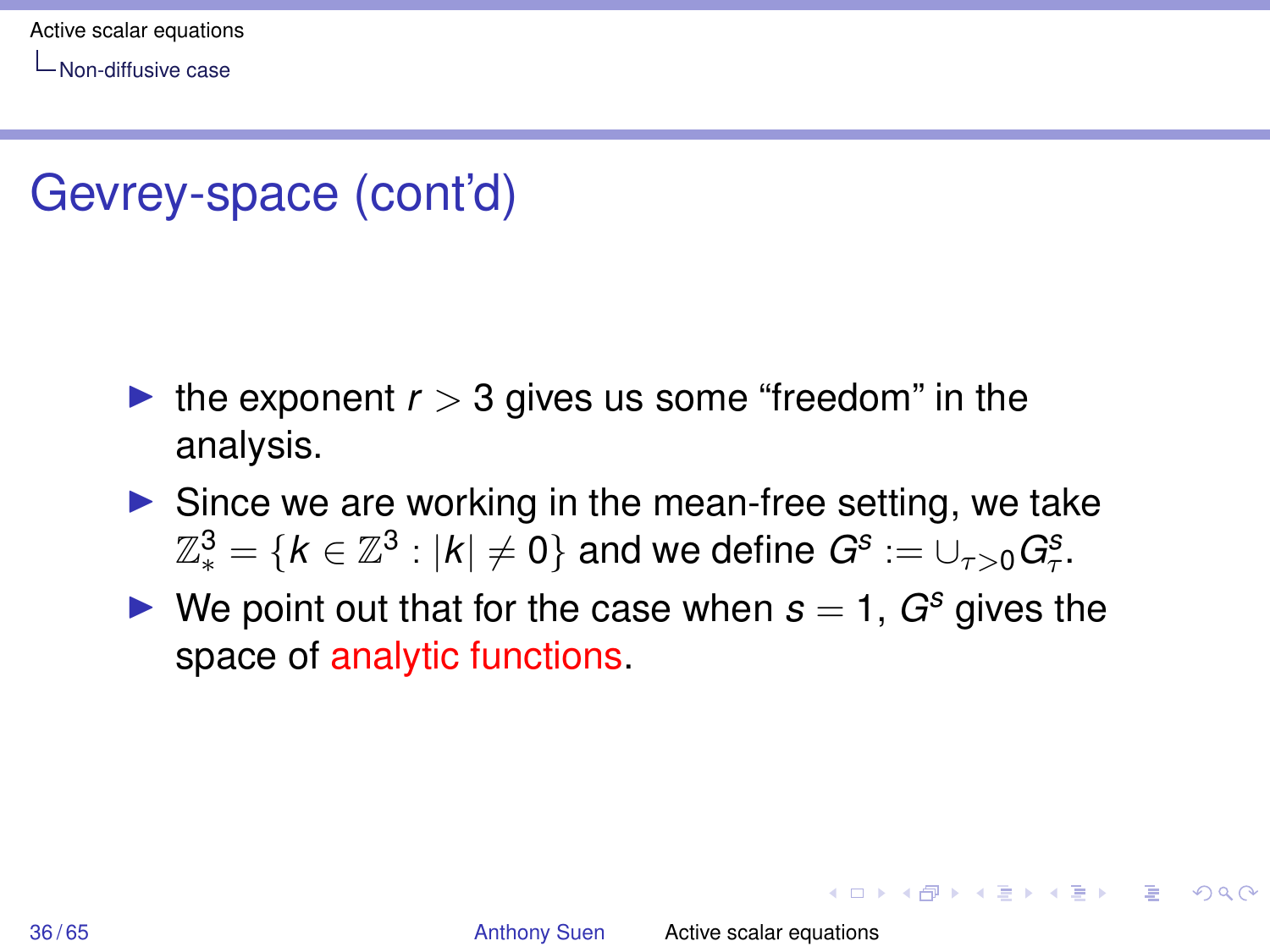## Gevrey-space (cont'd)

- the exponent $r > 3$ gives us some "freedom" in the analysis.
- Since we are working in the mean-free setting, we take $\mathbb{Z}^3_* = \{k \in \mathbb{Z}^3 : |k| \neq 0\}$ and we define $G^s := \cup_{\tau > 0} G^s_\tau$.
- We point out that for the case when $s = 1$, $G^s$ gives the space of analytic functions.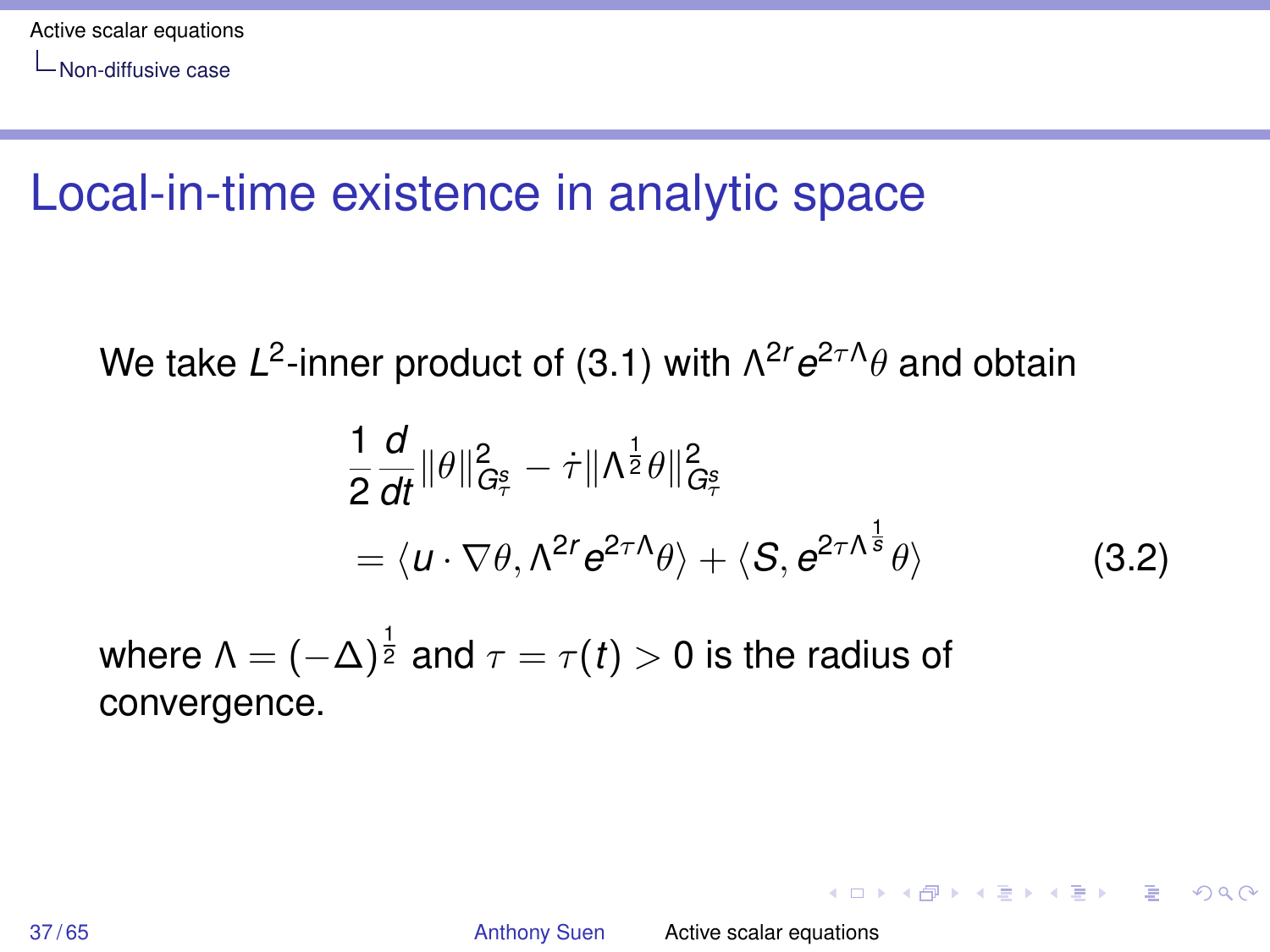# Local-in-time existence in analytic space

We take $L^2$-inner product of (3.1) with $\Lambda^{2r} e^{2\tau\Lambda}\theta$ and obtain

$$
\begin{aligned}
&\frac{1}{2}\frac{d}{dt}\|\theta\|^2_{G^s_\tau} - \dot{\tau}\|\Lambda^{\frac{1}{2}}\theta\|^2_{G^s_\tau} \\
&= \langle u \cdot \nabla\theta, \Lambda^{2r} e^{2\tau\Lambda}\theta\rangle + \langle S, e^{2\tau\Lambda^{\frac{1}{s}}}\theta\rangle
\end{aligned}
\tag{3.2}
$$

where $\Lambda = (-\Delta)^{\frac{1}{2}}$ and $\tau = \tau(t) > 0$ is the radius of convergence.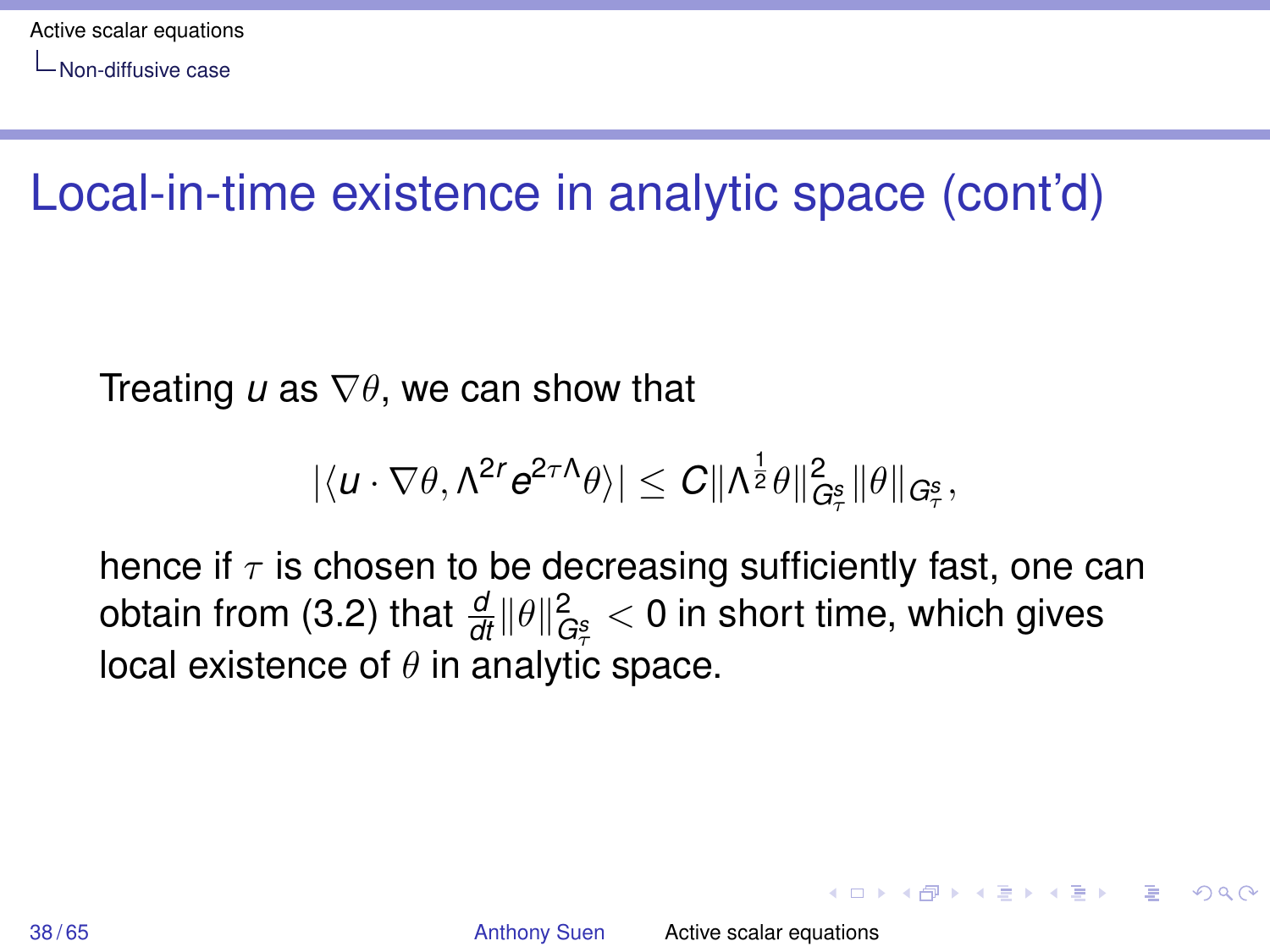# Local-in-time existence in analytic space (cont'd)

Treating $u$ as $\nabla\theta$, we can show that

$$|\langle u \cdot \nabla\theta, \Lambda^{2r} e^{2\tau\Lambda}\theta\rangle| \leq C\|\Lambda^{\frac{1}{2}}\theta\|^2_{G^s_\tau}\|\theta\|_{G^s_\tau},$$

hence if $\tau$ is chosen to be decreasing sufficiently fast, one can obtain from (3.2) that $\frac{d}{dt}\|\theta\|^2_{G^s_\tau} < 0$ in short time, which gives local existence of $\theta$ in analytic space.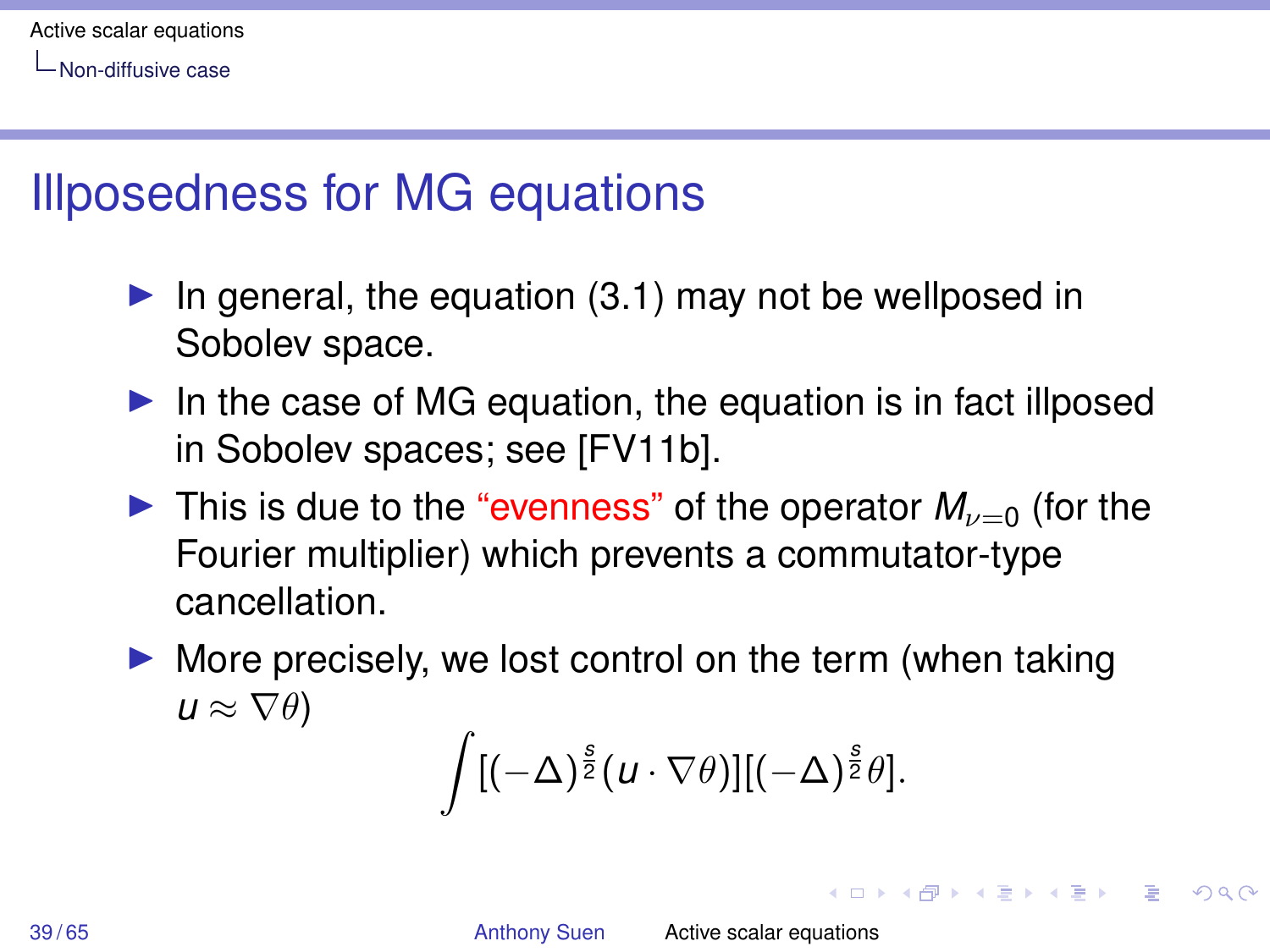# Illposedness for MG equations

- In general, the equation (3.1) may not be wellposed in Sobolev space.
- In the case of MG equation, the equation is in fact illposed in Sobolev spaces; see [FV11b].
- This is due to the "evenness" of the operator $M_{\nu=0}$ (for the Fourier multiplier) which prevents a commutator-type cancellation.
- More precisely, we lost control on the term (when taking $u \approx \nabla\theta$)

$$\int [(-\Delta)^{\frac{s}{2}}(u \cdot \nabla\theta)][(-\Delta)^{\frac{s}{2}}\theta].$$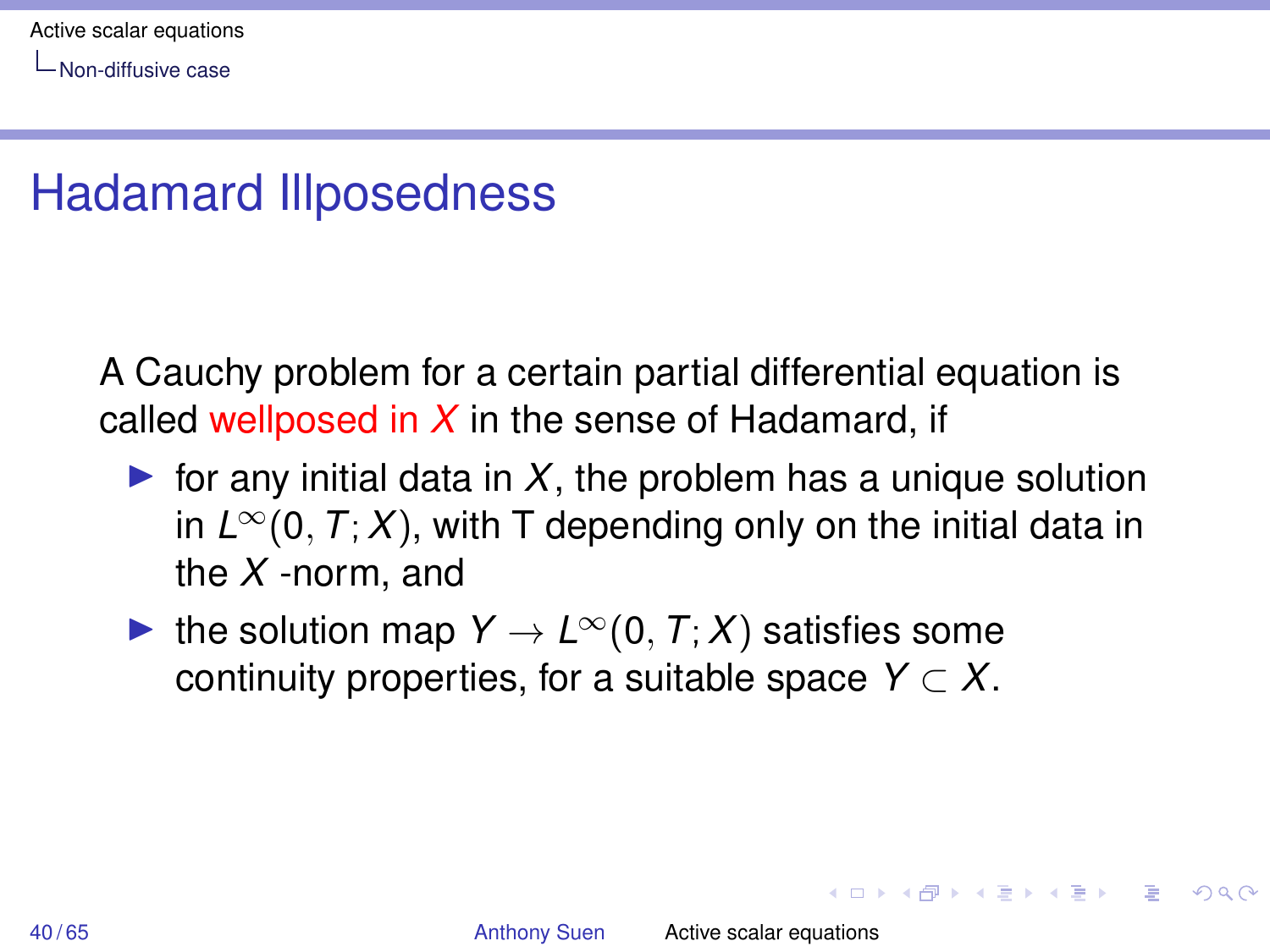# Hadamard Illposedness

A Cauchy problem for a certain partial differential equation is called wellposed in $X$ in the sense of Hadamard, if

- for any initial data in $X$, the problem has a unique solution in $L^\infty(0, T; X)$, with T depending only on the initial data in the $X$ -norm, and
- the solution map $Y \to L^\infty(0, T; X)$ satisfies some continuity properties, for a suitable space $Y \subset X$.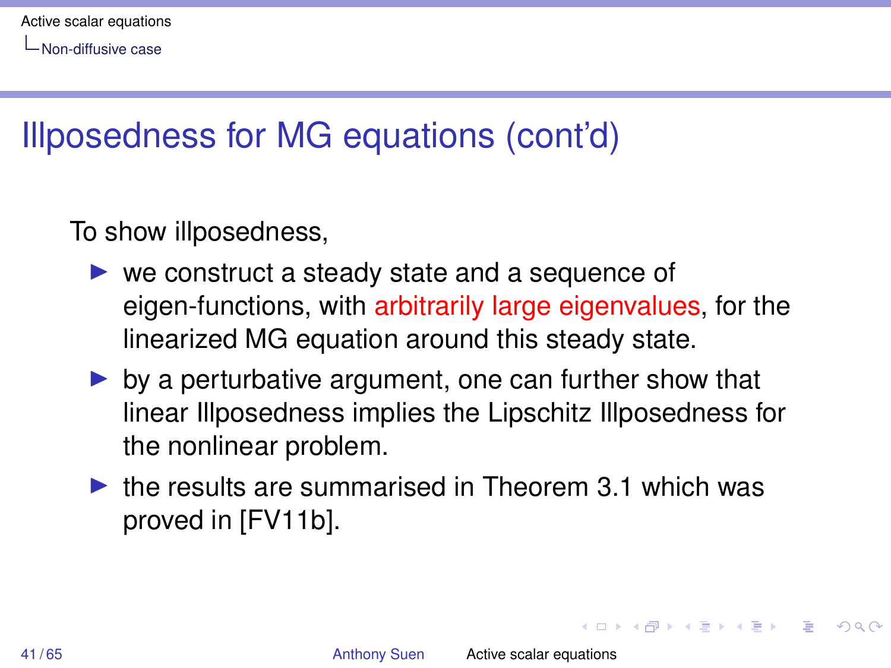## Illposedness for MG equations (cont'd)

To show illposedness,

- we construct a steady state and a sequence of eigen-functions, with arbitrarily large eigenvalues, for the linearized MG equation around this steady state.
- by a perturbative argument, one can further show that linear Illposedness implies the Lipschitz Illposedness for the nonlinear problem.
- the results are summarised in Theorem 3.1 which was proved in [FV11b].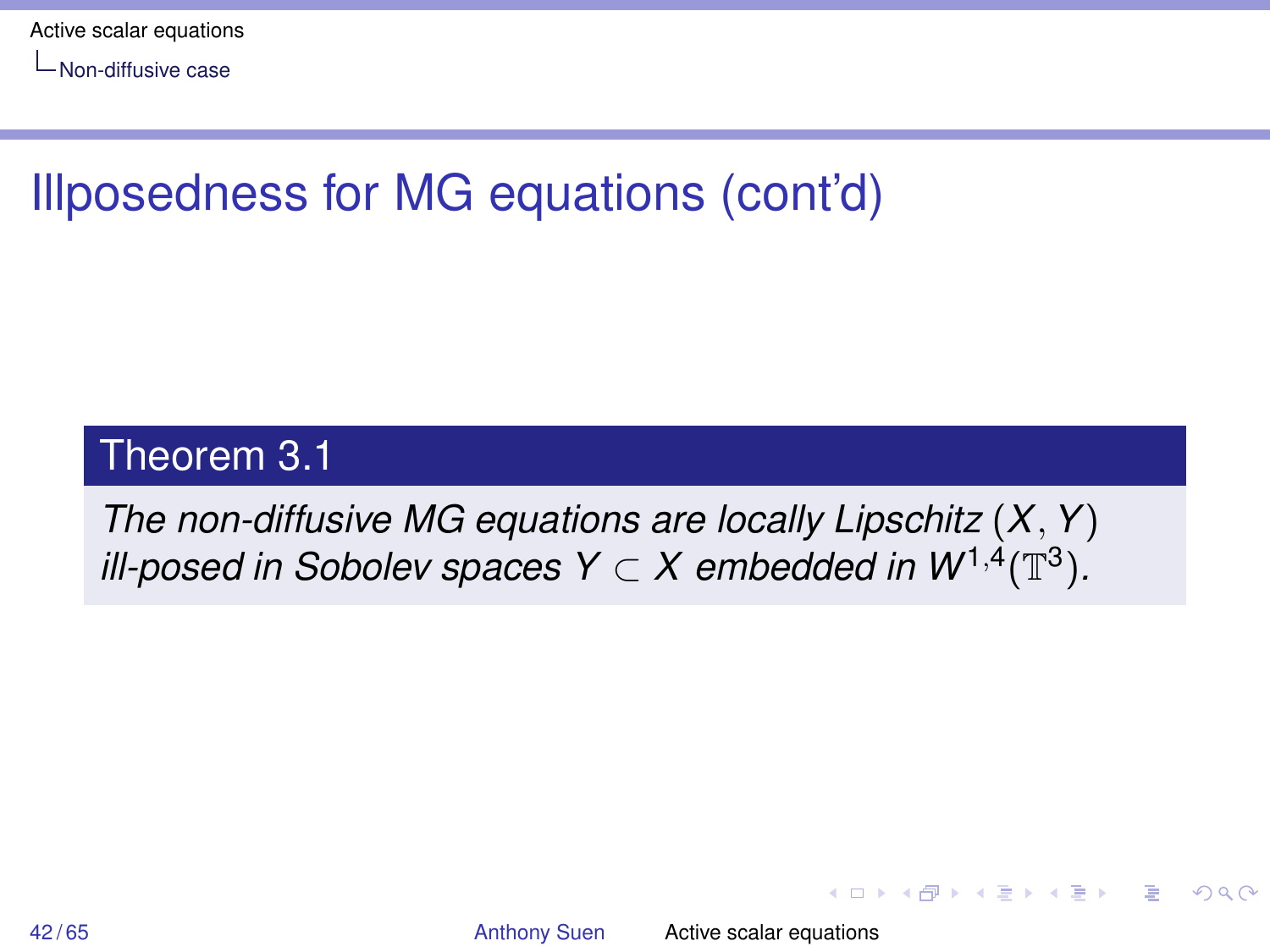# Illposedness for MG equations (cont'd)

**Theorem 3.1**

*The non-diffusive MG equations are locally Lipschitz $(X, Y)$ ill-posed in Sobolev spaces $Y \subset X$ embedded in $W^{1,4}(\mathbb{T}^3)$.*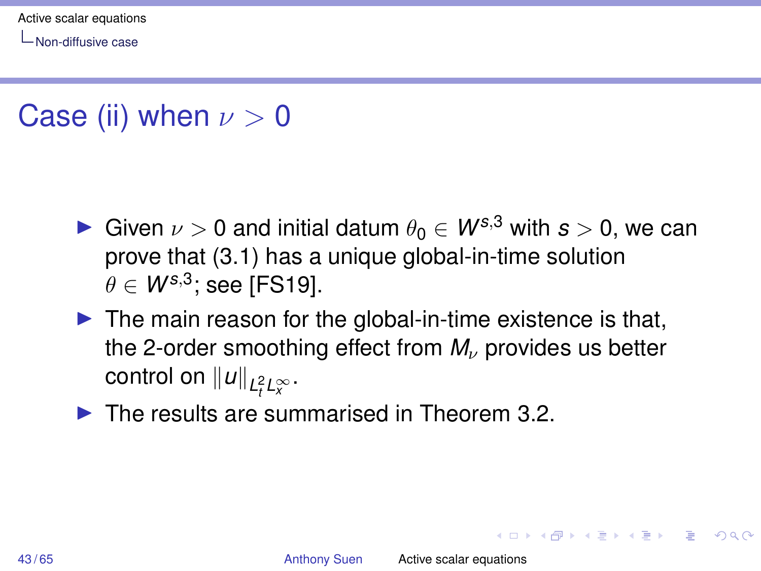# Case (ii) when $\nu > 0$

- Given $\nu > 0$ and initial datum $\theta_0 \in W^{s,3}$ with $s > 0$, we can prove that (3.1) has a unique global-in-time solution $\theta \in W^{s,3}$; see [FS19].
- The main reason for the global-in-time existence is that, the 2-order smoothing effect from $M_\nu$ provides us better control on $\|u\|_{L^2_t L^\infty_x}$.
- The results are summarised in Theorem 3.2.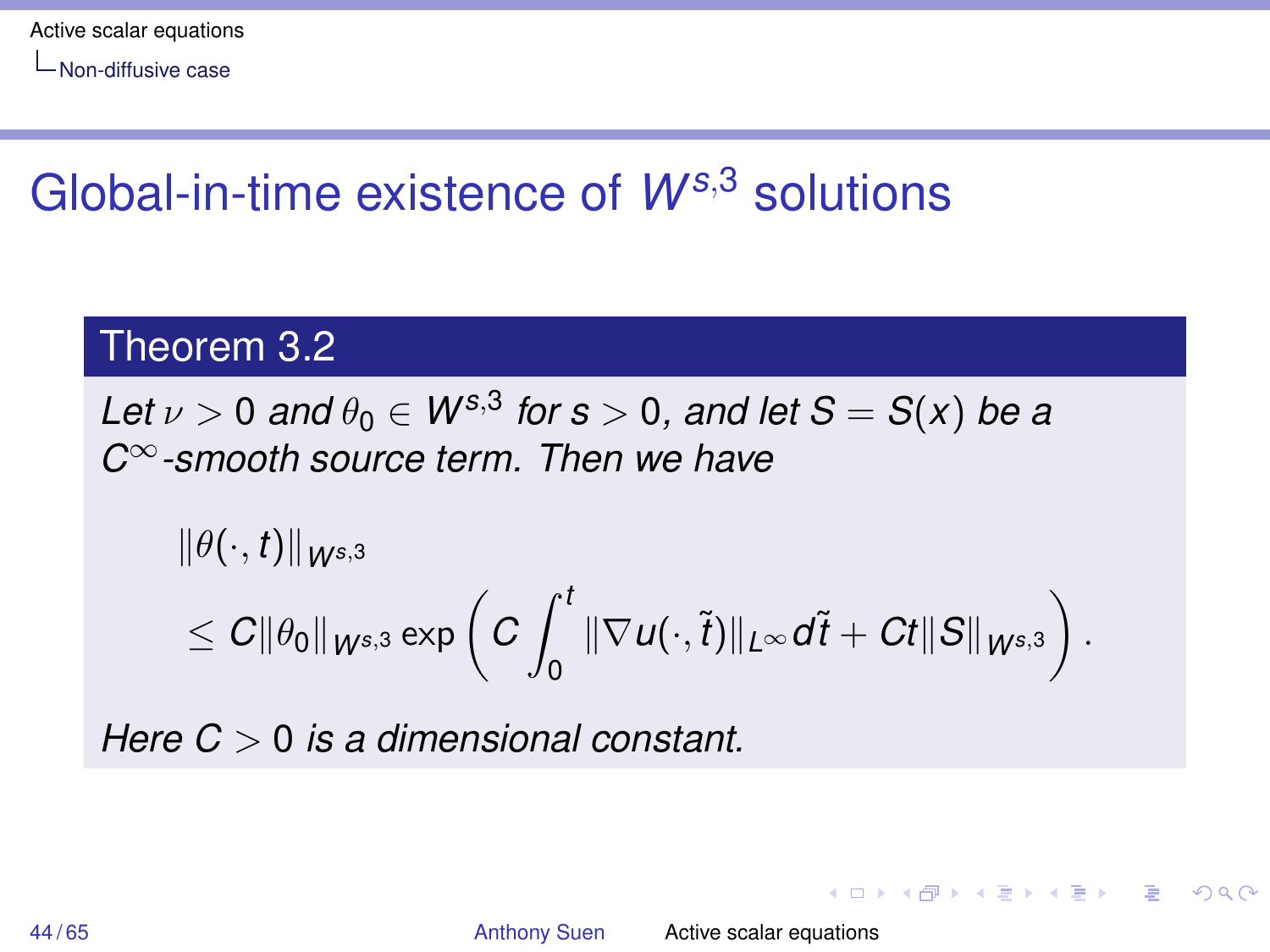# Global-in-time existence of $W^{s,3}$ solutions

## Theorem 3.2

*Let $\nu > 0$ and $\theta_0 \in W^{s,3}$ for $s > 0$, and let $S = S(x)$ be a $C^\infty$-smooth source term. Then we have*

$$\|\theta(\cdot, t)\|_{W^{s,3}} \leq C\|\theta_0\|_{W^{s,3}} \exp\left( C \int_0^t \|\nabla u(\cdot, \tilde{t})\|_{L^\infty} d\tilde{t} + Ct\|S\|_{W^{s,3}} \right).$$

*Here $C > 0$ is a dimensional constant.*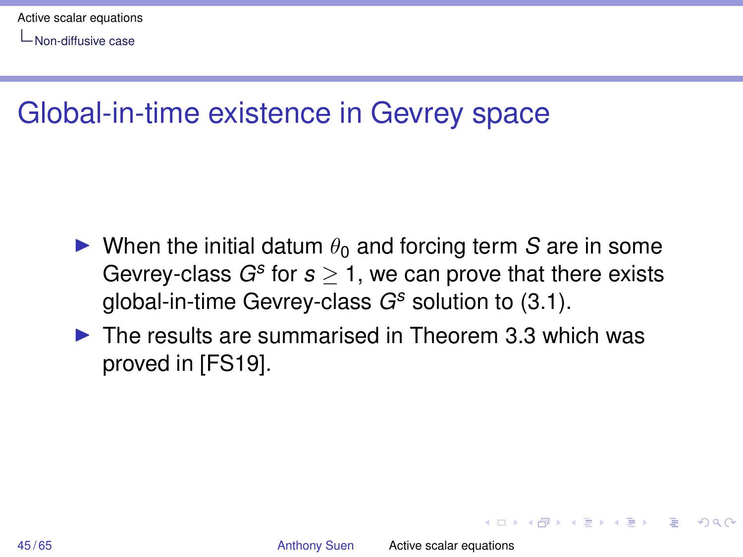# Global-in-time existence in Gevrey space

- When the initial datum $\theta_0$ and forcing term $S$ are in some Gevrey-class $G^s$ for $s \geq 1$, we can prove that there exists global-in-time Gevrey-class $G^s$ solution to (3.1).
- The results are summarised in Theorem 3.3 which was proved in [FS19].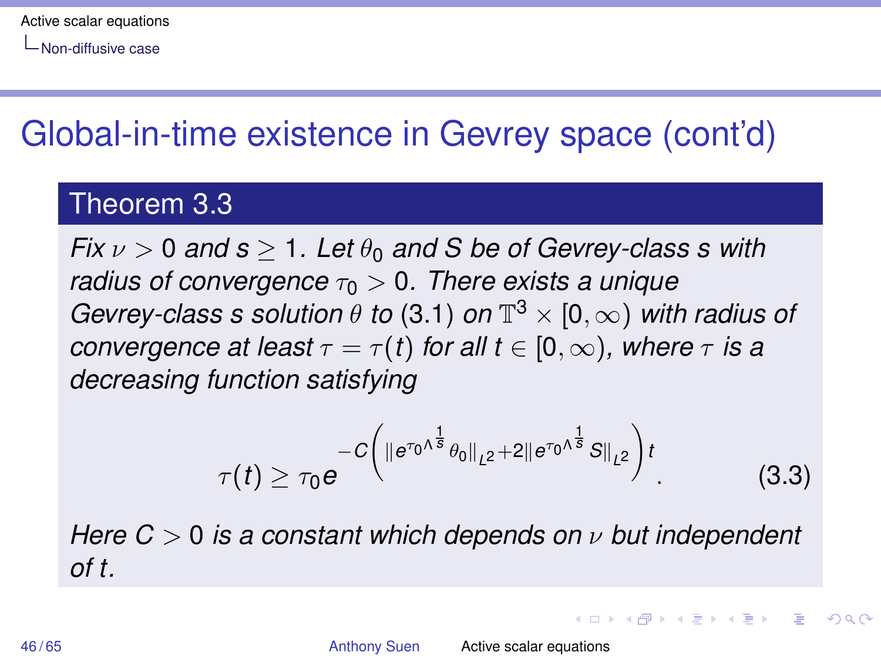# Global-in-time existence in Gevrey space (cont'd)

## Theorem 3.3

*Fix $\nu > 0$ and $s \geq 1$. Let $\theta_0$ and $S$ be of Gevrey-class $s$ with radius of convergence $\tau_0 > 0$. There exists a unique Gevrey-class $s$ solution $\theta$ to (3.1) on $\mathbb{T}^3 \times [0, \infty)$ with radius of convergence at least $\tau = \tau(t)$ for all $t \in [0, \infty)$, where $\tau$ is a decreasing function satisfying*

$$\tau(t) \geq \tau_0 e^{-C\left(\|e^{\tau_0 \Lambda^{\frac{1}{s}}}\theta_0\|_{L^2} + 2\|e^{\tau_0 \Lambda^{\frac{1}{s}}} S\|_{L^2}\right)t}. \tag{3.3}$$

*Here $C > 0$ is a constant which depends on $\nu$ but independent of $t$.*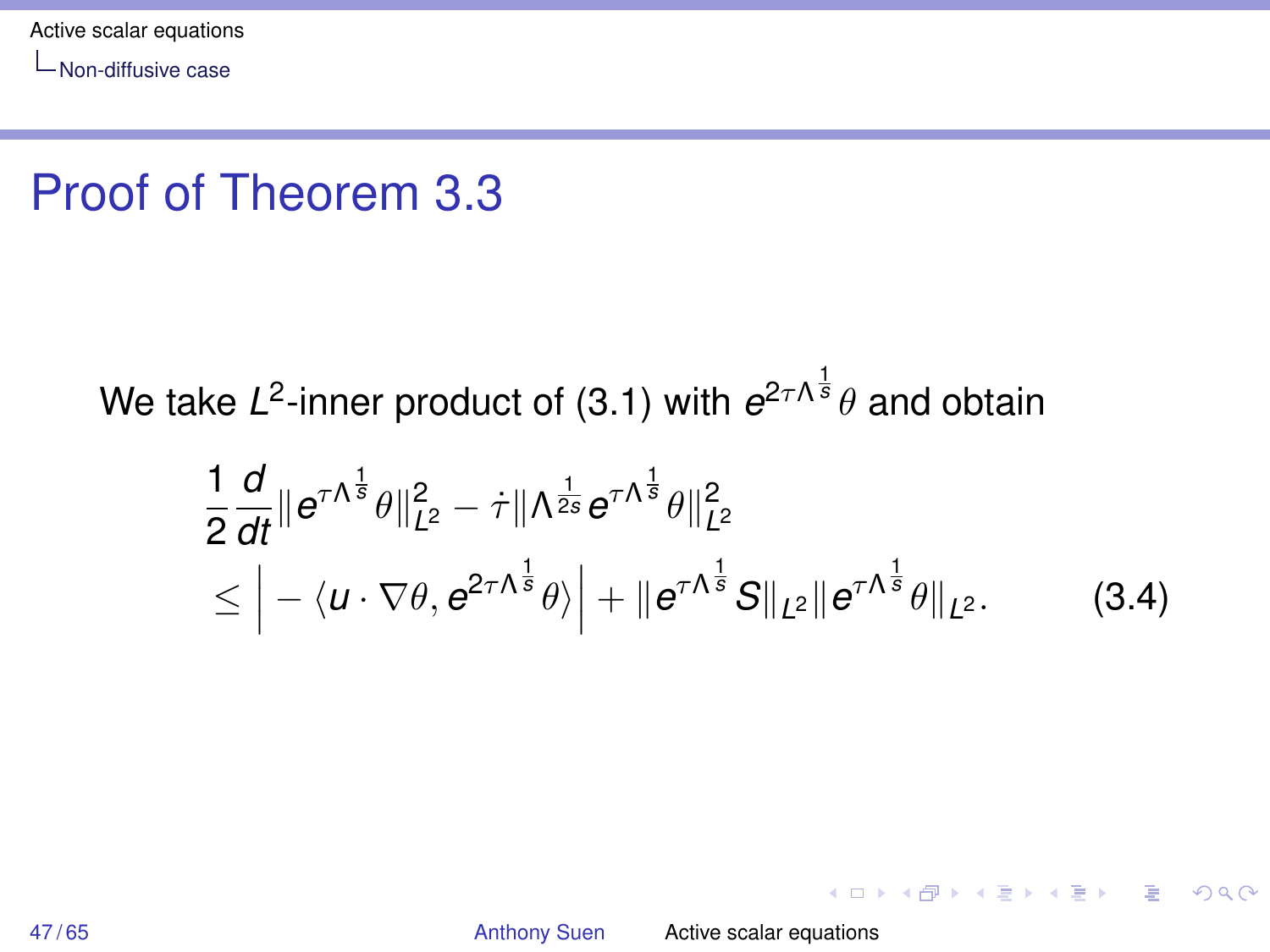# Proof of Theorem 3.3

We take $L^2$-inner product of (3.1) with $e^{2\tau\Lambda^{\frac{1}{s}}}\theta$ and obtain

$$
\begin{aligned}
&\frac{1}{2}\frac{d}{dt}\|e^{\tau\Lambda^{\frac{1}{s}}}\theta\|_{L^2}^2 - \dot{\tau}\|\Lambda^{\frac{1}{2s}}e^{\tau\Lambda^{\frac{1}{s}}}\theta\|_{L^2}^2 \\
&\leq \left| -\langle u\cdot\nabla\theta, e^{2\tau\Lambda^{\frac{1}{s}}}\theta\rangle \right| + \|e^{\tau\Lambda^{\frac{1}{s}}}S\|_{L^2}\|e^{\tau\Lambda^{\frac{1}{s}}}\theta\|_{L^2}. \qquad (3.4)
\end{aligned}
$$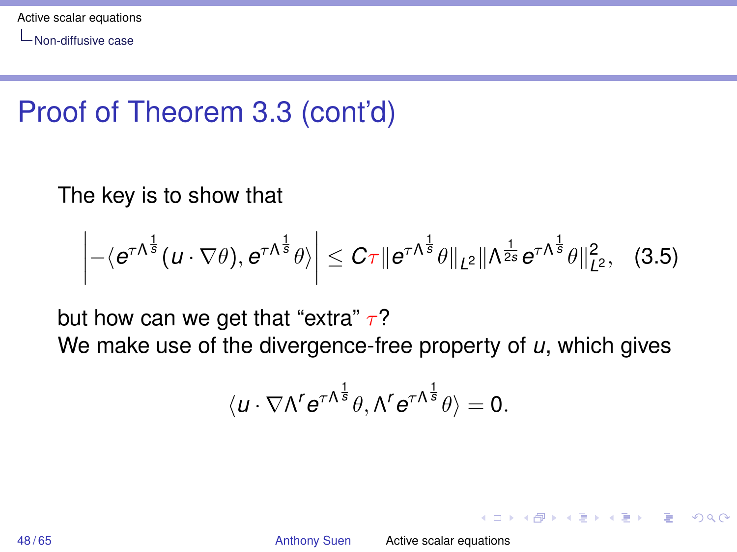# Proof of Theorem 3.3 (cont'd)

The key is to show that

$$\left| -\langle e^{\tau\Lambda^{\frac{1}{s}}}(u \cdot \nabla\theta), e^{\tau\Lambda^{\frac{1}{s}}}\theta \rangle \right| \leq C\tau \| e^{\tau\Lambda^{\frac{1}{s}}}\theta\|_{L^2} \|\Lambda^{\frac{1}{2s}} e^{\tau\Lambda^{\frac{1}{s}}}\theta\|_{L^2}^2, \quad (3.5)$$

but how can we get that "extra" $\tau$?

We make use of the divergence-free property of $u$, which gives

$$\langle u \cdot \nabla \Lambda^r e^{\tau\Lambda^{\frac{1}{s}}}\theta, \Lambda^r e^{\tau\Lambda^{\frac{1}{s}}}\theta \rangle = 0.$$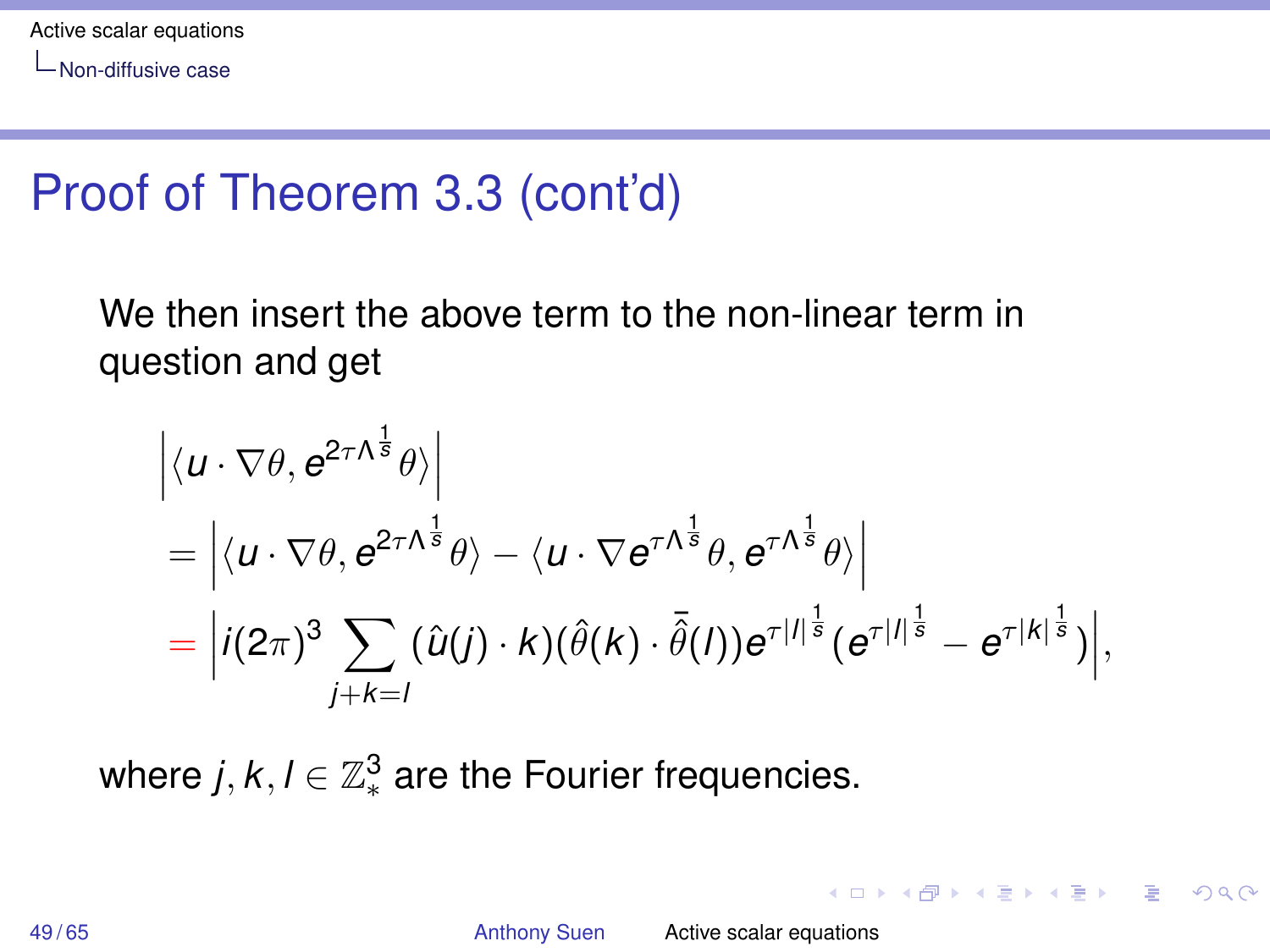# Proof of Theorem 3.3 (cont'd)

We then insert the above term to the non-linear term in question and get

$$
\begin{aligned}
&\left|\langle u \cdot \nabla \theta, e^{2\tau\Lambda^{\frac{1}{s}}}\theta\rangle\right| \\
&= \left|\langle u \cdot \nabla \theta, e^{2\tau\Lambda^{\frac{1}{s}}}\theta\rangle - \langle u \cdot \nabla e^{\tau\Lambda^{\frac{1}{s}}}\theta, e^{\tau\Lambda^{\frac{1}{s}}}\theta\rangle\right| \\
&= \left| i(2\pi)^3 \sum_{j+k=l} (\hat{u}(j)\cdot k)(\hat{\theta}(k)\cdot \bar{\hat{\theta}}(l)) e^{\tau|l|^{\frac{1}{s}}}(e^{\tau|l|^{\frac{1}{s}}} - e^{\tau|k|^{\frac{1}{s}}})\right|,
\end{aligned}
$$

where $j, k, l \in \mathbb{Z}^3_*$ are the Fourier frequencies.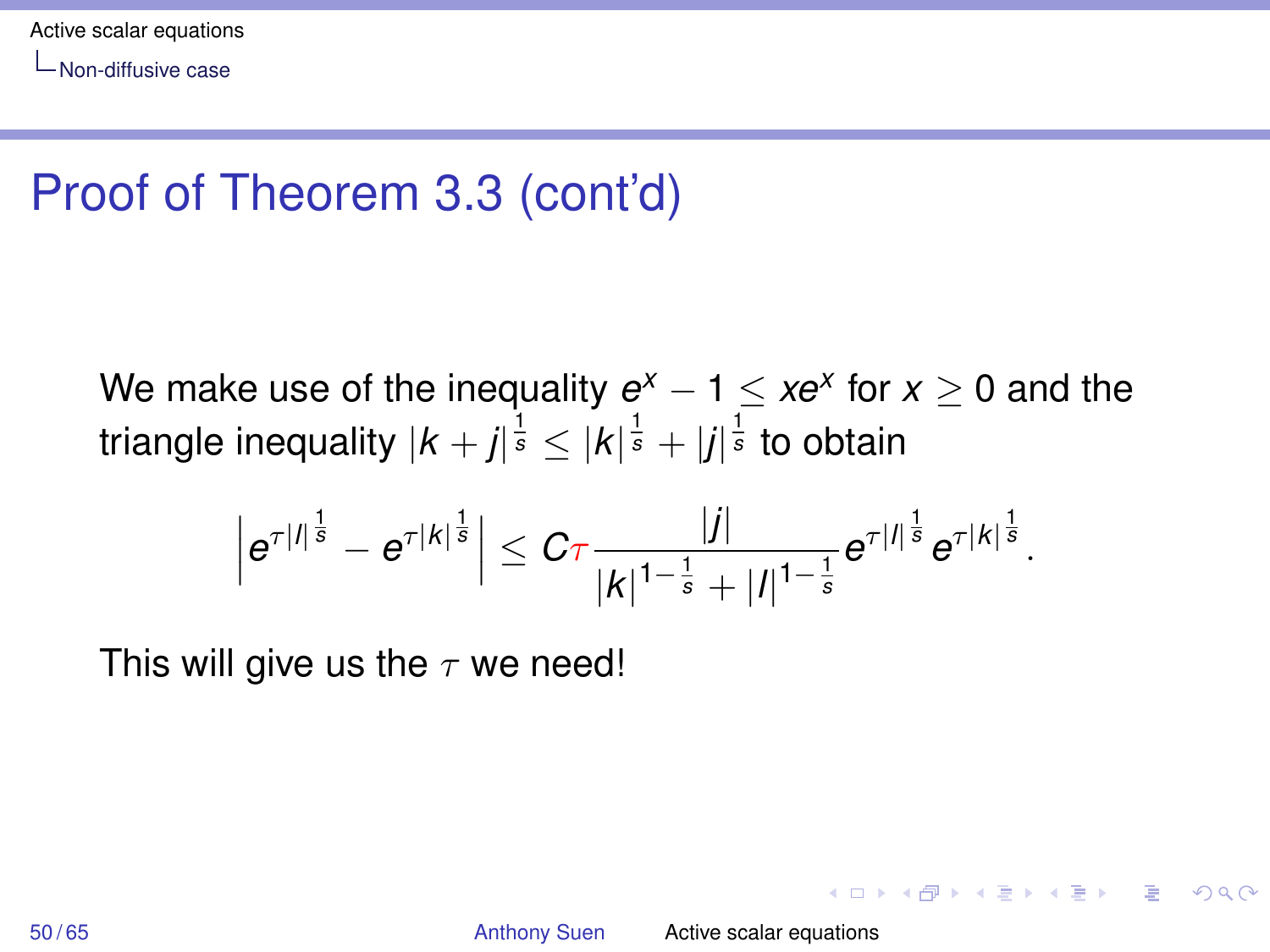# Proof of Theorem 3.3 (cont'd)

We make use of the inequality $e^x - 1 \leq xe^x$ for $x \geq 0$ and the triangle inequality $|k+j|^{\frac{1}{s}} \leq |k|^{\frac{1}{s}} + |j|^{\frac{1}{s}}$ to obtain

$$\left| e^{\tau |l|^{\frac{1}{s}}} - e^{\tau |k|^{\frac{1}{s}}} \right| \leq C\tau \frac{|j|}{|k|^{1-\frac{1}{s}} + |l|^{1-\frac{1}{s}}} e^{\tau |l|^{\frac{1}{s}}} e^{\tau |k|^{\frac{1}{s}}}.$$

This will give us the $\tau$ we need!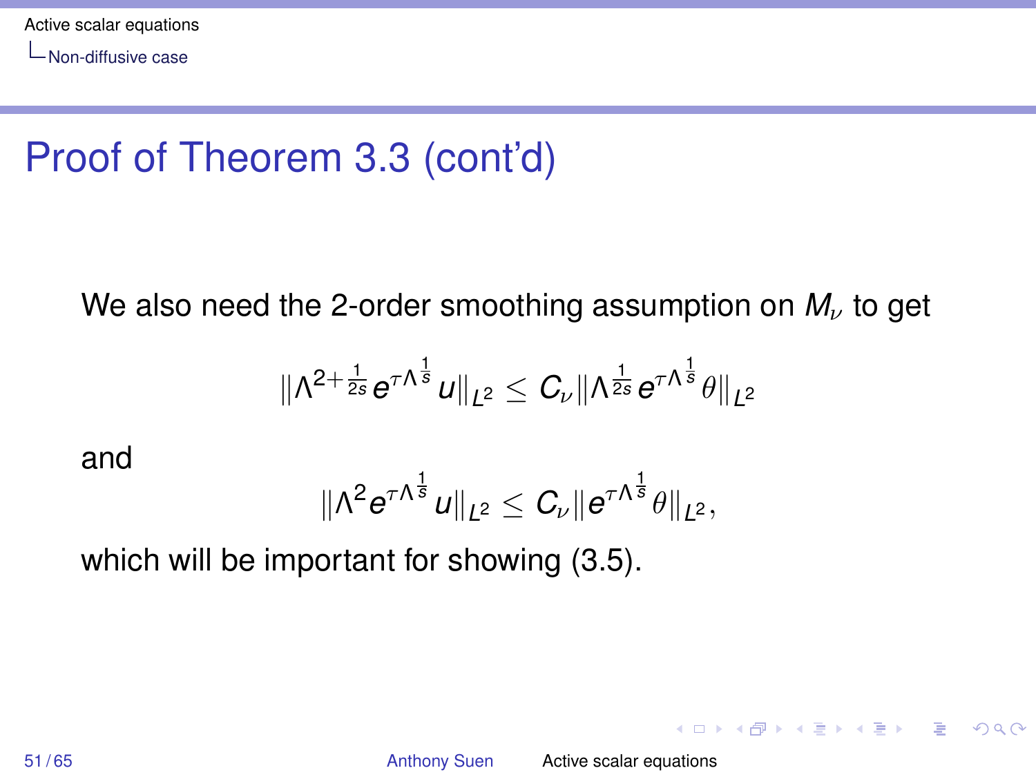# Proof of Theorem 3.3 (cont'd)

We also need the 2-order smoothing assumption on $M_\nu$ to get

$$\|\Lambda^{2+\frac{1}{2s}} e^{\tau\Lambda^{\frac{1}{s}}} u\|_{L^2} \leq C_\nu \|\Lambda^{\frac{1}{2s}} e^{\tau\Lambda^{\frac{1}{s}}} \theta\|_{L^2}$$

and

$$\|\Lambda^2 e^{\tau\Lambda^{\frac{1}{s}}} u\|_{L^2} \leq C_\nu \|e^{\tau\Lambda^{\frac{1}{s}}} \theta\|_{L^2},$$

which will be important for showing (3.5).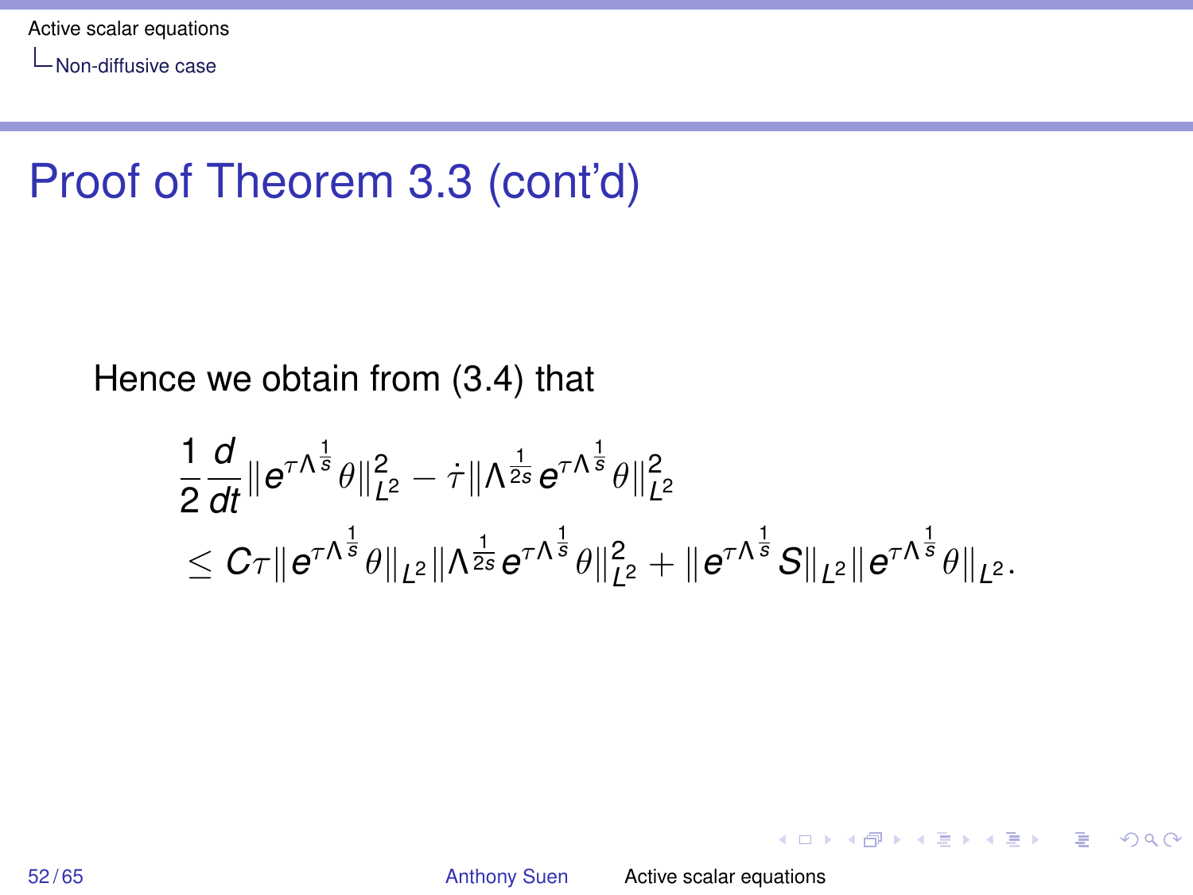# Proof of Theorem 3.3 (cont'd)

Hence we obtain from (3.4) that

$$
\begin{aligned}
&\frac{1}{2}\frac{d}{dt}\|e^{\tau\Lambda^{\frac{1}{s}}}\theta\|_{L^2}^2 - \dot{\tau}\|\Lambda^{\frac{1}{2s}}e^{\tau\Lambda^{\frac{1}{s}}}\theta\|_{L^2}^2 \\
&\leq C\tau\|e^{\tau\Lambda^{\frac{1}{s}}}\theta\|_{L^2}\|\Lambda^{\frac{1}{2s}}e^{\tau\Lambda^{\frac{1}{s}}}\theta\|_{L^2}^2 + \|e^{\tau\Lambda^{\frac{1}{s}}}S\|_{L^2}\|e^{\tau\Lambda^{\frac{1}{s}}}\theta\|_{L^2}.
\end{aligned}
$$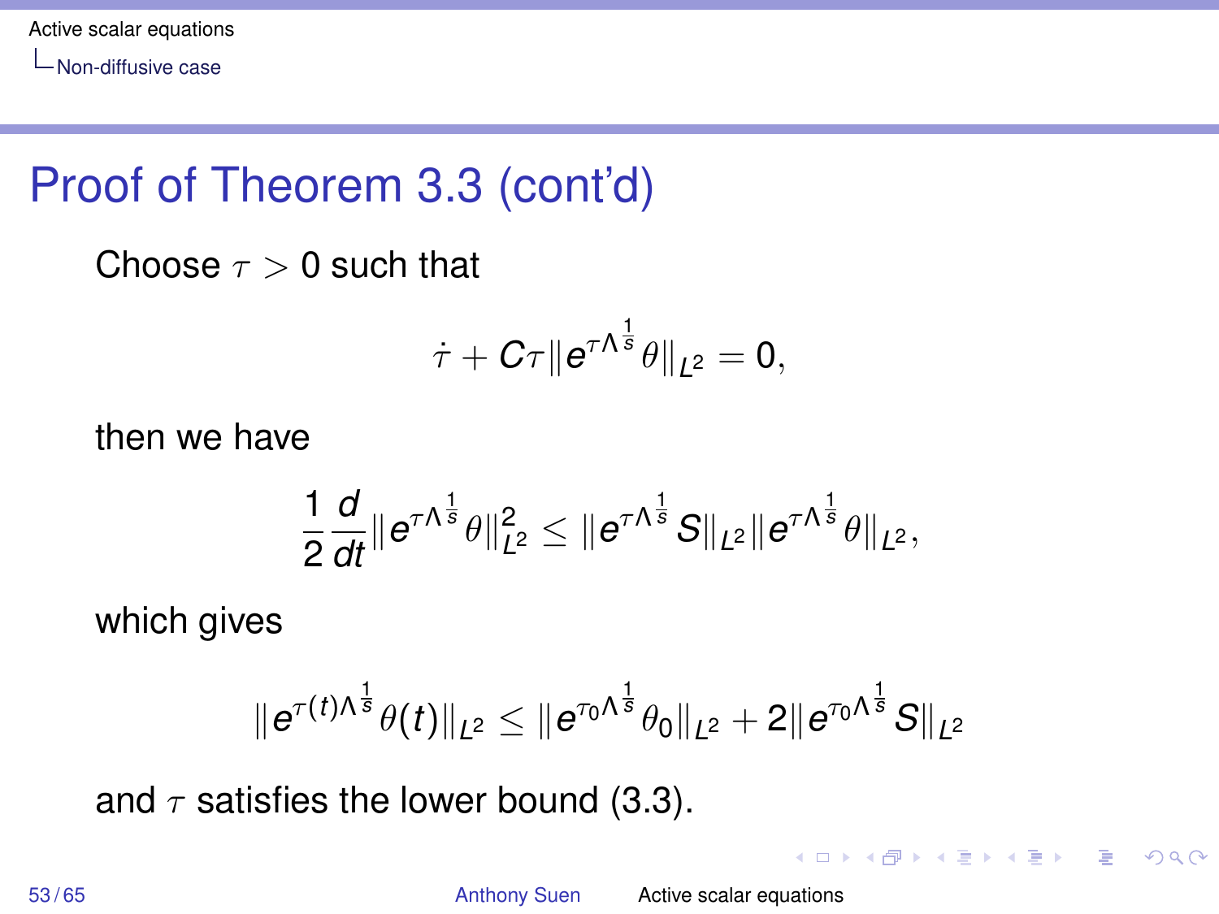# Proof of Theorem 3.3 (cont'd)

Choose $\tau > 0$ such that

$$\dot{\tau} + C\tau \| e^{\tau \Lambda^{\frac{1}{s}}} \theta \|_{L^2} = 0,$$

then we have

$$\frac{1}{2} \frac{d}{dt} \| e^{\tau \Lambda^{\frac{1}{s}}} \theta \|_{L^2}^2 \leq \| e^{\tau \Lambda^{\frac{1}{s}}} S \|_{L^2} \| e^{\tau \Lambda^{\frac{1}{s}}} \theta \|_{L^2},$$

which gives

$$\| e^{\tau(t) \Lambda^{\frac{1}{s}}} \theta(t) \|_{L^2} \leq \| e^{\tau_0 \Lambda^{\frac{1}{s}}} \theta_0 \|_{L^2} + 2 \| e^{\tau_0 \Lambda^{\frac{1}{s}}} S \|_{L^2}$$

and $\tau$ satisfies the lower bound (3.3).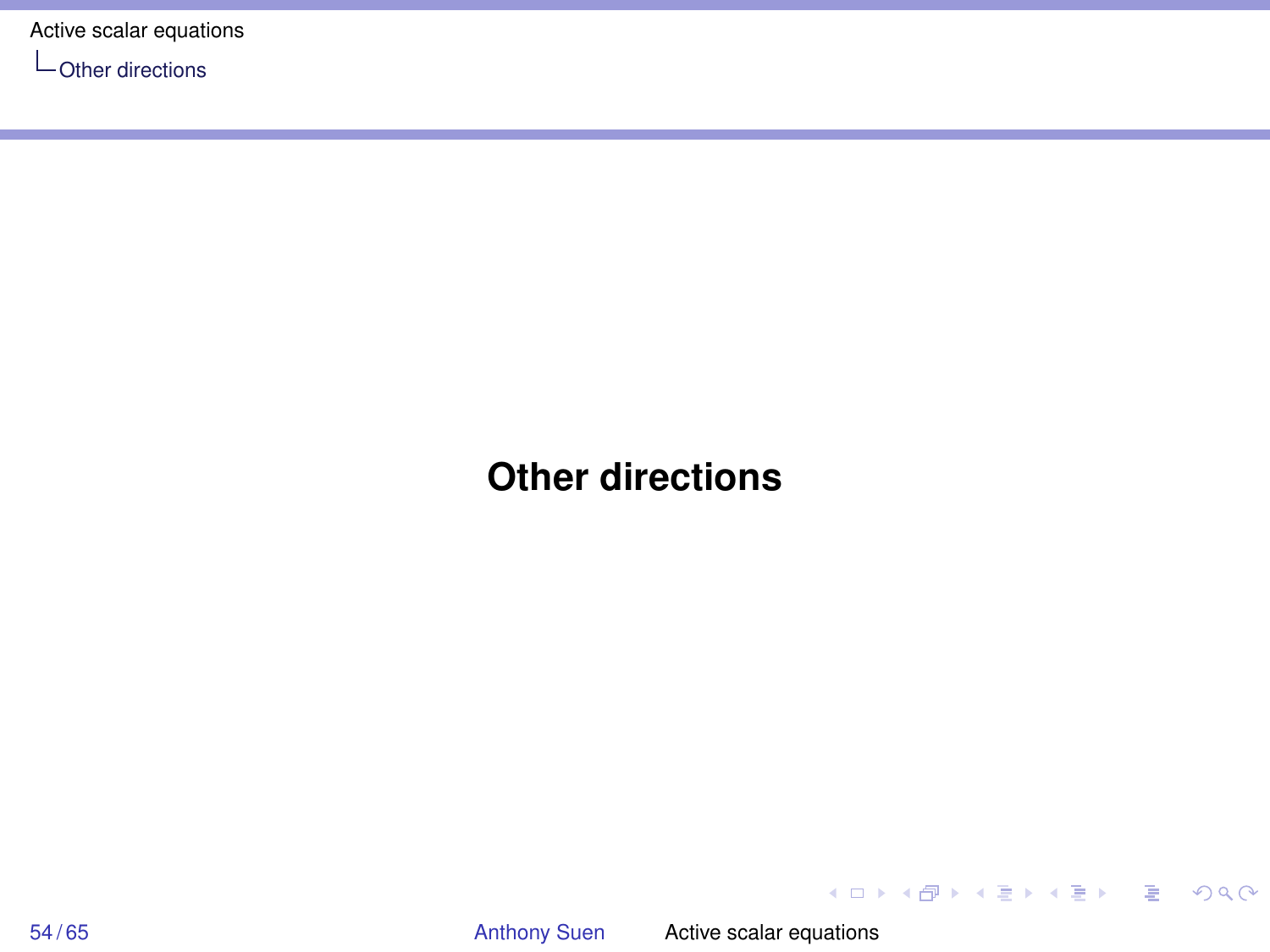# Other directions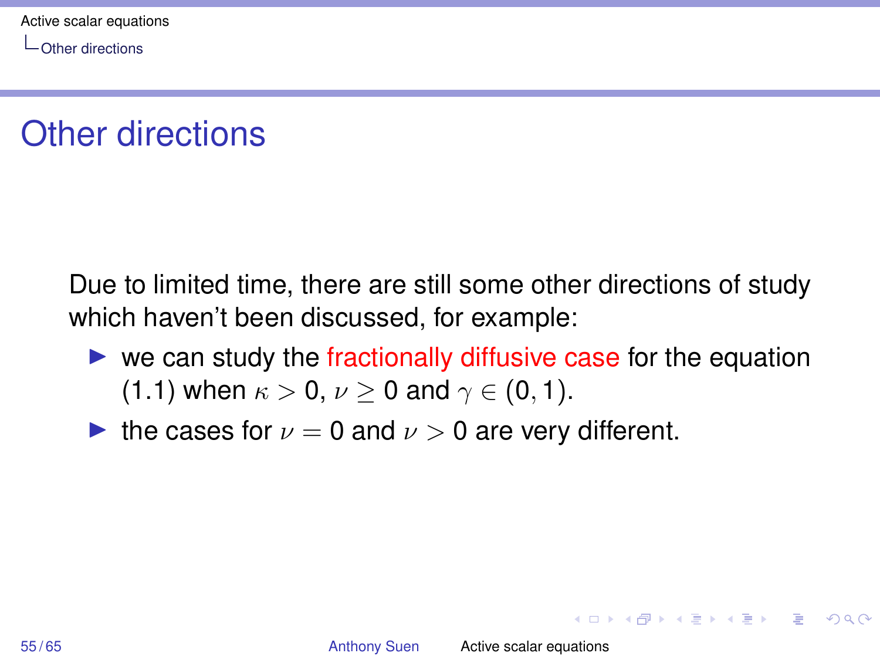# Other directions

Due to limited time, there are still some other directions of study which haven't been discussed, for example:

- we can study the **fractionally diffusive case** for the equation (1.1) when $\kappa > 0$, $\nu \geq 0$ and $\gamma \in (0, 1)$.
- the cases for $\nu = 0$ and $\nu > 0$ are very different.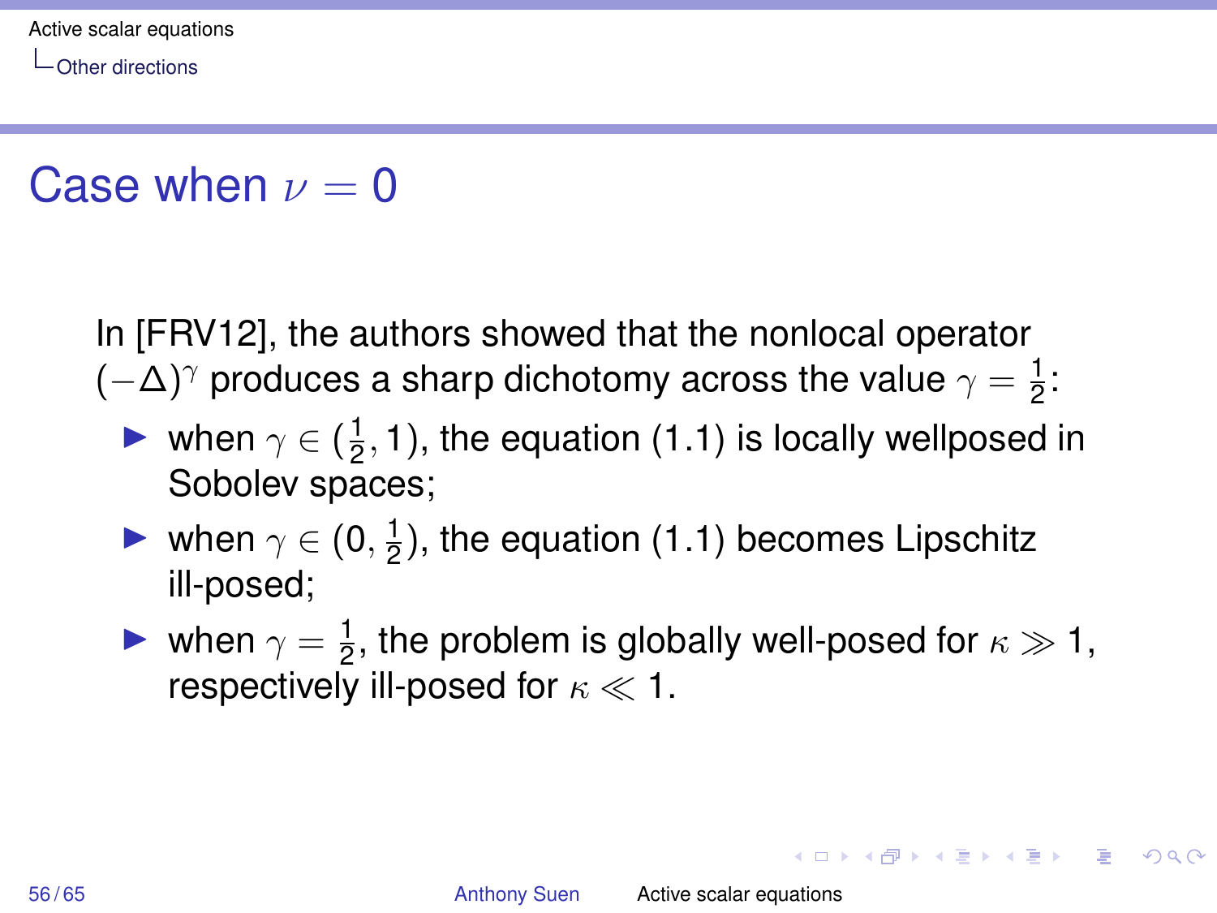# Case when $\nu = 0$

In [FRV12], the authors showed that the nonlocal operator $(-\Delta)^\gamma$ produces a sharp dichotomy across the value $\gamma = \frac{1}{2}$:

- when $\gamma \in (\frac{1}{2}, 1)$, the equation (1.1) is locally wellposed in Sobolev spaces;
- when $\gamma \in (0, \frac{1}{2})$, the equation (1.1) becomes Lipschitz ill-posed;
- when $\gamma = \frac{1}{2}$, the problem is globally well-posed for $\kappa \gg 1$, respectively ill-posed for $\kappa \ll 1$.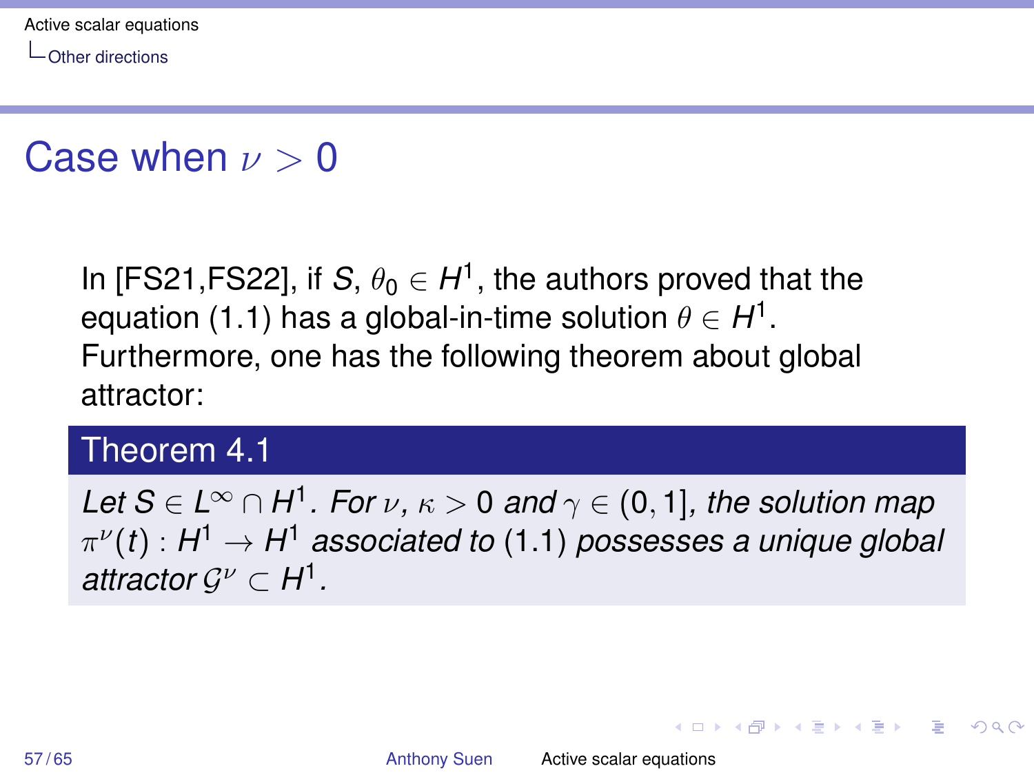# Case when $\nu > 0$

In [FS21,FS22], if $S$, $\theta_0 \in H^1$, the authors proved that the equation (1.1) has a global-in-time solution $\theta \in H^1$. Furthermore, one has the following theorem about global attractor:

**Theorem 4.1**

*Let $S \in L^\infty \cap H^1$. For $\nu$, $\kappa > 0$ and $\gamma \in (0, 1]$, the solution map $\pi^\nu(t) : H^1 \to H^1$ associated to (1.1) possesses a unique global attractor $\mathcal{G}^\nu \subset H^1$.*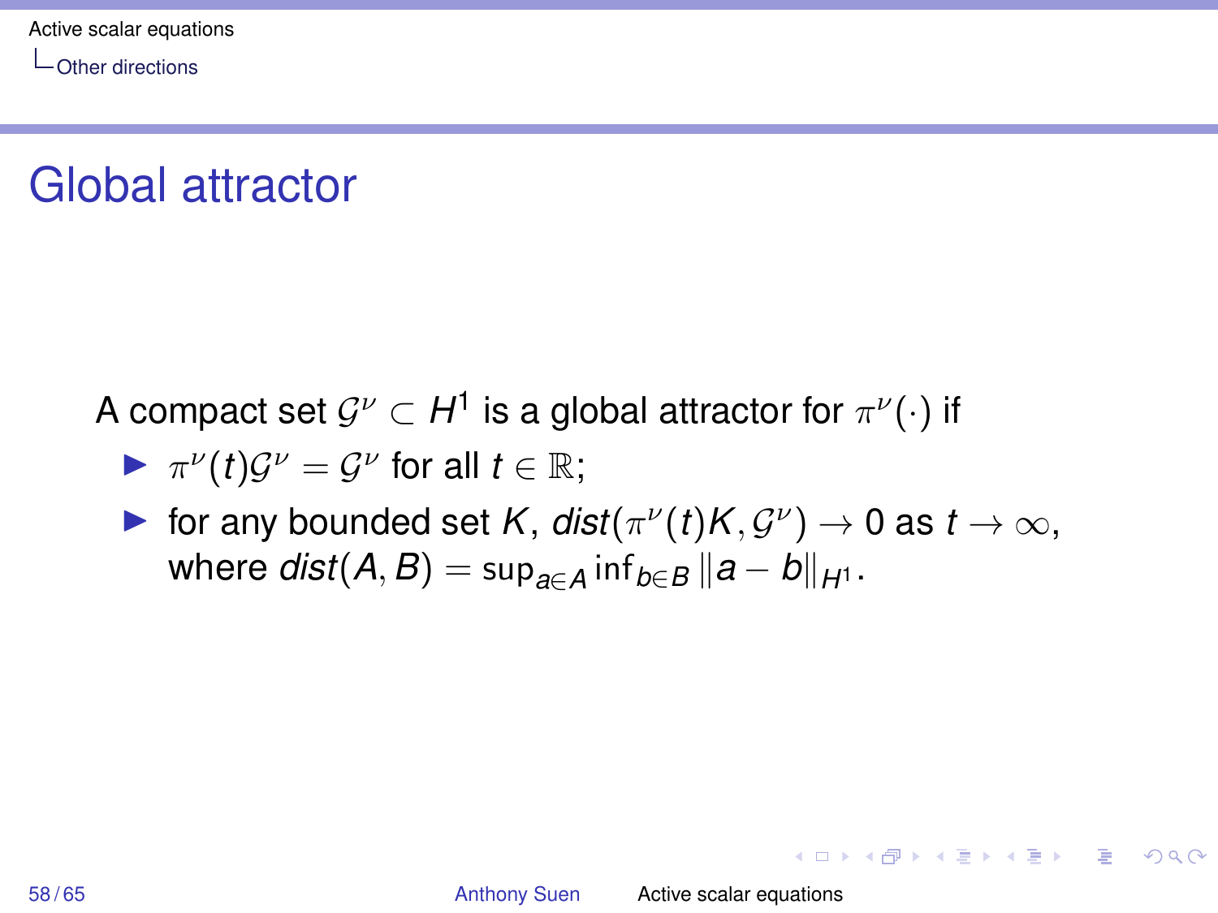# Global attractor

A compact set $\mathcal{G}^\nu \subset H^1$ is a global attractor for $\pi^\nu(\cdot)$ if

- $\pi^\nu(t)\mathcal{G}^\nu = \mathcal{G}^\nu$ for all $t \in \mathbb{R}$;
- for any bounded set $K$, $dist(\pi^\nu(t)K, \mathcal{G}^\nu) \to 0$ as $t \to \infty$, where $dist(A, B) = \sup_{a \in A} \inf_{b \in B} \|a - b\|_{H^1}$.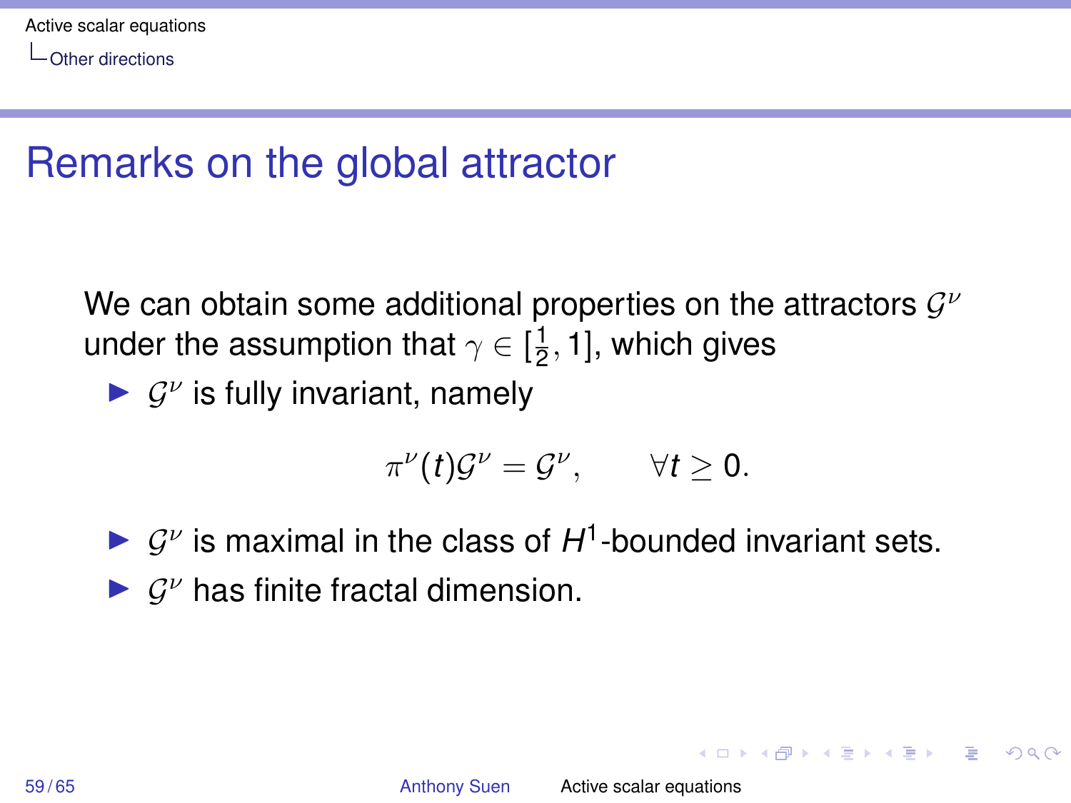# Remarks on the global attractor

We can obtain some additional properties on the attractors $\mathcal{G}^\nu$ under the assumption that $\gamma \in [\frac{1}{2}, 1]$, which gives

- $\mathcal{G}^\nu$ is fully invariant, namely

$$\pi^\nu(t)\mathcal{G}^\nu = \mathcal{G}^\nu, \qquad \forall t \geq 0.$$

- $\mathcal{G}^\nu$ is maximal in the class of $H^1$-bounded invariant sets.
- $\mathcal{G}^\nu$ has finite fractal dimension.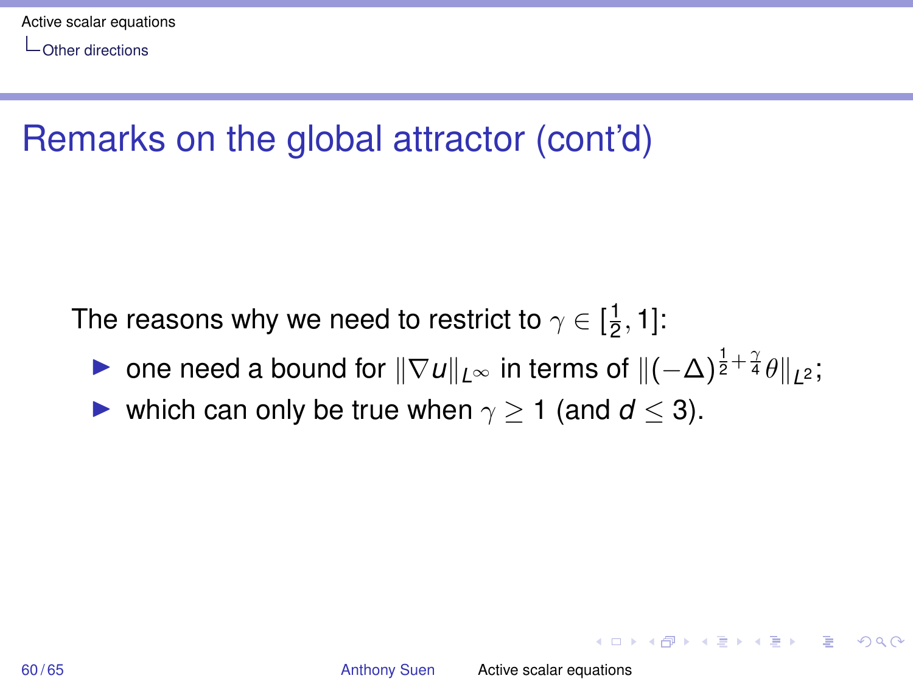# Remarks on the global attractor (cont'd)

The reasons why we need to restrict to $\gamma \in [\frac{1}{2}, 1]$:

- one need a bound for $\|\nabla u\|_{L^\infty}$ in terms of $\|(-\Delta)^{\frac{1}{2}+\frac{\gamma}{4}}\theta\|_{L^2}$;
- which can only be true when $\gamma \geq 1$ (and $d \leq 3$).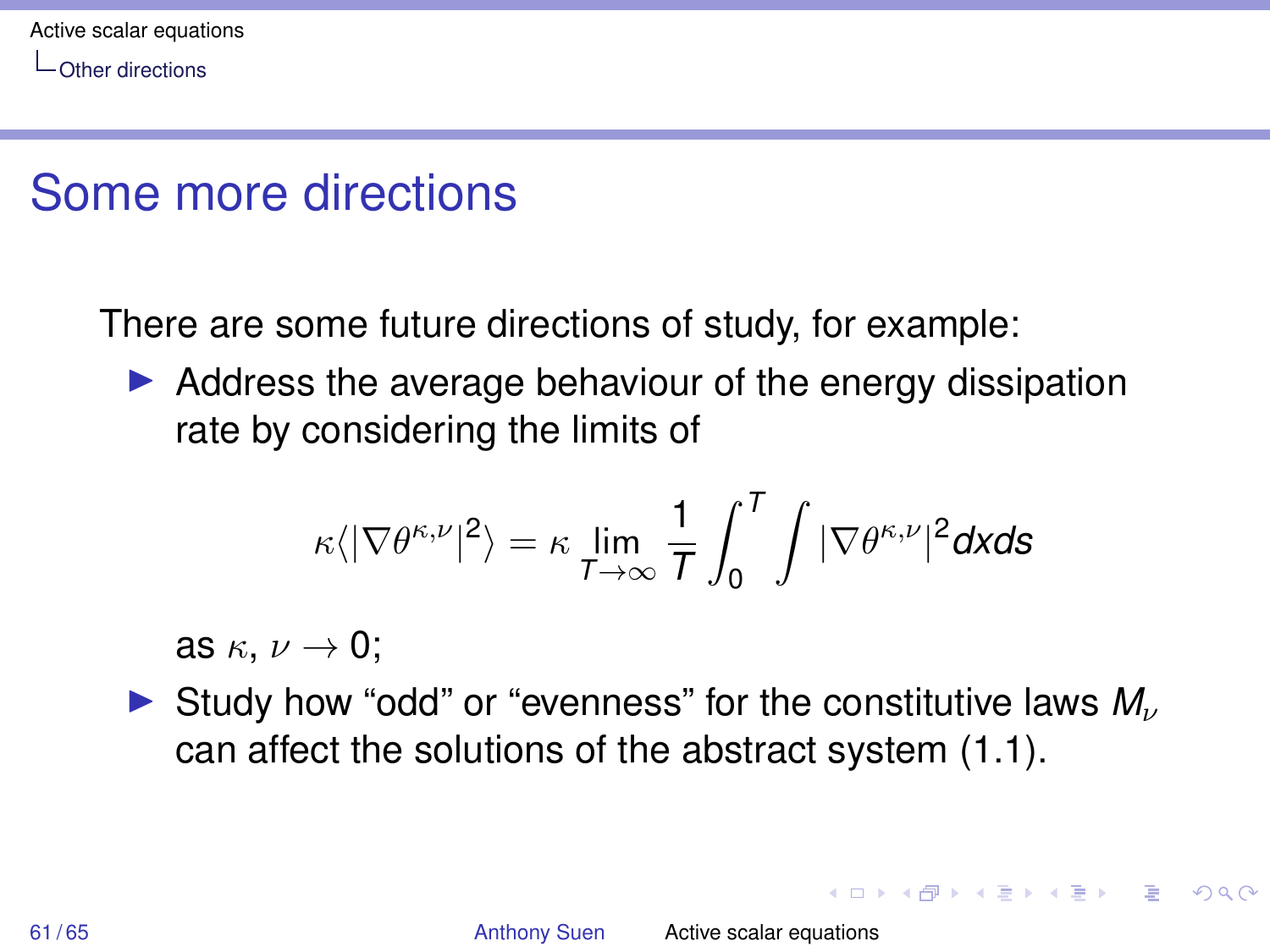# Some more directions

There are some future directions of study, for example:

- Address the average behaviour of the energy dissipation rate by considering the limits of

$$\kappa\langle|\nabla\theta^{\kappa,\nu}|^2\rangle = \kappa \lim_{T\to\infty} \frac{1}{T}\int_0^T \int |\nabla\theta^{\kappa,\nu}|^2 dxds$$

  as $\kappa$, $\nu \to 0$;
- Study how "odd" or "evenness" for the constitutive laws $M_\nu$ can affect the solutions of the abstract system (1.1).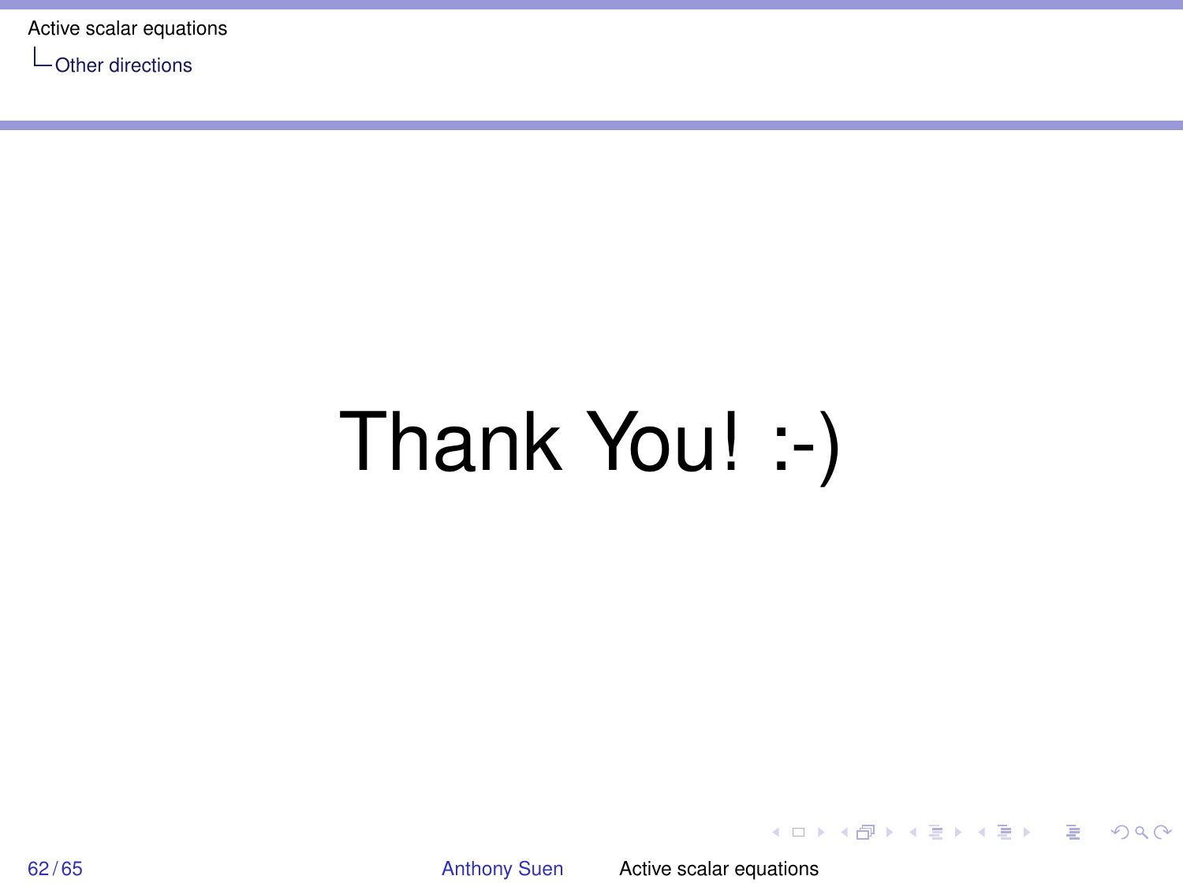Thank You! :-)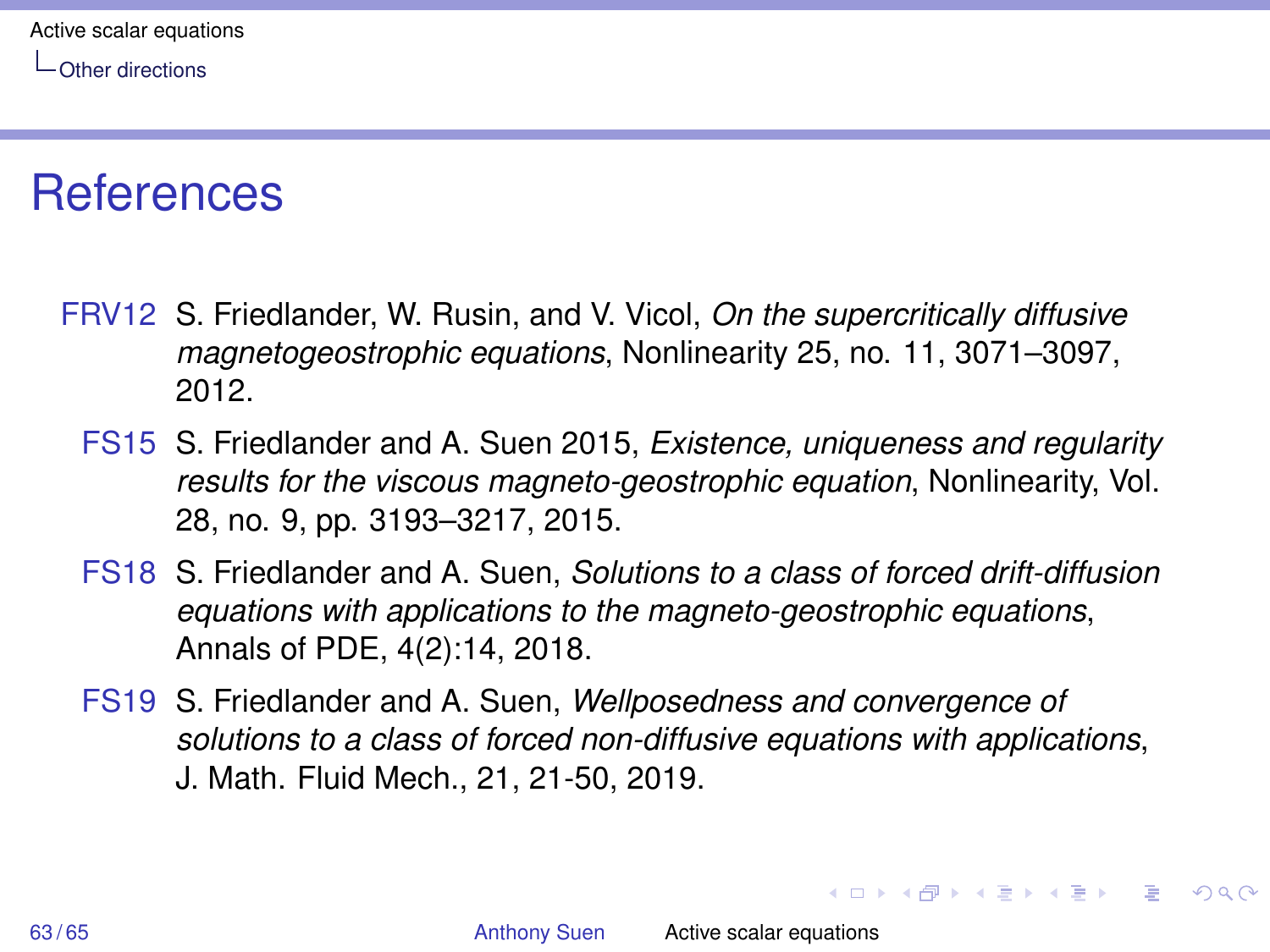# References

- **FRV12** S. Friedlander, W. Rusin, and V. Vicol, *On the supercritically diffusive magnetogeostrophic equations*, Nonlinearity 25, no. 11, 3071–3097, 2012.
- **FS15** S. Friedlander and A. Suen 2015, *Existence, uniqueness and regularity results for the viscous magneto-geostrophic equation*, Nonlinearity, Vol. 28, no. 9, pp. 3193–3217, 2015.
- **FS18** S. Friedlander and A. Suen, *Solutions to a class of forced drift-diffusion equations with applications to the magneto-geostrophic equations*, Annals of PDE, 4(2):14, 2018.
- **FS19** S. Friedlander and A. Suen, *Wellposedness and convergence of solutions to a class of forced non-diffusive equations with applications*, J. Math. Fluid Mech., 21, 21-50, 2019.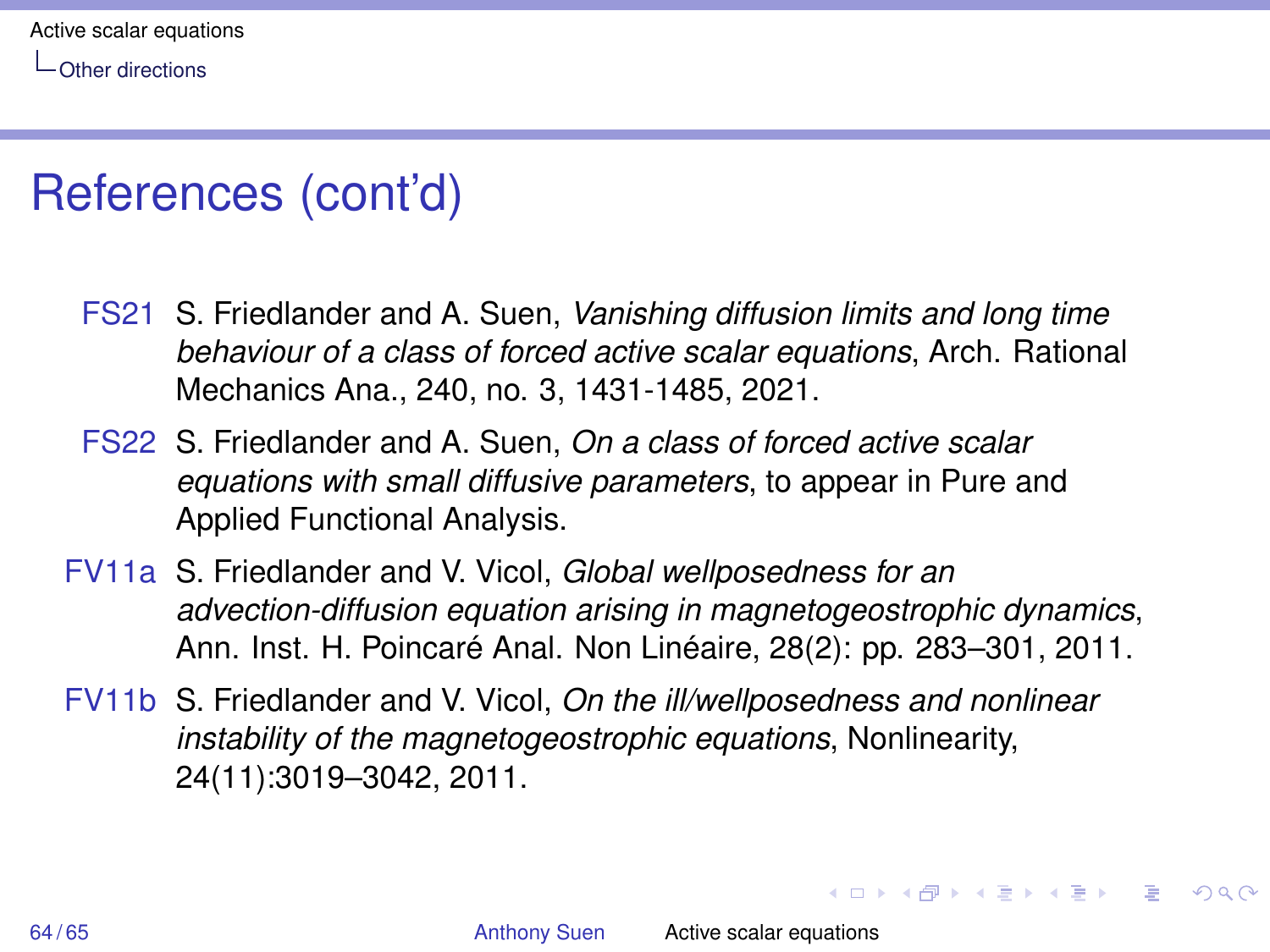# References (cont'd)

- FS21 S. Friedlander and A. Suen, *Vanishing diffusion limits and long time behaviour of a class of forced active scalar equations*, Arch. Rational Mechanics Ana., 240, no. 3, 1431-1485, 2021.
- FS22 S. Friedlander and A. Suen, *On a class of forced active scalar equations with small diffusive parameters*, to appear in Pure and Applied Functional Analysis.
- FV11a S. Friedlander and V. Vicol, *Global wellposedness for an advection-diffusion equation arising in magnetogeostrophic dynamics*, Ann. Inst. H. Poincaré Anal. Non Linéaire, 28(2): pp. 283–301, 2011.
- FV11b S. Friedlander and V. Vicol, *On the ill/wellposedness and nonlinear instability of the magnetogeostrophic equations*, Nonlinearity, 24(11):3019–3042, 2011.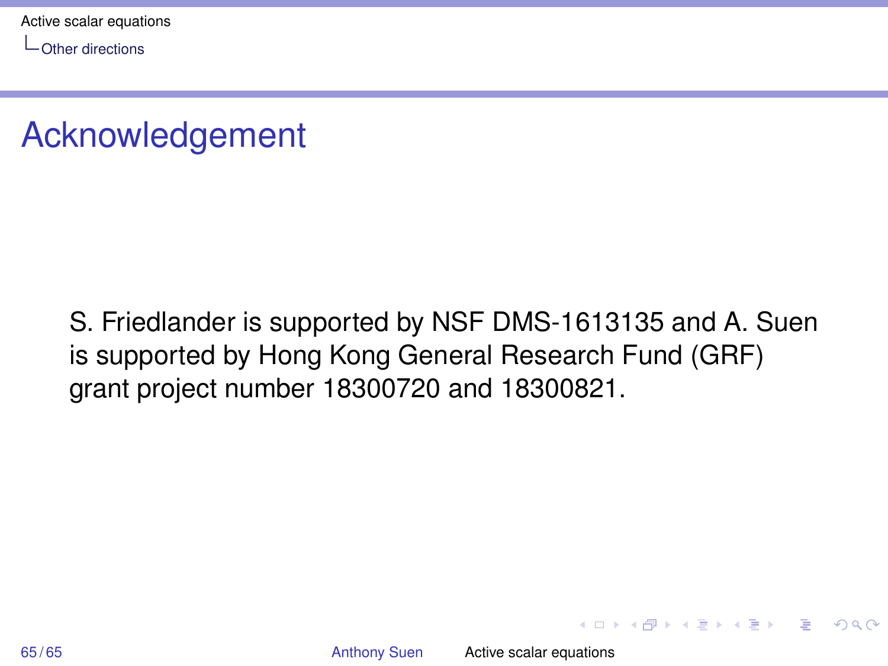# Acknowledgement

S. Friedlander is supported by NSF DMS-1613135 and A. Suen is supported by Hong Kong General Research Fund (GRF) grant project number 18300720 and 18300821.